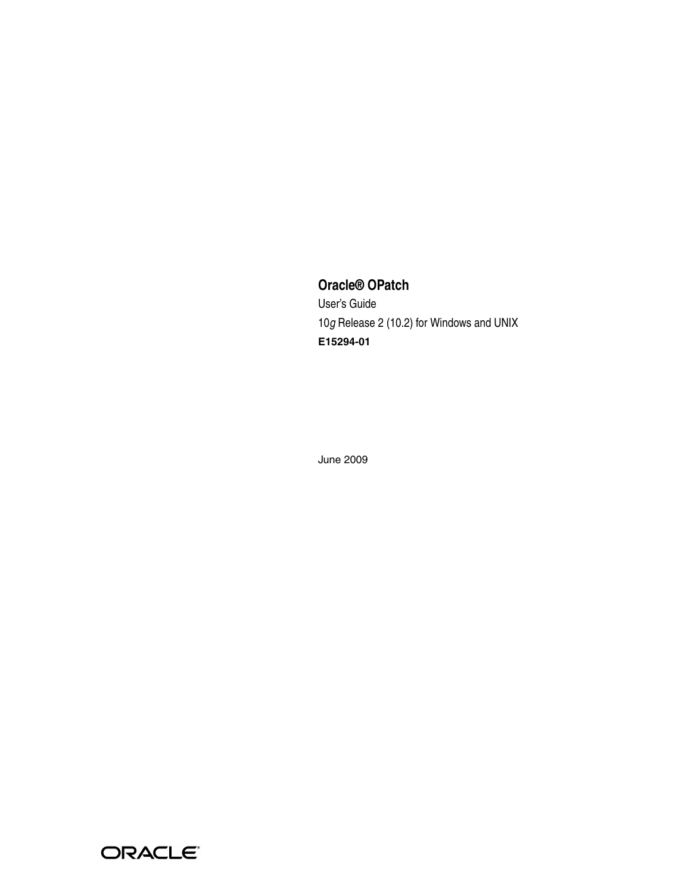# Oracle® OPatch

User's Guide

10*g* Release 2 (10.2) for Windows and UNIX

**E15294-01**

June 2009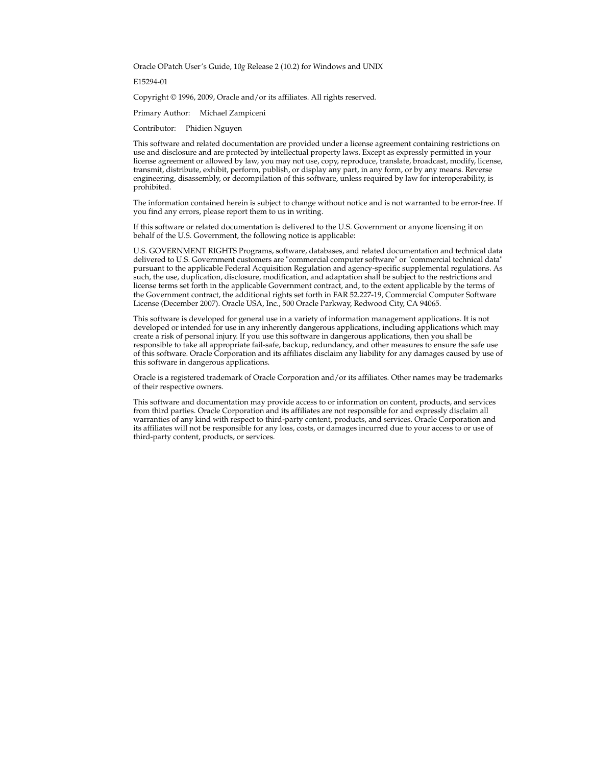Oracle OPatch User's Guide, 10*g* Release 2 (10.2) for Windows and UNIX

E15294-01

Copyright © 1996, 2009, Oracle and/or its affiliates. All rights reserved.

Primary Author: Michael Zampiceni

Contributor: Phidien Nguyen

This software and related documentation are provided under a license agreement containing restrictions on use and disclosure and are protected by intellectual property laws. Except as expressly permitted in your license agreement or allowed by law, you may not use, copy, reproduce, translate, broadcast, modify, license, transmit, distribute, exhibit, perform, publish, or display any part, in any form, or by any means. Reverse engineering, disassembly, or decompilation of this software, unless required by law for interoperability, is prohibited.

The information contained herein is subject to change without notice and is not warranted to be error-free. If you find any errors, please report them to us in writing.

If this software or related documentation is delivered to the U.S. Government or anyone licensing it on behalf of the U.S. Government, the following notice is applicable:

U.S. GOVERNMENT RIGHTS Programs, software, databases, and related documentation and technical data delivered to U.S. Government customers are "commercial computer software" or "commercial technical data" pursuant to the applicable Federal Acquisition Regulation and agency-specific supplemental regulations. As such, the use, duplication, disclosure, modification, and adaptation shall be subject to the restrictions and license terms set forth in the applicable Government contract, and, to the extent applicable by the terms of the Government contract, the additional rights set forth in FAR 52.227-19, Commercial Computer Software License (December 2007). Oracle USA, Inc., 500 Oracle Parkway, Redwood City, CA 94065.

This software is developed for general use in a variety of information management applications. It is not developed or intended for use in any inherently dangerous applications, including applications which may create a risk of personal injury. If you use this software in dangerous applications, then you shall be responsible to take all appropriate fail-safe, backup, redundancy, and other measures to ensure the safe use of this software. Oracle Corporation and its affiliates disclaim any liability for any damages caused by use of this software in dangerous applications.

Oracle is a registered trademark of Oracle Corporation and/or its affiliates. Other names may be trademarks of their respective owners.

This software and documentation may provide access to or information on content, products, and services from third parties. Oracle Corporation and its affiliates are not responsible for and expressly disclaim all warranties of any kind with respect to third-party content, products, and services. Oracle Corporation and its affiliates will not be responsible for any loss, costs, or damages incurred due to your access to or use of third-party content, products, or services.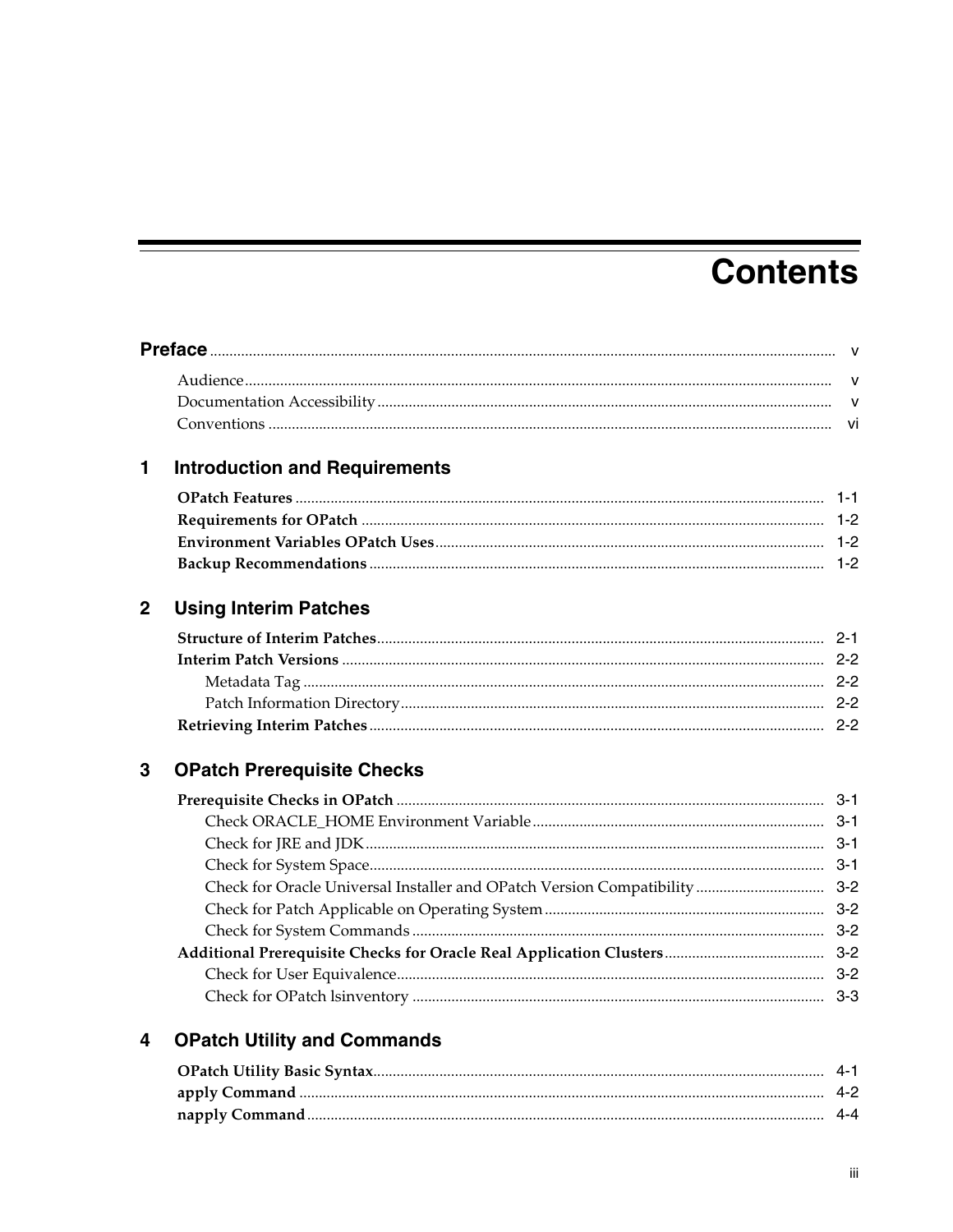# Contents

**Preface** .......... v

- Audience .......... v
- Documentation Accessibility .......... v
- Conventions .......... vi

## 1 Introduction and Requirements

- **OPatch Features** .......... 1-1
- **Requirements for OPatch** .......... 1-2
- **Environment Variables OPatch Uses** .......... 1-2
- **Backup Recommendations** .......... 1-2

## 2 Using Interim Patches

- **Structure of Interim Patches** .......... 2-1
- **Interim Patch Versions** .......... 2-2
  - Metadata Tag .......... 2-2
  - Patch Information Directory .......... 2-2
- **Retrieving Interim Patches** .......... 2-2

## 3 OPatch Prerequisite Checks

- **Prerequisite Checks in OPatch** .......... 3-1
  - Check ORACLE_HOME Environment Variable .......... 3-1
  - Check for JRE and JDK .......... 3-1
  - Check for System Space .......... 3-1
  - Check for Oracle Universal Installer and OPatch Version Compatibility .......... 3-2
  - Check for Patch Applicable on Operating System .......... 3-2
  - Check for System Commands .......... 3-2
- **Additional Prerequisite Checks for Oracle Real Application Clusters** .......... 3-2
  - Check for User Equivalence .......... 3-2
  - Check for OPatch lsinventory .......... 3-3

## 4 OPatch Utility and Commands

- **OPatch Utility Basic Syntax** .......... 4-1
- **apply Command** .......... 4-2
- **napply Command** .......... 4-4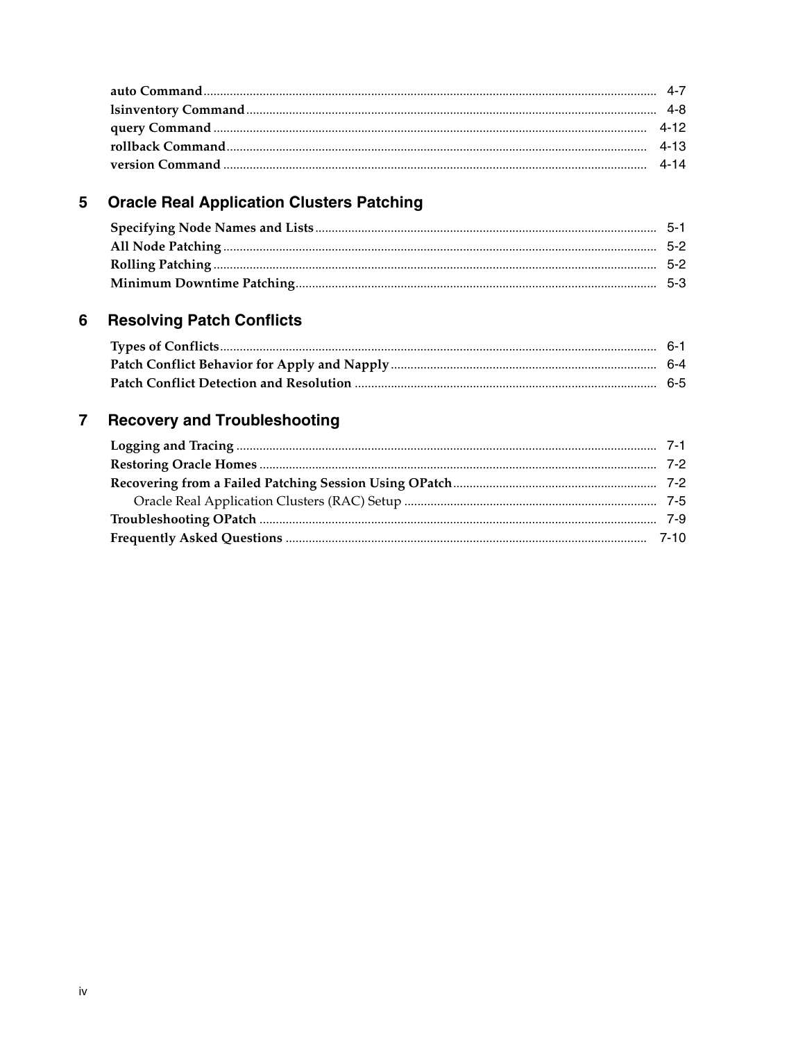auto Command ........ 4-7
lsinventory Command ........ 4-8
query Command ........ 4-12
rollback Command ........ 4-13
version Command ........ 4-14

## 5 Oracle Real Application Clusters Patching

Specifying Node Names and Lists ........ 5-1
All Node Patching ........ 5-2
Rolling Patching ........ 5-2
Minimum Downtime Patching ........ 5-3

## 6 Resolving Patch Conflicts

Types of Conflicts ........ 6-1
Patch Conflict Behavior for Apply and Napply ........ 6-4
Patch Conflict Detection and Resolution ........ 6-5

## 7 Recovery and Troubleshooting

Logging and Tracing ........ 7-1
Restoring Oracle Homes ........ 7-2
Recovering from a Failed Patching Session Using OPatch ........ 7-2
  Oracle Real Application Clusters (RAC) Setup ........ 7-5
Troubleshooting OPatch ........ 7-9
Frequently Asked Questions ........ 7-10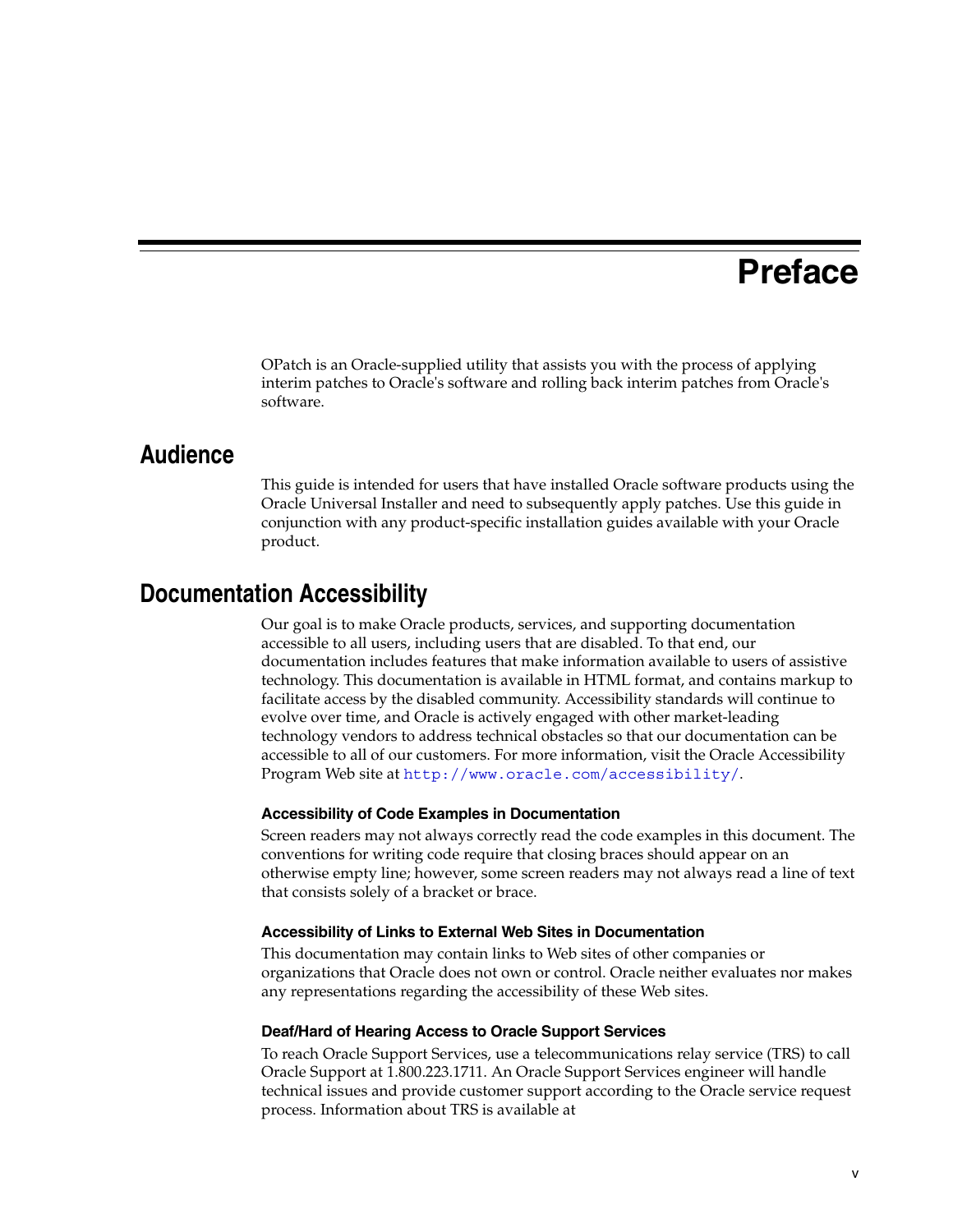# Preface

OPatch is an Oracle-supplied utility that assists you with the process of applying interim patches to Oracle's software and rolling back interim patches from Oracle's software.

## Audience

This guide is intended for users that have installed Oracle software products using the Oracle Universal Installer and need to subsequently apply patches. Use this guide in conjunction with any product-specific installation guides available with your Oracle product.

## Documentation Accessibility

Our goal is to make Oracle products, services, and supporting documentation accessible to all users, including users that are disabled. To that end, our documentation includes features that make information available to users of assistive technology. This documentation is available in HTML format, and contains markup to facilitate access by the disabled community. Accessibility standards will continue to evolve over time, and Oracle is actively engaged with other market-leading technology vendors to address technical obstacles so that our documentation can be accessible to all of our customers. For more information, visit the Oracle Accessibility Program Web site at `http://www.oracle.com/accessibility/`.

#### Accessibility of Code Examples in Documentation

Screen readers may not always correctly read the code examples in this document. The conventions for writing code require that closing braces should appear on an otherwise empty line; however, some screen readers may not always read a line of text that consists solely of a bracket or brace.

#### Accessibility of Links to External Web Sites in Documentation

This documentation may contain links to Web sites of other companies or organizations that Oracle does not own or control. Oracle neither evaluates nor makes any representations regarding the accessibility of these Web sites.

#### Deaf/Hard of Hearing Access to Oracle Support Services

To reach Oracle Support Services, use a telecommunications relay service (TRS) to call Oracle Support at 1.800.223.1711. An Oracle Support Services engineer will handle technical issues and provide customer support according to the Oracle service request process. Information about TRS is available at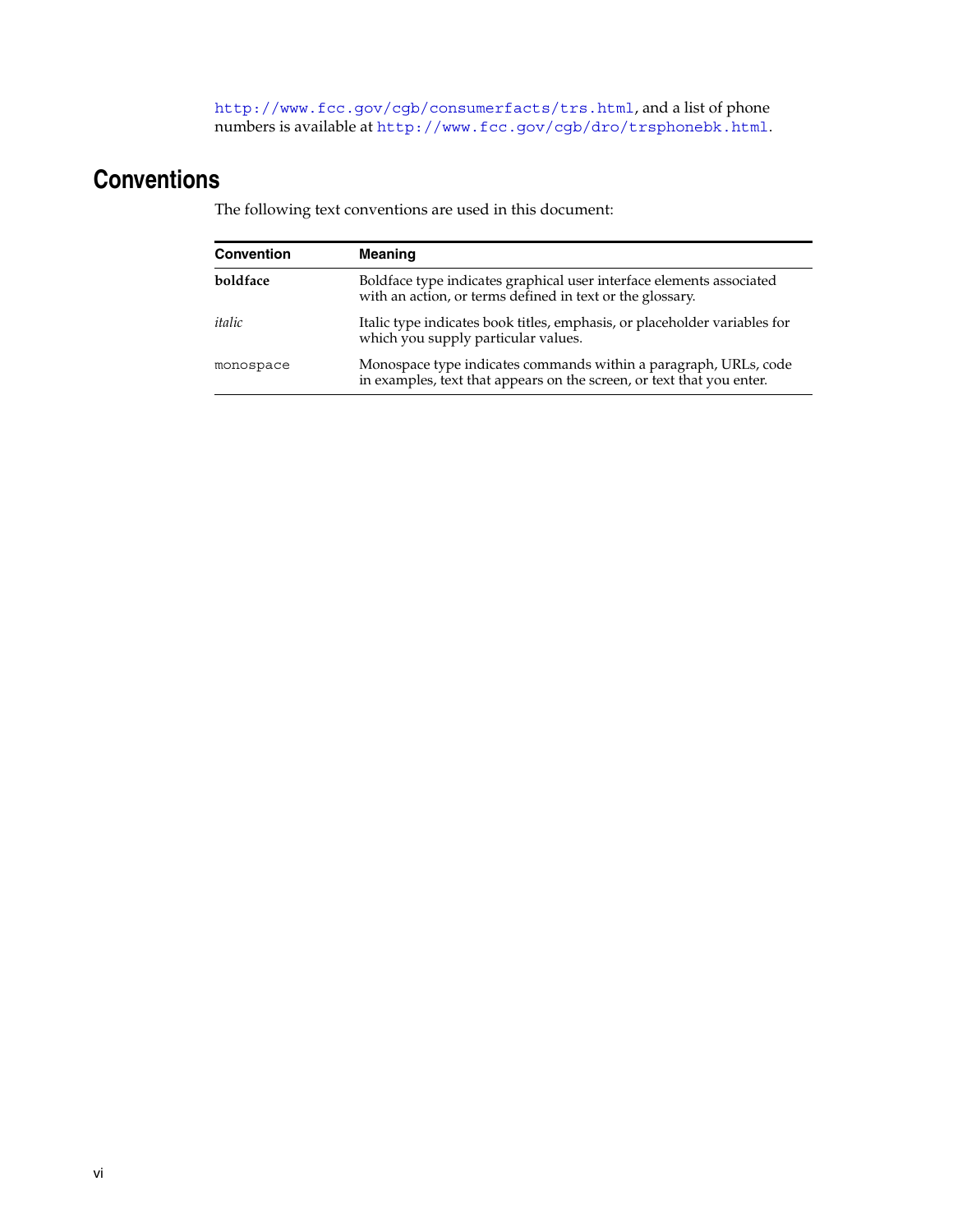`http://www.fcc.gov/cgb/consumerfacts/trs.html`, and a list of phone numbers is available at `http://www.fcc.gov/cgb/dro/trsphonebk.html`.

## Conventions

The following text conventions are used in this document:

| Convention | Meaning |
|---|---|
| **boldface** | Boldface type indicates graphical user interface elements associated with an action, or terms defined in text or the glossary. |
| *italic* | Italic type indicates book titles, emphasis, or placeholder variables for which you supply particular values. |
| `monospace` | Monospace type indicates commands within a paragraph, URLs, code in examples, text that appears on the screen, or text that you enter. |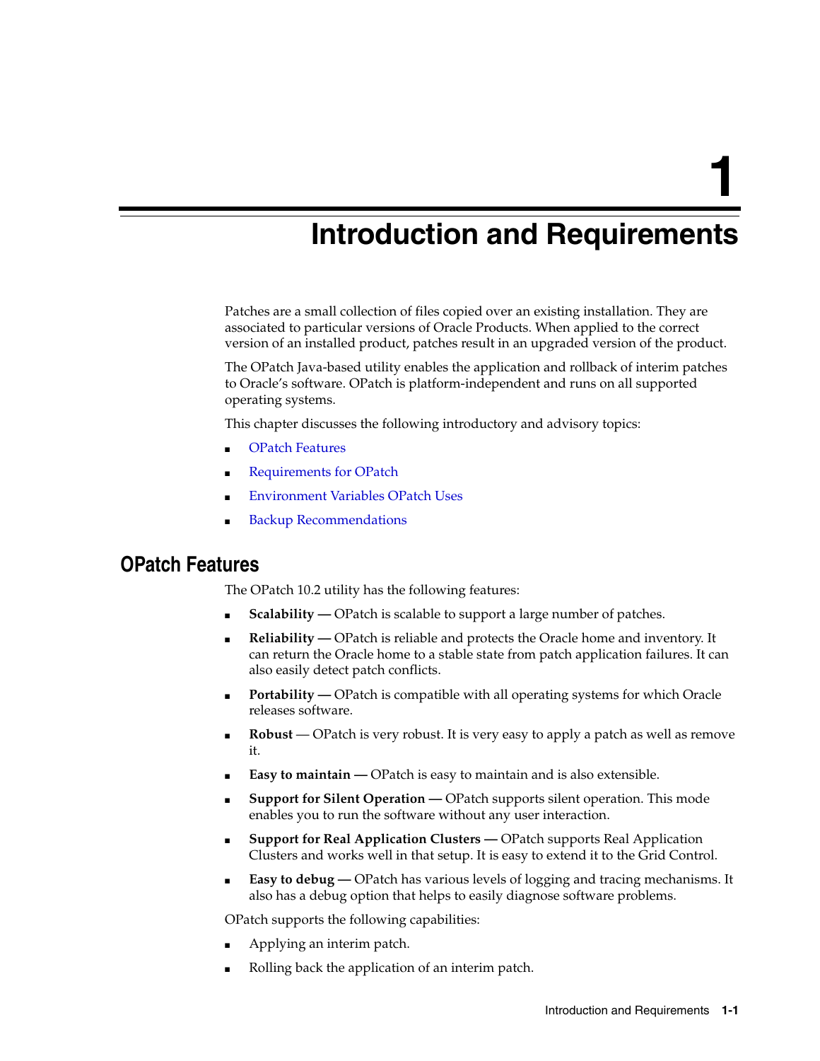# 1 Introduction and Requirements

Patches are a small collection of files copied over an existing installation. They are associated to particular versions of Oracle Products. When applied to the correct version of an installed product, patches result in an upgraded version of the product.

The OPatch Java-based utility enables the application and rollback of interim patches to Oracle's software. OPatch is platform-independent and runs on all supported operating systems.

This chapter discusses the following introductory and advisory topics:

- OPatch Features
- Requirements for OPatch
- Environment Variables OPatch Uses
- Backup Recommendations

## OPatch Features

The OPatch 10.2 utility has the following features:

- **Scalability —** OPatch is scalable to support a large number of patches.
- **Reliability —** OPatch is reliable and protects the Oracle home and inventory. It can return the Oracle home to a stable state from patch application failures. It can also easily detect patch conflicts.
- **Portability —** OPatch is compatible with all operating systems for which Oracle releases software.
- **Robust** — OPatch is very robust. It is very easy to apply a patch as well as remove it.
- **Easy to maintain —** OPatch is easy to maintain and is also extensible.
- **Support for Silent Operation —** OPatch supports silent operation. This mode enables you to run the software without any user interaction.
- **Support for Real Application Clusters —** OPatch supports Real Application Clusters and works well in that setup. It is easy to extend it to the Grid Control.
- **Easy to debug —** OPatch has various levels of logging and tracing mechanisms. It also has a debug option that helps to easily diagnose software problems.

OPatch supports the following capabilities:

- Applying an interim patch.
- Rolling back the application of an interim patch.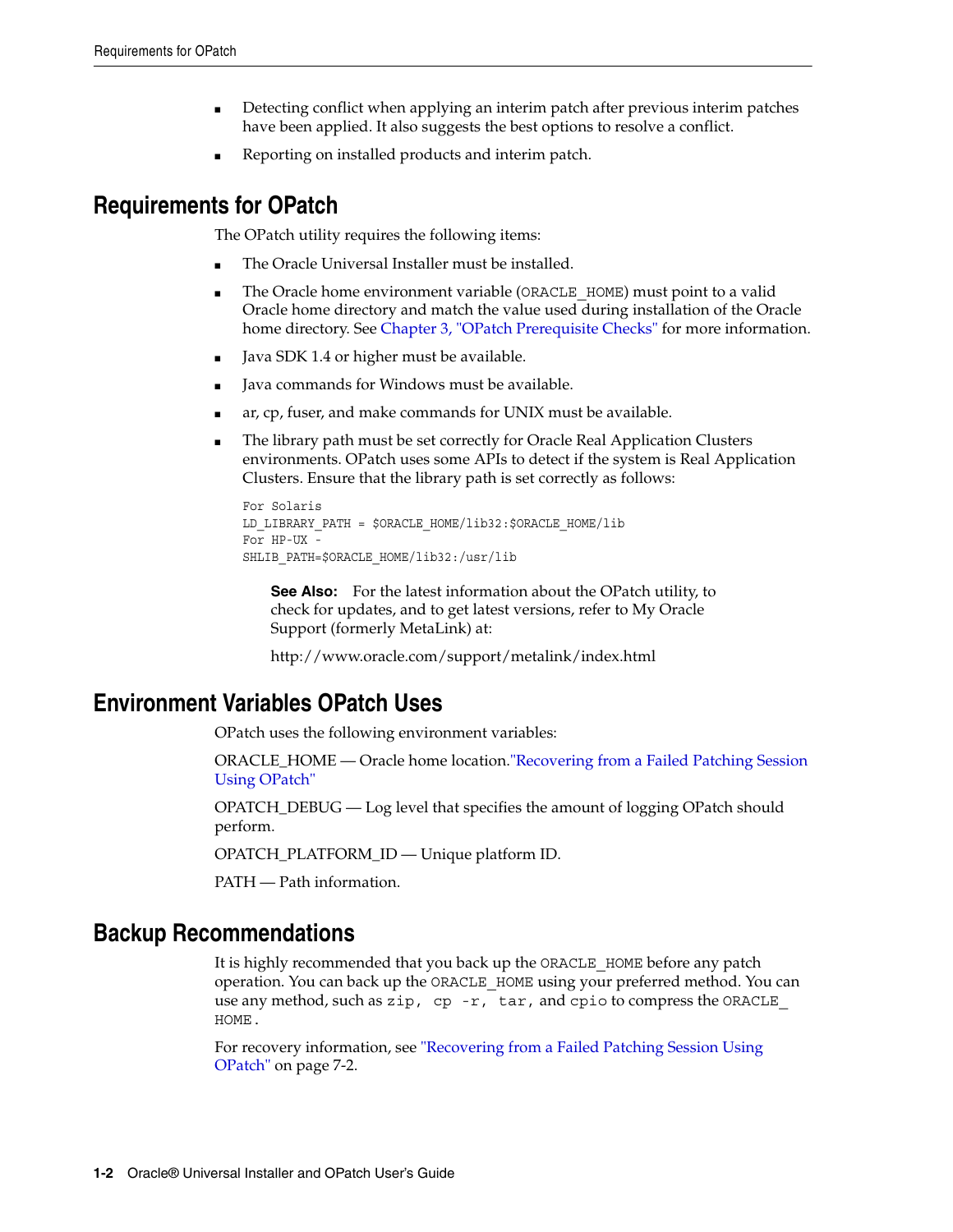- Detecting conflict when applying an interim patch after previous interim patches have been applied. It also suggests the best options to resolve a conflict.
- Reporting on installed products and interim patch.

## Requirements for OPatch

The OPatch utility requires the following items:

- The Oracle Universal Installer must be installed.
- The Oracle home environment variable (`ORACLE_HOME`) must point to a valid Oracle home directory and match the value used during installation of the Oracle home directory. See Chapter 3, "OPatch Prerequisite Checks" for more information.
- Java SDK 1.4 or higher must be available.
- Java commands for Windows must be available.
- ar, cp, fuser, and make commands for UNIX must be available.
- The library path must be set correctly for Oracle Real Application Clusters environments. OPatch uses some APIs to detect if the system is Real Application Clusters. Ensure that the library path is set correctly as follows:

```
For Solaris
LD_LIBRARY_PATH = $ORACLE_HOME/lib32:$ORACLE_HOME/lib
For HP-UX -
SHLIB_PATH=$ORACLE_HOME/lib32:/usr/lib
```

> **See Also:** For the latest information about the OPatch utility, to check for updates, and to get latest versions, refer to My Oracle Support (formerly MetaLink) at:
>
> http://www.oracle.com/support/metalink/index.html

## Environment Variables OPatch Uses

OPatch uses the following environment variables:

ORACLE_HOME — Oracle home location."Recovering from a Failed Patching Session Using OPatch"

OPATCH_DEBUG — Log level that specifies the amount of logging OPatch should perform.

OPATCH_PLATFORM_ID — Unique platform ID.

PATH — Path information.

## Backup Recommendations

It is highly recommended that you back up the `ORACLE_HOME` before any patch operation. You can back up the `ORACLE_HOME` using your preferred method. You can use any method, such as `zip`, `cp -r`, `tar`, and `cpio` to compress the `ORACLE_HOME`.

For recovery information, see "Recovering from a Failed Patching Session Using OPatch" on page 7-2.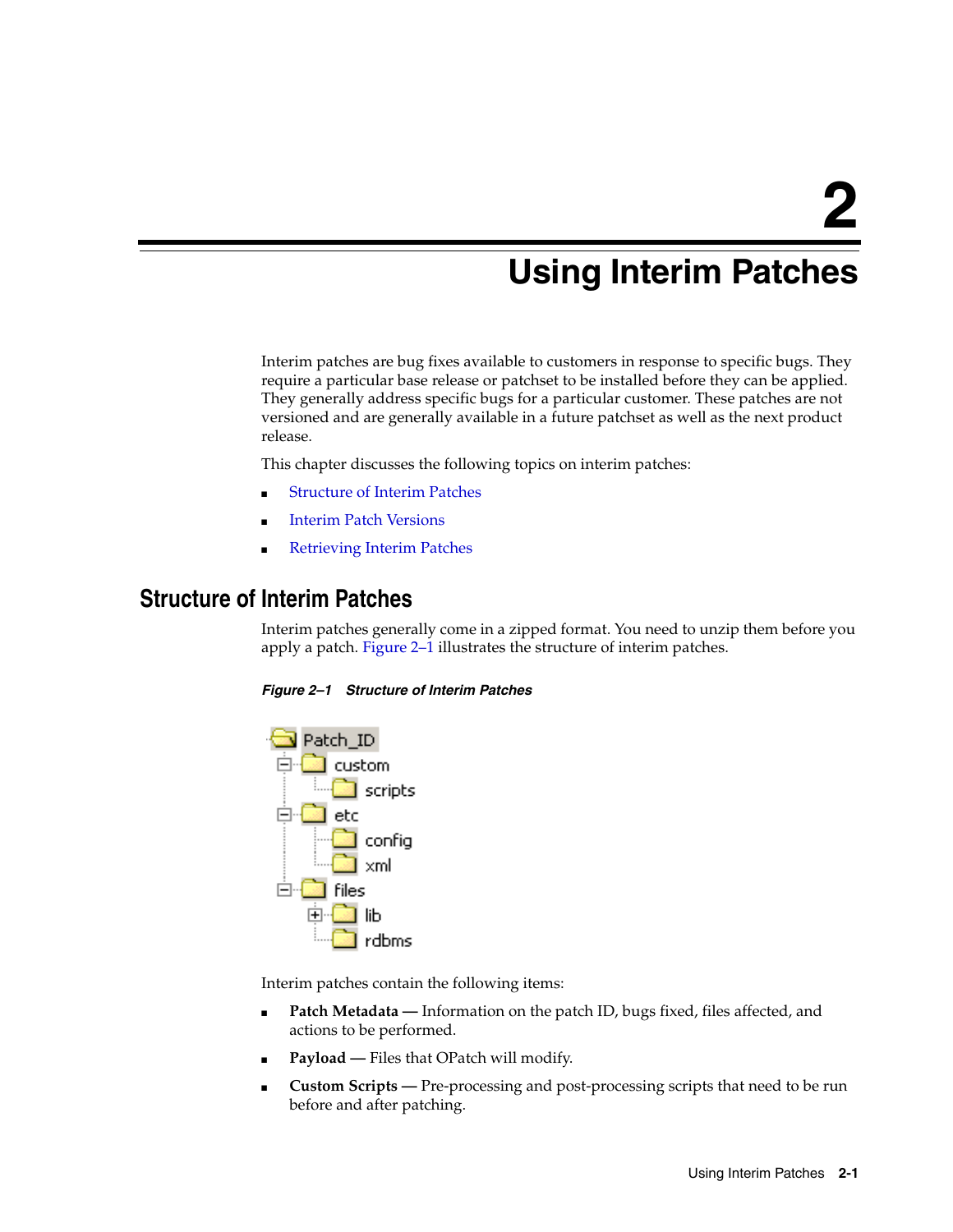# 2 Using Interim Patches

Interim patches are bug fixes available to customers in response to specific bugs. They require a particular base release or patchset to be installed before they can be applied. They generally address specific bugs for a particular customer. These patches are not versioned and are generally available in a future patchset as well as the next product release.

This chapter discusses the following topics on interim patches:

- Structure of Interim Patches
- Interim Patch Versions
- Retrieving Interim Patches

## Structure of Interim Patches

Interim patches generally come in a zipped format. You need to unzip them before you apply a patch. Figure 2–1 illustrates the structure of interim patches.

***Figure 2–1 Structure of Interim Patches***

```
Patch_ID
├── custom
│   └── scripts
├── etc
│   ├── config
│   └── xml
└── files
    ├── lib
    └── rdbms
```

Interim patches contain the following items:

- **Patch Metadata —** Information on the patch ID, bugs fixed, files affected, and actions to be performed.
- **Payload —** Files that OPatch will modify.
- **Custom Scripts —** Pre-processing and post-processing scripts that need to be run before and after patching.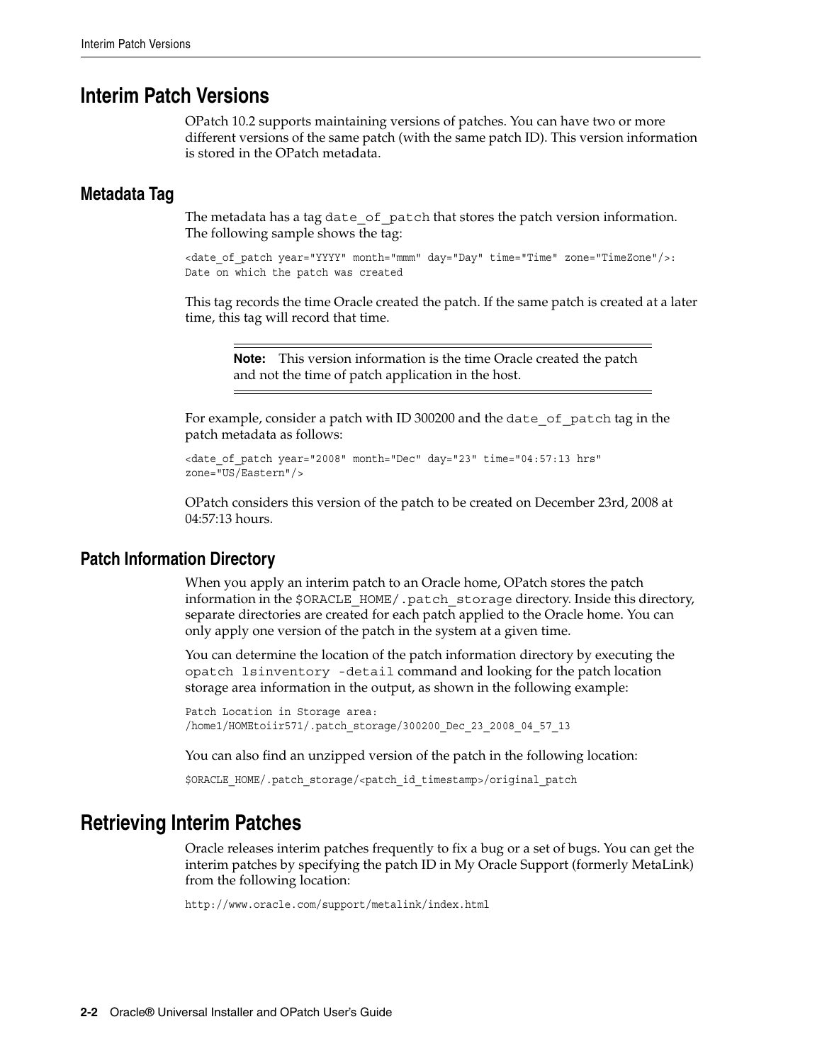# Interim Patch Versions

OPatch 10.2 supports maintaining versions of patches. You can have two or more different versions of the same patch (with the same patch ID). This version information is stored in the OPatch metadata.

## Metadata Tag

The metadata has a tag `date_of_patch` that stores the patch version information. The following sample shows the tag:

```
<date_of_patch year="YYYY" month="mmm" day="Day" time="Time" zone="TimeZone"/>:
Date on which the patch was created
```

This tag records the time Oracle created the patch. If the same patch is created at a later time, this tag will record that time.

> **Note:** This version information is the time Oracle created the patch and not the time of patch application in the host.

For example, consider a patch with ID 300200 and the `date_of_patch` tag in the patch metadata as follows:

```
<date_of_patch year="2008" month="Dec" day="23" time="04:57:13 hrs"
zone="US/Eastern"/>
```

OPatch considers this version of the patch to be created on December 23rd, 2008 at 04:57:13 hours.

## Patch Information Directory

When you apply an interim patch to an Oracle home, OPatch stores the patch information in the `$ORACLE_HOME/.patch_storage` directory. Inside this directory, separate directories are created for each patch applied to the Oracle home. You can only apply one version of the patch in the system at a given time.

You can determine the location of the patch information directory by executing the `opatch lsinventory -detail` command and looking for the patch location storage area information in the output, as shown in the following example:

```
Patch Location in Storage area:
/home1/HOMEtoiir571/.patch_storage/300200_Dec_23_2008_04_57_13
```

You can also find an unzipped version of the patch in the following location:

```
$ORACLE_HOME/.patch_storage/<patch_id_timestamp>/original_patch
```

# Retrieving Interim Patches

Oracle releases interim patches frequently to fix a bug or a set of bugs. You can get the interim patches by specifying the patch ID in My Oracle Support (formerly MetaLink) from the following location:

```
http://www.oracle.com/support/metalink/index.html
```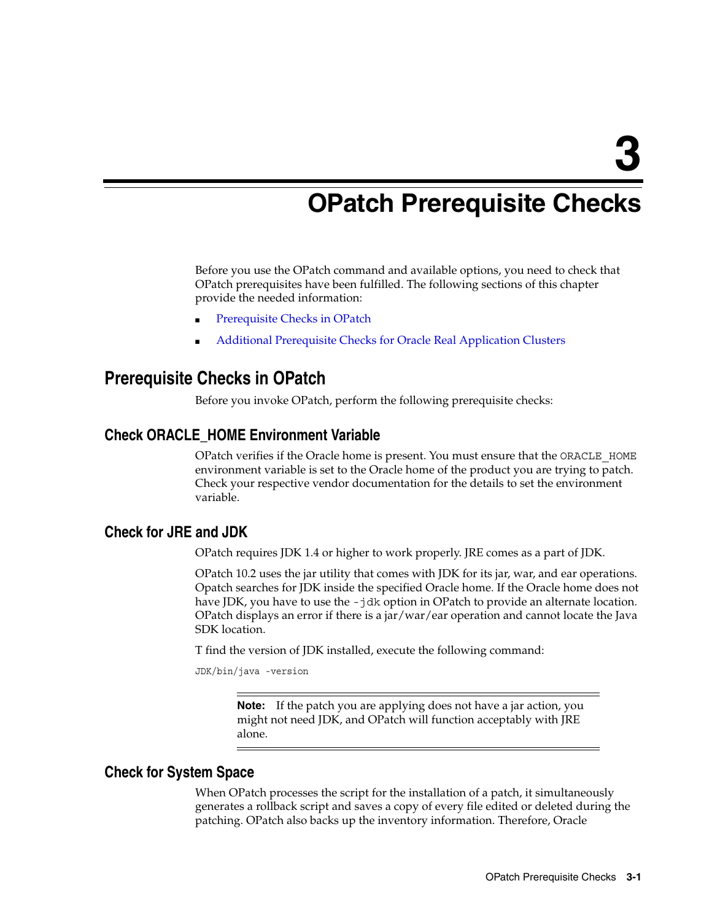# 3 OPatch Prerequisite Checks

Before you use the OPatch command and available options, you need to check that OPatch prerequisites have been fulfilled. The following sections of this chapter provide the needed information:

- Prerequisite Checks in OPatch
- Additional Prerequisite Checks for Oracle Real Application Clusters

## Prerequisite Checks in OPatch

Before you invoke OPatch, perform the following prerequisite checks:

### Check ORACLE_HOME Environment Variable

OPatch verifies if the Oracle home is present. You must ensure that the `ORACLE_HOME` environment variable is set to the Oracle home of the product you are trying to patch. Check your respective vendor documentation for the details to set the environment variable.

### Check for JRE and JDK

OPatch requires JDK 1.4 or higher to work properly. JRE comes as a part of JDK.

OPatch 10.2 uses the jar utility that comes with JDK for its jar, war, and ear operations. Opatch searches for JDK inside the specified Oracle home. If the Oracle home does not have JDK, you have to use the `-jdk` option in OPatch to provide an alternate location. OPatch displays an error if there is a jar/war/ear operation and cannot locate the Java SDK location.

T find the version of JDK installed, execute the following command:

```
JDK/bin/java -version
```

> **Note:** If the patch you are applying does not have a jar action, you might not need JDK, and OPatch will function acceptably with JRE alone.

### Check for System Space

When OPatch processes the script for the installation of a patch, it simultaneously generates a rollback script and saves a copy of every file edited or deleted during the patching. OPatch also backs up the inventory information. Therefore, Oracle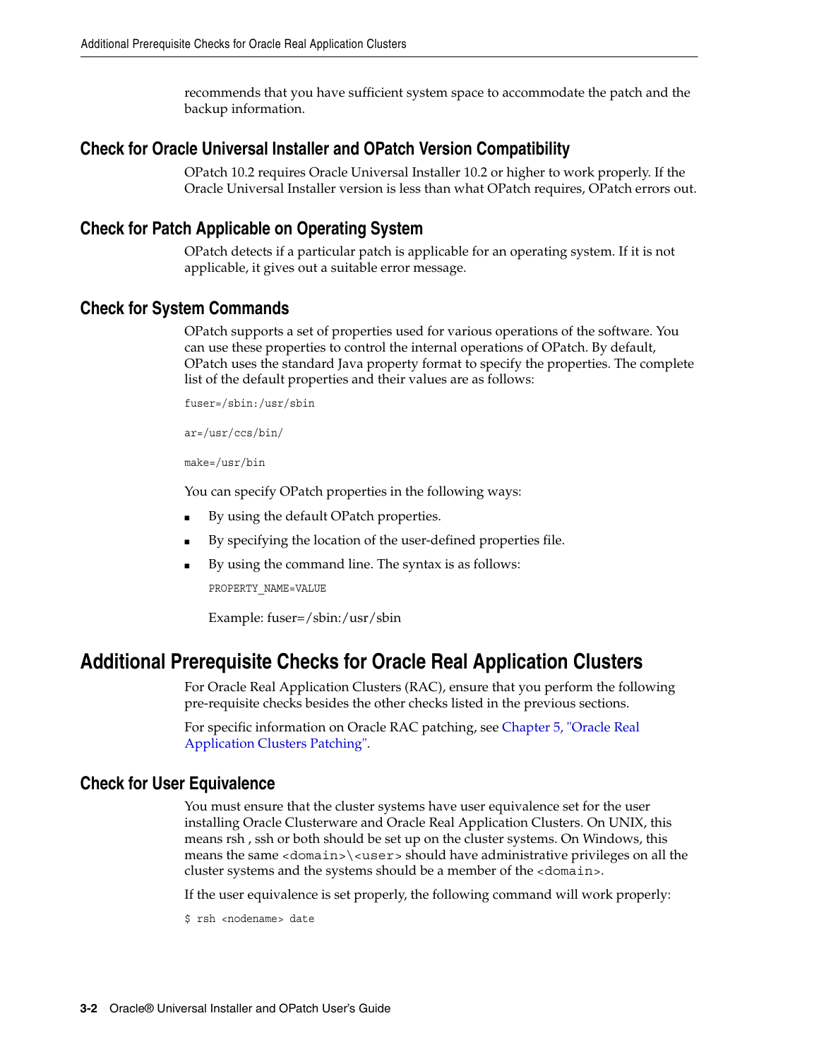recommends that you have sufficient system space to accommodate the patch and the backup information.

### Check for Oracle Universal Installer and OPatch Version Compatibility

OPatch 10.2 requires Oracle Universal Installer 10.2 or higher to work properly. If the Oracle Universal Installer version is less than what OPatch requires, OPatch errors out.

### Check for Patch Applicable on Operating System

OPatch detects if a particular patch is applicable for an operating system. If it is not applicable, it gives out a suitable error message.

### Check for System Commands

OPatch supports a set of properties used for various operations of the software. You can use these properties to control the internal operations of OPatch. By default, OPatch uses the standard Java property format to specify the properties. The complete list of the default properties and their values are as follows:

```
fuser=/sbin:/usr/sbin

ar=/usr/ccs/bin/

make=/usr/bin
```

You can specify OPatch properties in the following ways:

- By using the default OPatch properties.
- By specifying the location of the user-defined properties file.
- By using the command line. The syntax is as follows:

  ```
  PROPERTY_NAME=VALUE
  ```

  Example: fuser=/sbin:/usr/sbin

## Additional Prerequisite Checks for Oracle Real Application Clusters

For Oracle Real Application Clusters (RAC), ensure that you perform the following pre-requisite checks besides the other checks listed in the previous sections.

For specific information on Oracle RAC patching, see Chapter 5, "Oracle Real Application Clusters Patching".

### Check for User Equivalence

You must ensure that the cluster systems have user equivalence set for the user installing Oracle Clusterware and Oracle Real Application Clusters. On UNIX, this means rsh , ssh or both should be set up on the cluster systems. On Windows, this means the same `<domain>\<user>` should have administrative privileges on all the cluster systems and the systems should be a member of the `<domain>`.

If the user equivalence is set properly, the following command will work properly:

```
$ rsh <nodename> date
```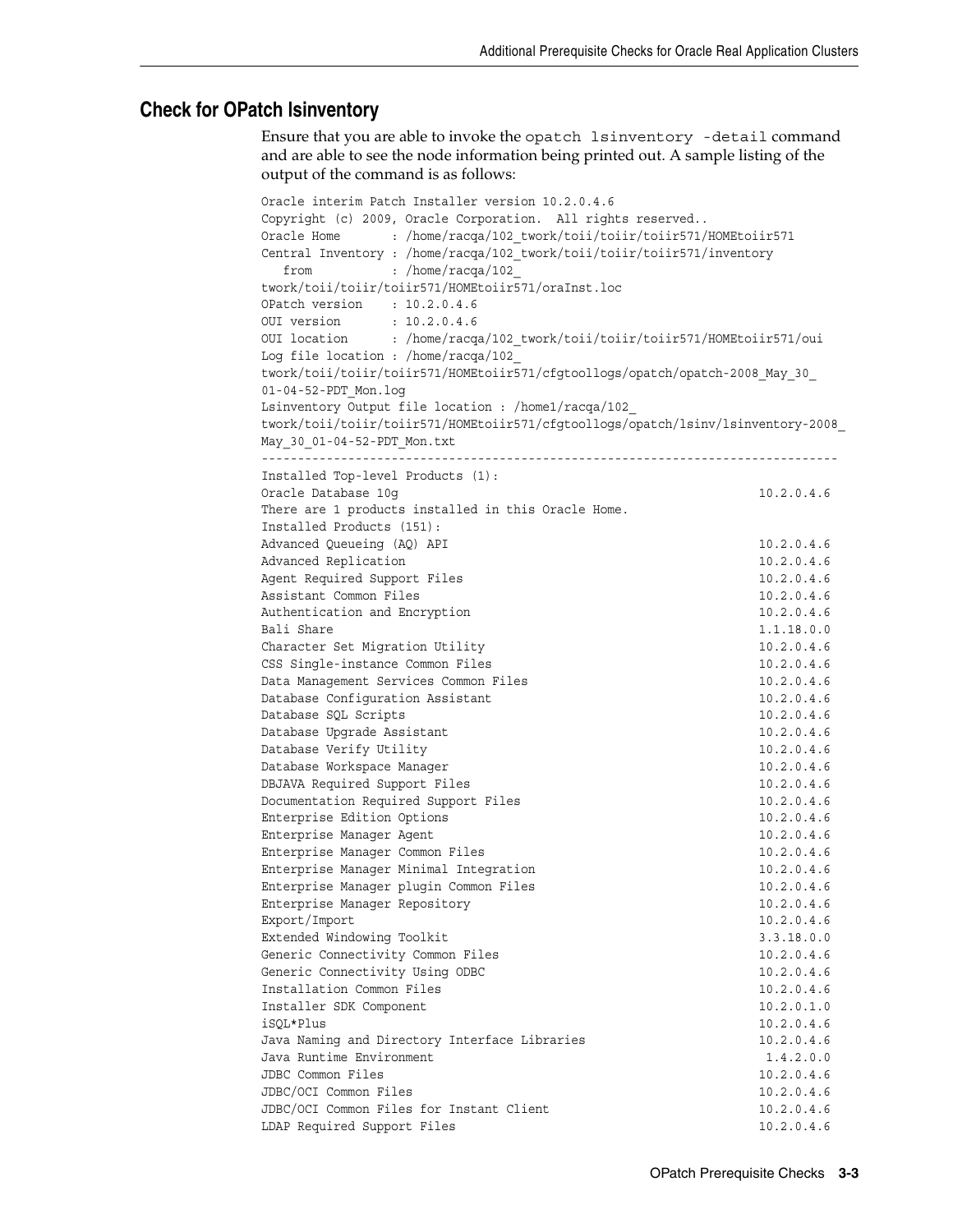## Check for OPatch lsinventory

Ensure that you are able to invoke the `opatch lsinventory -detail` command and are able to see the node information being printed out. A sample listing of the output of the command is as follows:

```
Oracle interim Patch Installer version 10.2.0.4.6
Copyright (c) 2009, Oracle Corporation.  All rights reserved..
Oracle Home       : /home/racqa/102_twork/toii/toiir/toiir571/HOMEtoiir571
Central Inventory : /home/racqa/102_twork/toii/toiir/toiir571/inventory
   from           : /home/racqa/102_
twork/toii/toiir/toiir571/HOMEtoiir571/oraInst.loc
OPatch version    : 10.2.0.4.6
OUI version       : 10.2.0.4.6
OUI location      : /home/racqa/102_twork/toii/toiir/toiir571/HOMEtoiir571/oui
Log file location : /home/racqa/102_
twork/toii/toiir/toiir571/HOMEtoiir571/cfgtoollogs/opatch/opatch-2008_May_30_
01-04-52-PDT_Mon.log
Lsinventory Output file location : /home1/racqa/102_
twork/toii/toiir/toiir571/HOMEtoiir571/cfgtoollogs/opatch/lsinv/lsinventory-2008_
May_30_01-04-52-PDT_Mon.txt
--------------------------------------------------------------------------------
Installed Top-level Products (1):
Oracle Database 10g                                                  10.2.0.4.6
There are 1 products installed in this Oracle Home.
Installed Products (151):
Advanced Queueing (AQ) API                                           10.2.0.4.6
Advanced Replication                                                 10.2.0.4.6
Agent Required Support Files                                         10.2.0.4.6
Assistant Common Files                                               10.2.0.4.6
Authentication and Encryption                                        10.2.0.4.6
Bali Share                                                           1.1.18.0.0
Character Set Migration Utility                                      10.2.0.4.6
CSS Single-instance Common Files                                     10.2.0.4.6
Data Management Services Common Files                                10.2.0.4.6
Database Configuration Assistant                                     10.2.0.4.6
Database SQL Scripts                                                 10.2.0.4.6
Database Upgrade Assistant                                           10.2.0.4.6
Database Verify Utility                                              10.2.0.4.6
Database Workspace Manager                                           10.2.0.4.6
DBJAVA Required Support Files                                        10.2.0.4.6
Documentation Required Support Files                                 10.2.0.4.6
Enterprise Edition Options                                           10.2.0.4.6
Enterprise Manager Agent                                             10.2.0.4.6
Enterprise Manager Common Files                                      10.2.0.4.6
Enterprise Manager Minimal Integration                               10.2.0.4.6
Enterprise Manager plugin Common Files                               10.2.0.4.6
Enterprise Manager Repository                                        10.2.0.4.6
Export/Import                                                        10.2.0.4.6
Extended Windowing Toolkit                                           3.3.18.0.0
Generic Connectivity Common Files                                    10.2.0.4.6
Generic Connectivity Using ODBC                                      10.2.0.4.6
Installation Common Files                                            10.2.0.4.6
Installer SDK Component                                              10.2.0.1.0
iSQL*Plus                                                            10.2.0.4.6
Java Naming and Directory Interface Libraries                        10.2.0.4.6
Java Runtime Environment                                              1.4.2.0.0
JDBC Common Files                                                    10.2.0.4.6
JDBC/OCI Common Files                                                10.2.0.4.6
JDBC/OCI Common Files for Instant Client                             10.2.0.4.6
LDAP Required Support Files                                          10.2.0.4.6
```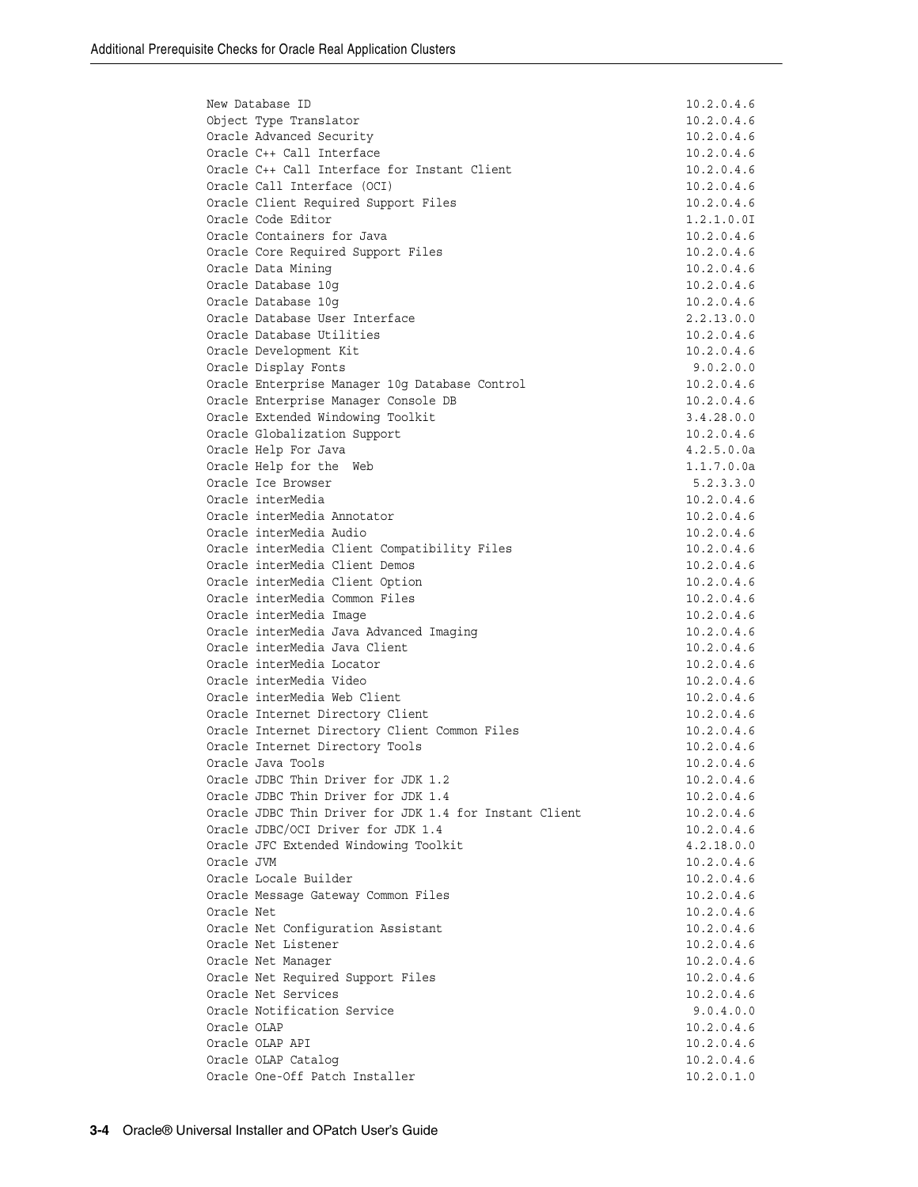```
New Database ID                                                      10.2.0.4.6
Object Type Translator                                               10.2.0.4.6
Oracle Advanced Security                                             10.2.0.4.6
Oracle C++ Call Interface                                            10.2.0.4.6
Oracle C++ Call Interface for Instant Client                         10.2.0.4.6
Oracle Call Interface (OCI)                                          10.2.0.4.6
Oracle Client Required Support Files                                 10.2.0.4.6
Oracle Code Editor                                                   1.2.1.0.0I
Oracle Containers for Java                                           10.2.0.4.6
Oracle Core Required Support Files                                   10.2.0.4.6
Oracle Data Mining                                                   10.2.0.4.6
Oracle Database 10g                                                  10.2.0.4.6
Oracle Database 10g                                                  10.2.0.4.6
Oracle Database User Interface                                       2.2.13.0.0
Oracle Database Utilities                                            10.2.0.4.6
Oracle Development Kit                                               10.2.0.4.6
Oracle Display Fonts                                                  9.0.2.0.0
Oracle Enterprise Manager 10g Database Control                       10.2.0.4.6
Oracle Enterprise Manager Console DB                                 10.2.0.4.6
Oracle Extended Windowing Toolkit                                    3.4.28.0.0
Oracle Globalization Support                                         10.2.0.4.6
Oracle Help For Java                                                 4.2.5.0.0a
Oracle Help for the  Web                                             1.1.7.0.0a
Oracle Ice Browser                                                    5.2.3.3.0
Oracle interMedia                                                    10.2.0.4.6
Oracle interMedia Annotator                                          10.2.0.4.6
Oracle interMedia Audio                                              10.2.0.4.6
Oracle interMedia Client Compatibility Files                         10.2.0.4.6
Oracle interMedia Client Demos                                       10.2.0.4.6
Oracle interMedia Client Option                                      10.2.0.4.6
Oracle interMedia Common Files                                       10.2.0.4.6
Oracle interMedia Image                                              10.2.0.4.6
Oracle interMedia Java Advanced Imaging                              10.2.0.4.6
Oracle interMedia Java Client                                        10.2.0.4.6
Oracle interMedia Locator                                            10.2.0.4.6
Oracle interMedia Video                                              10.2.0.4.6
Oracle interMedia Web Client                                         10.2.0.4.6
Oracle Internet Directory Client                                     10.2.0.4.6
Oracle Internet Directory Client Common Files                        10.2.0.4.6
Oracle Internet Directory Tools                                      10.2.0.4.6
Oracle Java Tools                                                    10.2.0.4.6
Oracle JDBC Thin Driver for JDK 1.2                                  10.2.0.4.6
Oracle JDBC Thin Driver for JDK 1.4                                  10.2.0.4.6
Oracle JDBC Thin Driver for JDK 1.4 for Instant Client               10.2.0.4.6
Oracle JDBC/OCI Driver for JDK 1.4                                   10.2.0.4.6
Oracle JFC Extended Windowing Toolkit                                4.2.18.0.0
Oracle JVM                                                           10.2.0.4.6
Oracle Locale Builder                                                10.2.0.4.6
Oracle Message Gateway Common Files                                  10.2.0.4.6
Oracle Net                                                           10.2.0.4.6
Oracle Net Configuration Assistant                                   10.2.0.4.6
Oracle Net Listener                                                  10.2.0.4.6
Oracle Net Manager                                                   10.2.0.4.6
Oracle Net Required Support Files                                    10.2.0.4.6
Oracle Net Services                                                  10.2.0.4.6
Oracle Notification Service                                           9.0.4.0.0
Oracle OLAP                                                          10.2.0.4.6
Oracle OLAP API                                                      10.2.0.4.6
Oracle OLAP Catalog                                                  10.2.0.4.6
Oracle One-Off Patch Installer                                       10.2.0.1.0
```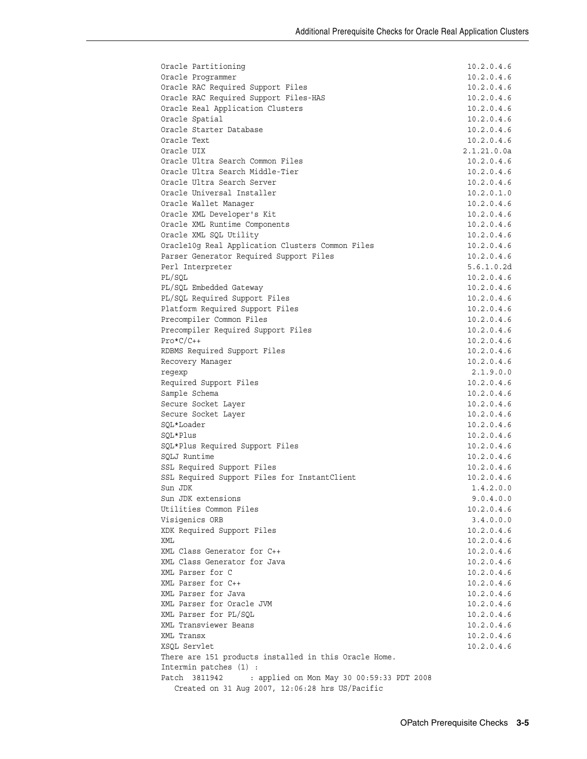```
Oracle Partitioning                                               10.2.0.4.6
Oracle Programmer                                                 10.2.0.4.6
Oracle RAC Required Support Files                                 10.2.0.4.6
Oracle RAC Required Support Files-HAS                             10.2.0.4.6
Oracle Real Application Clusters                                  10.2.0.4.6
Oracle Spatial                                                    10.2.0.4.6
Oracle Starter Database                                           10.2.0.4.6
Oracle Text                                                       10.2.0.4.6
Oracle UIX                                                       2.1.21.0.0a
Oracle Ultra Search Common Files                                  10.2.0.4.6
Oracle Ultra Search Middle-Tier                                   10.2.0.4.6
Oracle Ultra Search Server                                        10.2.0.4.6
Oracle Universal Installer                                        10.2.0.1.0
Oracle Wallet Manager                                             10.2.0.4.6
Oracle XML Developer's Kit                                        10.2.0.4.6
Oracle XML Runtime Components                                     10.2.0.4.6
Oracle XML SQL Utility                                            10.2.0.4.6
Oracle10g Real Application Clusters Common Files                  10.2.0.4.6
Parser Generator Required Support Files                           10.2.0.4.6
Perl Interpreter                                                  5.6.1.0.2d
PL/SQL                                                            10.2.0.4.6
PL/SQL Embedded Gateway                                           10.2.0.4.6
PL/SQL Required Support Files                                     10.2.0.4.6
Platform Required Support Files                                   10.2.0.4.6
Precompiler Common Files                                          10.2.0.4.6
Precompiler Required Support Files                                10.2.0.4.6
Pro*C/C++                                                         10.2.0.4.6
RDBMS Required Support Files                                      10.2.0.4.6
Recovery Manager                                                  10.2.0.4.6
regexp                                                             2.1.9.0.0
Required Support Files                                            10.2.0.4.6
Sample Schema                                                     10.2.0.4.6
Secure Socket Layer                                               10.2.0.4.6
Secure Socket Layer                                               10.2.0.4.6
SQL*Loader                                                        10.2.0.4.6
SQL*Plus                                                          10.2.0.4.6
SQL*Plus Required Support Files                                   10.2.0.4.6
SQLJ Runtime                                                      10.2.0.4.6
SSL Required Support Files                                        10.2.0.4.6
SSL Required Support Files for InstantClient                      10.2.0.4.6
Sun JDK                                                            1.4.2.0.0
Sun JDK extensions                                                 9.0.4.0.0
Utilities Common Files                                            10.2.0.4.6
Visigenics ORB                                                     3.4.0.0.0
XDK Required Support Files                                        10.2.0.4.6
XML                                                               10.2.0.4.6
XML Class Generator for C++                                       10.2.0.4.6
XML Class Generator for Java                                      10.2.0.4.6
XML Parser for C                                                  10.2.0.4.6
XML Parser for C++                                                10.2.0.4.6
XML Parser for Java                                               10.2.0.4.6
XML Parser for Oracle JVM                                         10.2.0.4.6
XML Parser for PL/SQL                                             10.2.0.4.6
XML Transviewer Beans                                             10.2.0.4.6
XML Transx                                                        10.2.0.4.6
XSQL Servlet                                                      10.2.0.4.6
There are 151 products installed in this Oracle Home.
Intermin patches (1) :
Patch  3811942      : applied on Mon May 30 00:59:33 PDT 2008
   Created on 31 Aug 2007, 12:06:28 hrs US/Pacific
```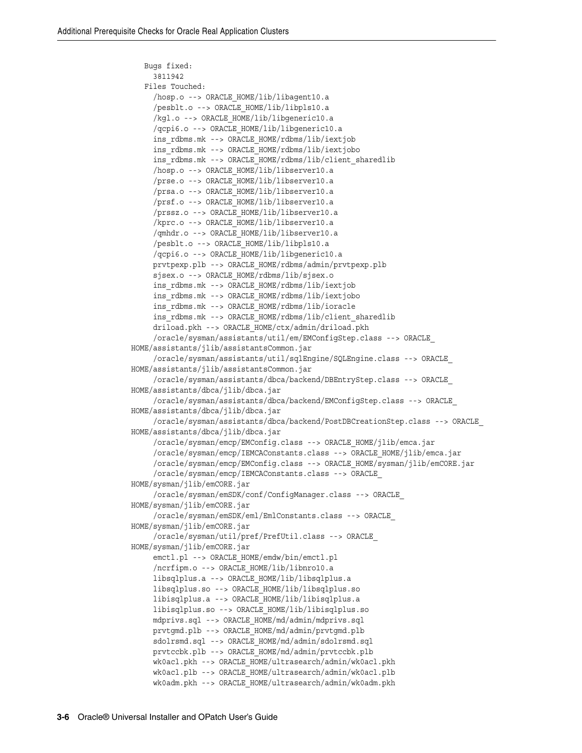```
    Bugs fixed:
      3811942
    Files Touched:
      /hosp.o --> ORACLE_HOME/lib/libagent10.a
      /pesblt.o --> ORACLE_HOME/lib/libpls10.a
      /kgl.o --> ORACLE_HOME/lib/libgeneric10.a
      /qcpi6.o --> ORACLE_HOME/lib/libgeneric10.a
      ins_rdbms.mk --> ORACLE_HOME/rdbms/lib/iextjob
      ins_rdbms.mk --> ORACLE_HOME/rdbms/lib/iextjobo
      ins_rdbms.mk --> ORACLE_HOME/rdbms/lib/client_sharedlib
      /hosp.o --> ORACLE_HOME/lib/libserver10.a
      /prse.o --> ORACLE_HOME/lib/libserver10.a
      /prsa.o --> ORACLE_HOME/lib/libserver10.a
      /prsf.o --> ORACLE_HOME/lib/libserver10.a
      /prssz.o --> ORACLE_HOME/lib/libserver10.a
      /kprc.o --> ORACLE_HOME/lib/libserver10.a
      /qmhdr.o --> ORACLE_HOME/lib/libserver10.a
      /pesblt.o --> ORACLE_HOME/lib/libpls10.a
      /qcpi6.o --> ORACLE_HOME/lib/libgeneric10.a
      prvtpexp.plb --> ORACLE_HOME/rdbms/admin/prvtpexp.plb
      sjsex.o --> ORACLE_HOME/rdbms/lib/sjsex.o
      ins_rdbms.mk --> ORACLE_HOME/rdbms/lib/iextjob
      ins_rdbms.mk --> ORACLE_HOME/rdbms/lib/iextjobo
      ins_rdbms.mk --> ORACLE_HOME/rdbms/lib/ioracle
      ins_rdbms.mk --> ORACLE_HOME/rdbms/lib/client_sharedlib
      driload.pkh --> ORACLE_HOME/ctx/admin/driload.pkh
      /oracle/sysman/assistants/util/em/EMConfigStep.class --> ORACLE_
HOME/assistants/jlib/assistantsCommon.jar
      /oracle/sysman/assistants/util/sqlEngine/SQLEngine.class --> ORACLE_
HOME/assistants/jlib/assistantsCommon.jar
      /oracle/sysman/assistants/dbca/backend/DBEntryStep.class --> ORACLE_
HOME/assistants/dbca/jlib/dbca.jar
      /oracle/sysman/assistants/dbca/backend/EMConfigStep.class --> ORACLE_
HOME/assistants/dbca/jlib/dbca.jar
      /oracle/sysman/assistants/dbca/backend/PostDBCreationStep.class --> ORACLE_
HOME/assistants/dbca/jlib/dbca.jar
      /oracle/sysman/emcp/EMConfig.class --> ORACLE_HOME/jlib/emca.jar
      /oracle/sysman/emcp/IEMCAConstants.class --> ORACLE_HOME/jlib/emca.jar
      /oracle/sysman/emcp/EMConfig.class --> ORACLE_HOME/sysman/jlib/emCORE.jar
      /oracle/sysman/emcp/IEMCAConstants.class --> ORACLE_
HOME/sysman/jlib/emCORE.jar
      /oracle/sysman/emSDK/conf/ConfigManager.class --> ORACLE_
HOME/sysman/jlib/emCORE.jar
      /oracle/sysman/emSDK/eml/EmlConstants.class --> ORACLE_
HOME/sysman/jlib/emCORE.jar
      /oracle/sysman/util/pref/PrefUtil.class --> ORACLE_
HOME/sysman/jlib/emCORE.jar
      emctl.pl --> ORACLE_HOME/emdw/bin/emctl.pl
      /ncrfipm.o --> ORACLE_HOME/lib/libnro10.a
      libsqlplus.a --> ORACLE_HOME/lib/libsqlplus.a
      libsqlplus.so --> ORACLE_HOME/lib/libsqlplus.so
      libisqlplus.a --> ORACLE_HOME/lib/libisqlplus.a
      libisqlplus.so --> ORACLE_HOME/lib/libisqlplus.so
      mdprivs.sql --> ORACLE_HOME/md/admin/mdprivs.sql
      prvtgmd.plb --> ORACLE_HOME/md/admin/prvtgmd.plb
      sdolrsmd.sql --> ORACLE_HOME/md/admin/sdolrsmd.sql
      prvtccbk.plb --> ORACLE_HOME/md/admin/prvtccbk.plb
      wk0acl.pkh --> ORACLE_HOME/ultrasearch/admin/wk0acl.pkh
      wk0acl.plb --> ORACLE_HOME/ultrasearch/admin/wk0acl.plb
      wk0adm.pkh --> ORACLE_HOME/ultrasearch/admin/wk0adm.pkh
```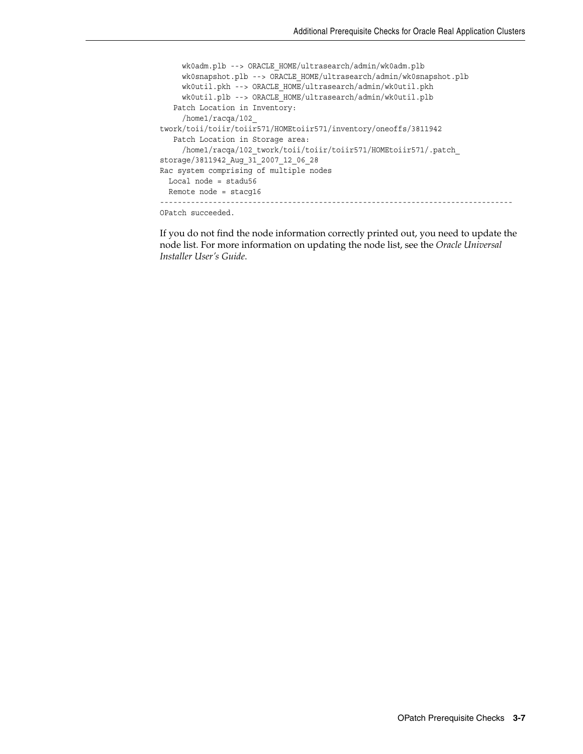```
     wk0adm.plb --> ORACLE_HOME/ultrasearch/admin/wk0adm.plb
     wk0snapshot.plb --> ORACLE_HOME/ultrasearch/admin/wk0snapshot.plb
     wk0util.pkh --> ORACLE_HOME/ultrasearch/admin/wk0util.pkh
     wk0util.plb --> ORACLE_HOME/ultrasearch/admin/wk0util.plb
   Patch Location in Inventory:
     /home1/racqa/102_
twork/toii/toiir/toiir571/HOMEtoiir571/inventory/oneoffs/3811942
   Patch Location in Storage area:
     /home1/racqa/102_twork/toii/toiir/toiir571/HOMEtoiir571/.patch_
storage/3811942_Aug_31_2007_12_06_28
Rac system comprising of multiple nodes
  Local node = stadu56
  Remote node = stacg16
--------------------------------------------------------------------------------
OPatch succeeded.
```

If you do not find the node information correctly printed out, you need to update the node list. For more information on updating the node list, see the *Oracle Universal Installer User's Guide*.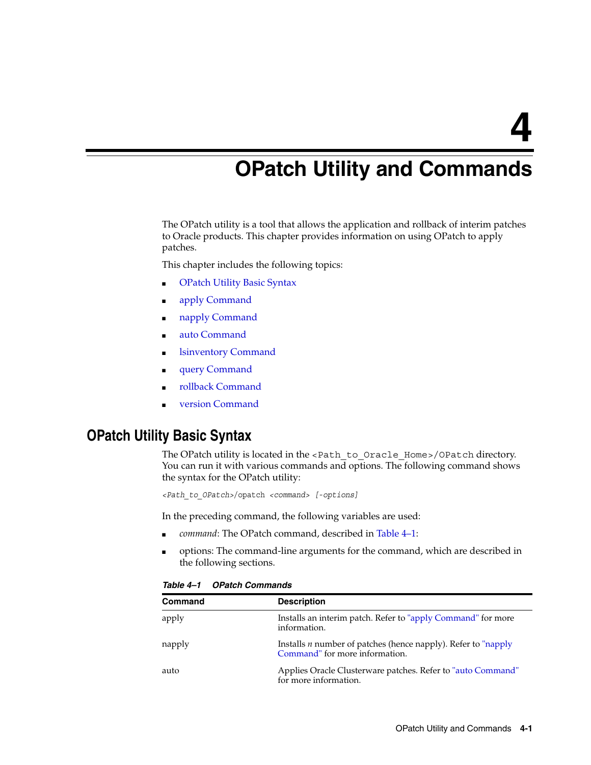# 4 OPatch Utility and Commands

The OPatch utility is a tool that allows the application and rollback of interim patches to Oracle products. This chapter provides information on using OPatch to apply patches.

This chapter includes the following topics:

- OPatch Utility Basic Syntax
- apply Command
- napply Command
- auto Command
- lsinventory Command
- query Command
- rollback Command
- version Command

## OPatch Utility Basic Syntax

The OPatch utility is located in the `<Path_to_Oracle_Home>/OPatch` directory. You can run it with various commands and options. The following command shows the syntax for the OPatch utility:

```
<Path_to_OPatch>/opatch <command> [-options]
```

In the preceding command, the following variables are used:

- *command*: The OPatch command, described in Table 4–1:
- options: The command-line arguments for the command, which are described in the following sections.

***Table 4–1 OPatch Commands***

| Command | Description |
|---|---|
| apply | Installs an interim patch. Refer to "apply Command" for more information. |
| napply | Installs *n* number of patches (hence napply). Refer to "napply Command" for more information. |
| auto | Applies Oracle Clusterware patches. Refer to "auto Command" for more information. |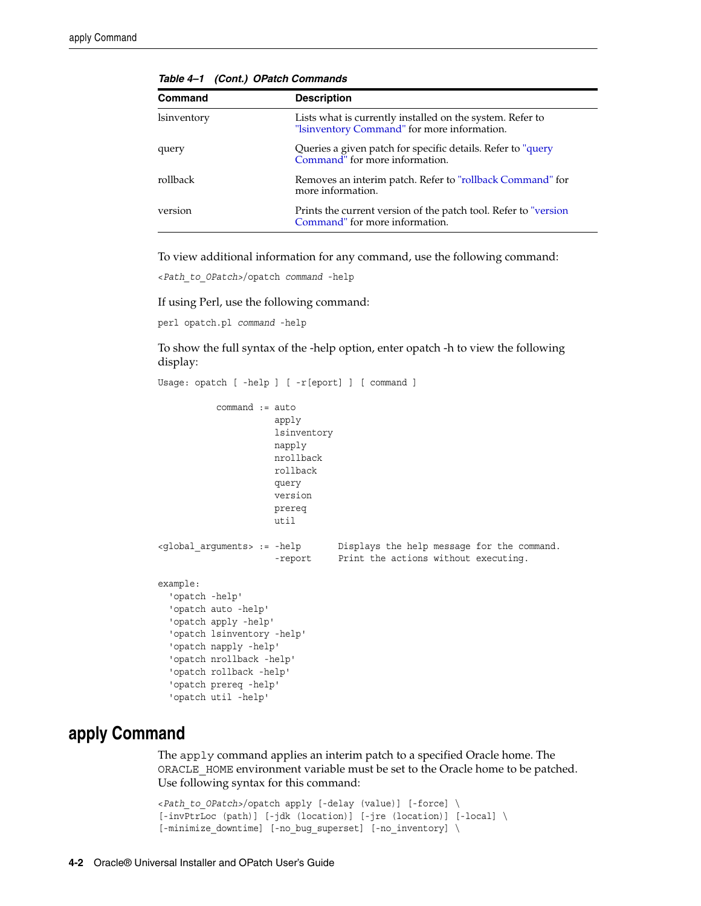*Table 4–1 (Cont.) OPatch Commands*

| Command | Description |
|---|---|
| lsinventory | Lists what is currently installed on the system. Refer to "lsinventory Command" for more information. |
| query | Queries a given patch for specific details. Refer to "query Command" for more information. |
| rollback | Removes an interim patch. Refer to "rollback Command" for more information. |
| version | Prints the current version of the patch tool. Refer to "version Command" for more information. |

To view additional information for any command, use the following command:

```
<Path_to_OPatch>/opatch command -help
```

If using Perl, use the following command:

```
perl opatch.pl command -help
```

To show the full syntax of the -help option, enter opatch -h to view the following display:

```
Usage: opatch [ -help ] [ -r[eport] ] [ command ]

           command := auto
                      apply
                      lsinventory
                      napply
                      nrollback
                      rollback
                      query
                      version
                      prereq
                      util

<global_arguments> := -help       Displays the help message for the command.
                      -report     Print the actions without executing.

example:
  'opatch -help'
  'opatch auto -help'
  'opatch apply -help'
  'opatch lsinventory -help'
  'opatch napply -help'
  'opatch nrollback -help'
  'opatch rollback -help'
  'opatch prereq -help'
  'opatch util -help'
```

## apply Command

The `apply` command applies an interim patch to a specified Oracle home. The `ORACLE_HOME` environment variable must be set to the Oracle home to be patched. Use following syntax for this command:

```
<Path_to_OPatch>/opatch apply [-delay (value)] [-force] \
[-invPtrLoc (path)] [-jdk (location)] [-jre (location)] [-local] \
[-minimize_downtime] [-no_bug_superset] [-no_inventory] \
```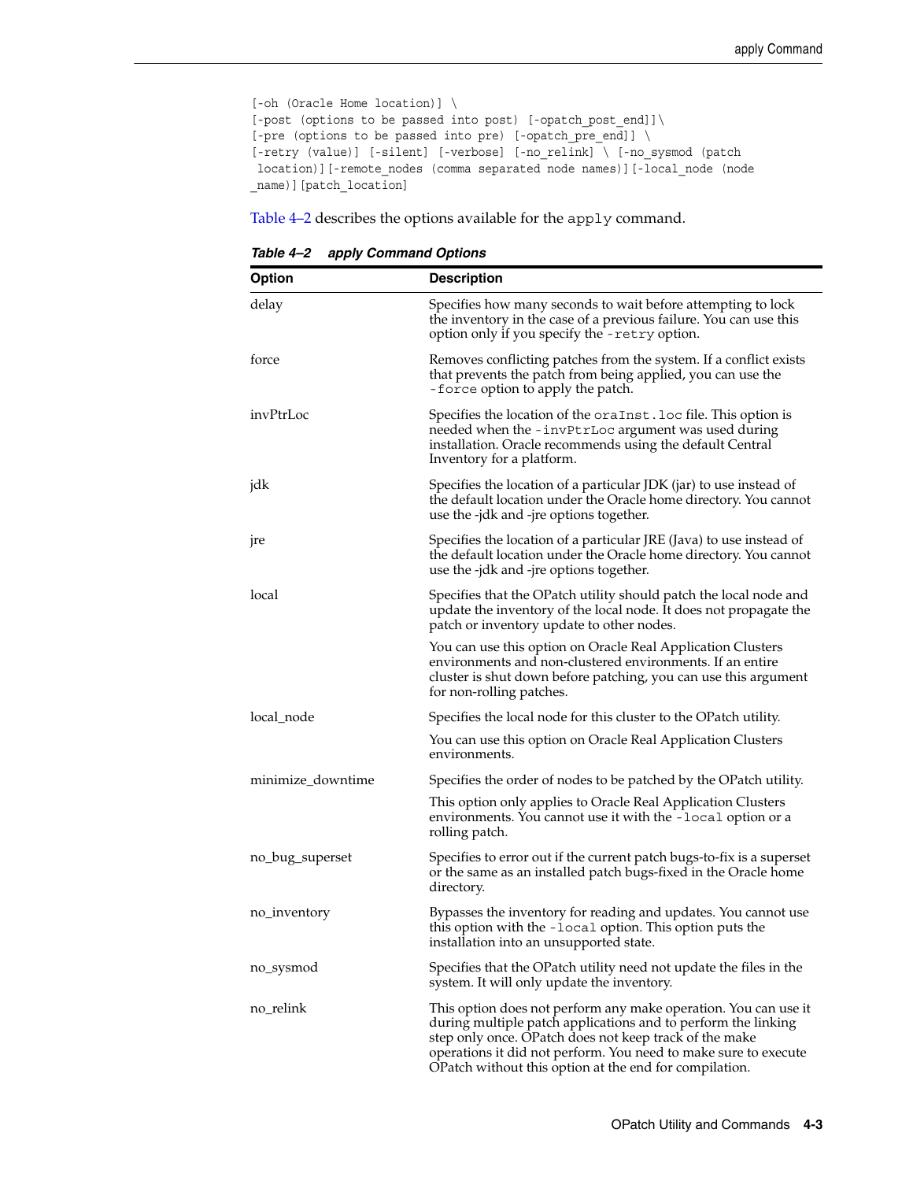```
[-oh (Oracle Home location)] \
[-post (options to be passed into post) [-opatch_post_end]]\
[-pre (options to be passed into pre) [-opatch_pre_end]] \
[-retry (value)] [-silent] [-verbose] [-no_relink] \ [-no_sysmod (patch
 location)][-remote_nodes (comma separated node names)][-local_node (node
_name)][patch_location]
```

Table 4–2 describes the options available for the `apply` command.

***Table 4–2 apply Command Options***

| Option | Description |
|---|---|
| delay | Specifies how many seconds to wait before attempting to lock the inventory in the case of a previous failure. You can use this option only if you specify the `-retry` option. |
| force | Removes conflicting patches from the system. If a conflict exists that prevents the patch from being applied, you can use the `-force` option to apply the patch. |
| invPtrLoc | Specifies the location of the `oraInst.loc` file. This option is needed when the `-invPtrLoc` argument was used during installation. Oracle recommends using the default Central Inventory for a platform. |
| jdk | Specifies the location of a particular JDK (jar) to use instead of the default location under the Oracle home directory. You cannot use the -jdk and -jre options together. |
| jre | Specifies the location of a particular JRE (Java) to use instead of the default location under the Oracle home directory. You cannot use the -jdk and -jre options together. |
| local | Specifies that the OPatch utility should patch the local node and update the inventory of the local node. It does not propagate the patch or inventory update to other nodes.<br><br>You can use this option on Oracle Real Application Clusters environments and non-clustered environments. If an entire cluster is shut down before patching, you can use this argument for non-rolling patches. |
| local_node | Specifies the local node for this cluster to the OPatch utility.<br><br>You can use this option on Oracle Real Application Clusters environments. |
| minimize_downtime | Specifies the order of nodes to be patched by the OPatch utility.<br><br>This option only applies to Oracle Real Application Clusters environments. You cannot use it with the `-local` option or a rolling patch. |
| no_bug_superset | Specifies to error out if the current patch bugs-to-fix is a superset or the same as an installed patch bugs-fixed in the Oracle home directory. |
| no_inventory | Bypasses the inventory for reading and updates. You cannot use this option with the `-local` option. This option puts the installation into an unsupported state. |
| no_sysmod | Specifies that the OPatch utility need not update the files in the system. It will only update the inventory. |
| no_relink | This option does not perform any make operation. You can use it during multiple patch applications and to perform the linking step only once. OPatch does not keep track of the make operations it did not perform. You need to make sure to execute OPatch without this option at the end for compilation. |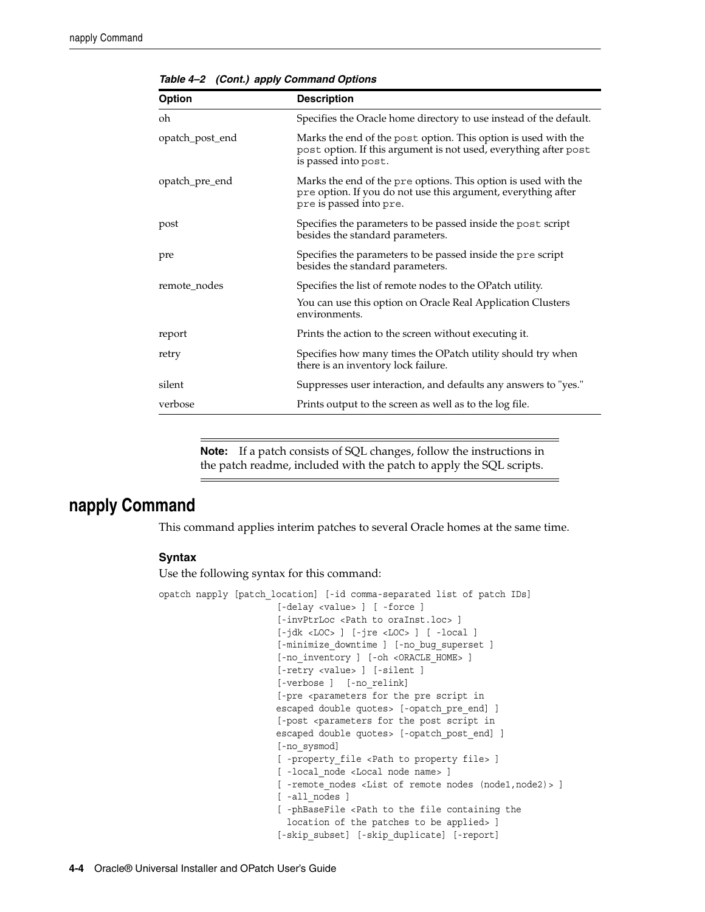*Table 4–2 (Cont.) apply Command Options*

| Option | Description |
|---|---|
| oh | Specifies the Oracle home directory to use instead of the default. |
| opatch_post_end | Marks the end of the `post` option. This option is used with the `post` option. If this argument is not used, everything after `post` is passed into `post`. |
| opatch_pre_end | Marks the end of the `pre` options. This option is used with the `pre` option. If you do not use this argument, everything after `pre` is passed into `pre`. |
| post | Specifies the parameters to be passed inside the `post` script besides the standard parameters. |
| pre | Specifies the parameters to be passed inside the `pre` script besides the standard parameters. |
| remote_nodes | Specifies the list of remote nodes to the OPatch utility. You can use this option on Oracle Real Application Clusters environments. |
| report | Prints the action to the screen without executing it. |
| retry | Specifies how many times the OPatch utility should try when there is an inventory lock failure. |
| silent | Suppresses user interaction, and defaults any answers to "yes." |
| verbose | Prints output to the screen as well as to the log file. |

---

**Note:** If a patch consists of SQL changes, follow the instructions in the patch readme, included with the patch to apply the SQL scripts.

---

## napply Command

This command applies interim patches to several Oracle homes at the same time.

### Syntax

Use the following syntax for this command:

```
opatch napply [patch_location] [-id comma-separated list of patch IDs]
                     [-delay <value> ] [ -force ]
                     [-invPtrLoc <Path to oraInst.loc> ]
                     [-jdk <LOC> ] [-jre <LOC> ] [ -local ]
                     [-minimize_downtime ] [-no_bug_superset ]
                     [-no_inventory ] [-oh <ORACLE_HOME> ]
                     [-retry <value> ] [-silent ]
                     [-verbose ]  [-no_relink]
                     [-pre <parameters for the pre script in
                     escaped double quotes> [-opatch_pre_end] ]
                     [-post <parameters for the post script in
                     escaped double quotes> [-opatch_post_end] ]
                     [-no_sysmod]
                     [ -property_file <Path to property file> ]
                     [ -local_node <Local node name> ]
                     [ -remote_nodes <List of remote nodes (node1,node2)> ]
                     [ -all_nodes ]
                     [ -phBaseFile <Path to the file containing the
                       location of the patches to be applied> ]
                     [-skip_subset] [-skip_duplicate] [-report]
```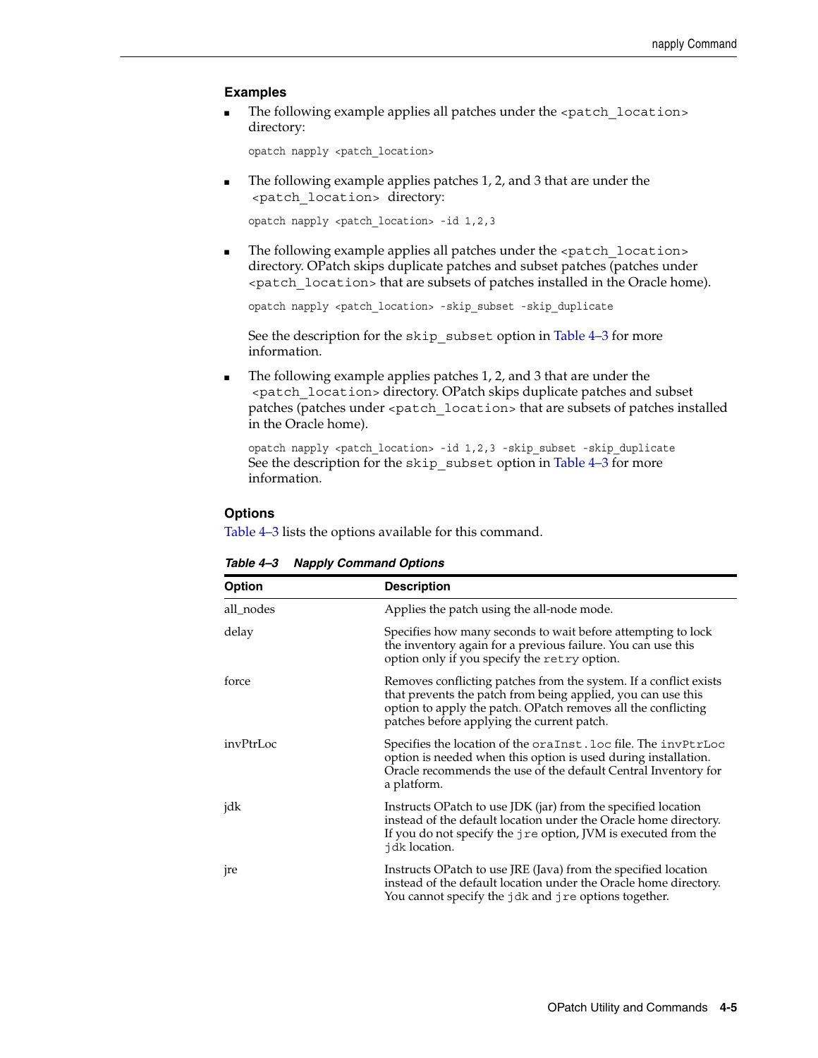### Examples

- The following example applies all patches under the `<patch_location>` directory:

```
opatch napply <patch_location>
```

- The following example applies patches 1, 2, and 3 that are under the `<patch_location>` directory:

```
opatch napply <patch_location> -id 1,2,3
```

- The following example applies all patches under the `<patch_location>` directory. OPatch skips duplicate patches and subset patches (patches under `<patch_location>` that are subsets of patches installed in the Oracle home).

```
opatch napply <patch_location> -skip_subset -skip_duplicate
```

  See the description for the `skip_subset` option in Table 4–3 for more information.

- The following example applies patches 1, 2, and 3 that are under the `<patch_location>` directory. OPatch skips duplicate patches and subset patches (patches under `<patch_location>` that are subsets of patches installed in the Oracle home).

```
opatch napply <patch_location> -id 1,2,3 -skip_subset -skip_duplicate
```

  See the description for the `skip_subset` option in Table 4–3 for more information.

### Options

Table 4–3 lists the options available for this command.

***Table 4–3 Napply Command Options***

| Option | Description |
|---|---|
| all_nodes | Applies the patch using the all-node mode. |
| delay | Specifies how many seconds to wait before attempting to lock the inventory again for a previous failure. You can use this option only if you specify the `retry` option. |
| force | Removes conflicting patches from the system. If a conflict exists that prevents the patch from being applied, you can use this option to apply the patch. OPatch removes all the conflicting patches before applying the current patch. |
| invPtrLoc | Specifies the location of the `oraInst.loc` file. The `invPtrLoc` option is needed when this option is used during installation. Oracle recommends the use of the default Central Inventory for a platform. |
| jdk | Instructs OPatch to use JDK (jar) from the specified location instead of the default location under the Oracle home directory. If you do not specify the `jre` option, JVM is executed from the `jdk` location. |
| jre | Instructs OPatch to use JRE (Java) from the specified location instead of the default location under the Oracle home directory. You cannot specify the `jdk` and `jre` options together. |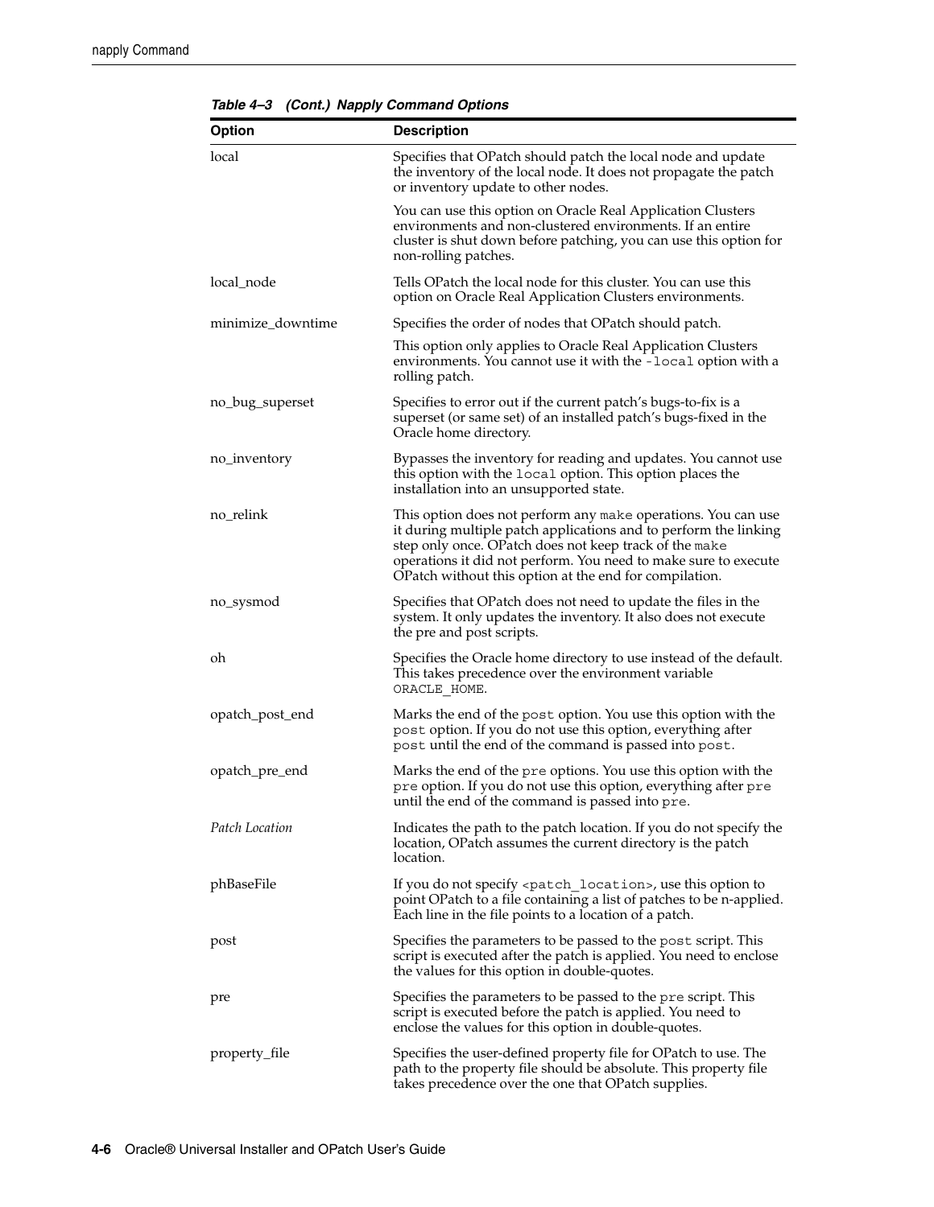*Table 4–3 (Cont.) Napply Command Options*

| Option | Description |
|---|---|
| local | Specifies that OPatch should patch the local node and update the inventory of the local node. It does not propagate the patch or inventory update to other nodes.<br><br>You can use this option on Oracle Real Application Clusters environments and non-clustered environments. If an entire cluster is shut down before patching, you can use this option for non-rolling patches. |
| local_node | Tells OPatch the local node for this cluster. You can use this option on Oracle Real Application Clusters environments. |
| minimize_downtime | Specifies the order of nodes that OPatch should patch.<br><br>This option only applies to Oracle Real Application Clusters environments. You cannot use it with the `-local` option with a rolling patch. |
| no_bug_superset | Specifies to error out if the current patch's bugs-to-fix is a superset (or same set) of an installed patch's bugs-fixed in the Oracle home directory. |
| no_inventory | Bypasses the inventory for reading and updates. You cannot use this option with the `local` option. This option places the installation into an unsupported state. |
| no_relink | This option does not perform any `make` operations. You can use it during multiple patch applications and to perform the linking step only once. OPatch does not keep track of the `make` operations it did not perform. You need to make sure to execute OPatch without this option at the end for compilation. |
| no_sysmod | Specifies that OPatch does not need to update the files in the system. It only updates the inventory. It also does not execute the pre and post scripts. |
| oh | Specifies the Oracle home directory to use instead of the default. This takes precedence over the environment variable `ORACLE_HOME`. |
| opatch_post_end | Marks the end of the `post` option. You use this option with the `post` option. If you do not use this option, everything after `post` until the end of the command is passed into `post`. |
| opatch_pre_end | Marks the end of the `pre` options. You use this option with the `pre` option. If you do not use this option, everything after `pre` until the end of the command is passed into `pre`. |
| *Patch Location* | Indicates the path to the patch location. If you do not specify the location, OPatch assumes the current directory is the patch location. |
| phBaseFile | If you do not specify `<patch_location>`, use this option to point OPatch to a file containing a list of patches to be n-applied. Each line in the file points to a location of a patch. |
| post | Specifies the parameters to be passed to the `post` script. This script is executed after the patch is applied. You need to enclose the values for this option in double-quotes. |
| pre | Specifies the parameters to be passed to the `pre` script. This script is executed before the patch is applied. You need to enclose the values for this option in double-quotes. |
| property_file | Specifies the user-defined property file for OPatch to use. The path to the property file should be absolute. This property file takes precedence over the one that OPatch supplies. |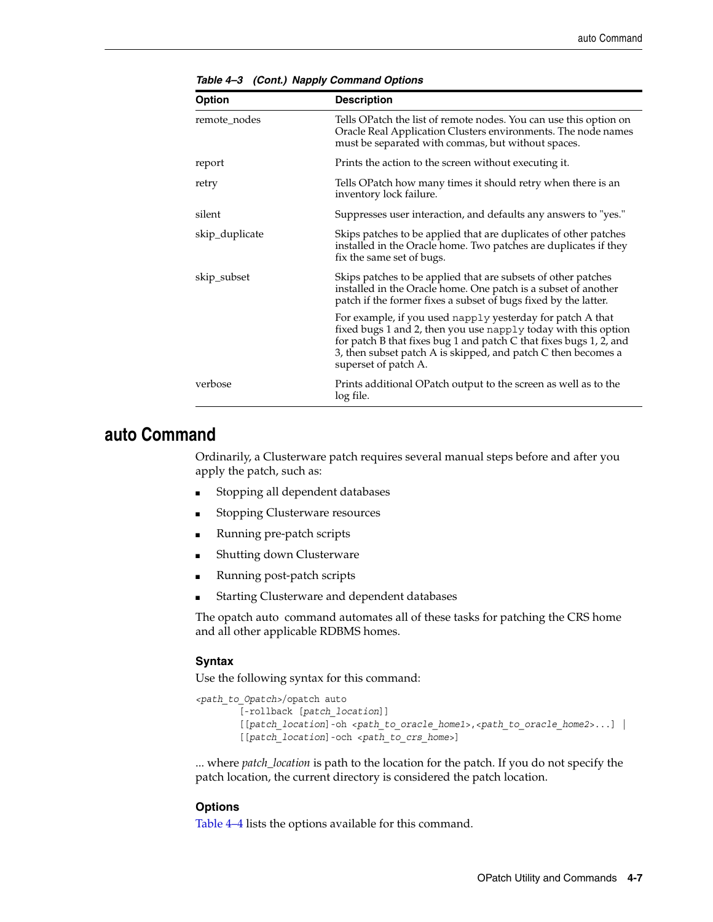**Table 4–3 (Cont.) Napply Command Options**

| Option | Description |
|---|---|
| remote_nodes | Tells OPatch the list of remote nodes. You can use this option on Oracle Real Application Clusters environments. The node names must be separated with commas, but without spaces. |
| report | Prints the action to the screen without executing it. |
| retry | Tells OPatch how many times it should retry when there is an inventory lock failure. |
| silent | Suppresses user interaction, and defaults any answers to "yes." |
| skip_duplicate | Skips patches to be applied that are duplicates of other patches installed in the Oracle home. Two patches are duplicates if they fix the same set of bugs. |
| skip_subset | Skips patches to be applied that are subsets of other patches installed in the Oracle home. One patch is a subset of another patch if the former fixes a subset of bugs fixed by the latter. |
| | For example, if you used `napply` yesterday for patch A that fixed bugs 1 and 2, then you use `napply` today with this option for patch B that fixes bug 1 and patch C that fixes bugs 1, 2, and 3, then subset patch A is skipped, and patch C then becomes a superset of patch A. |
| verbose | Prints additional OPatch output to the screen as well as to the log file. |

## auto Command

Ordinarily, a Clusterware patch requires several manual steps before and after you apply the patch, such as:

- Stopping all dependent databases
- Stopping Clusterware resources
- Running pre-patch scripts
- Shutting down Clusterware
- Running post-patch scripts
- Starting Clusterware and dependent databases

The opatch auto command automates all of these tasks for patching the CRS home and all other applicable RDBMS homes.

### Syntax

Use the following syntax for this command:

```
<path_to_Opatch>/opatch auto
        [-rollback [patch_location]]
        [[patch_location]-oh <path_to_oracle_home1>,<path_to_oracle_home2>...] |
        [[patch_location]-och <path_to_crs_home>]
```

... where *patch_location* is path to the location for the patch. If you do not specify the patch location, the current directory is considered the patch location.

### Options

Table 4–4 lists the options available for this command.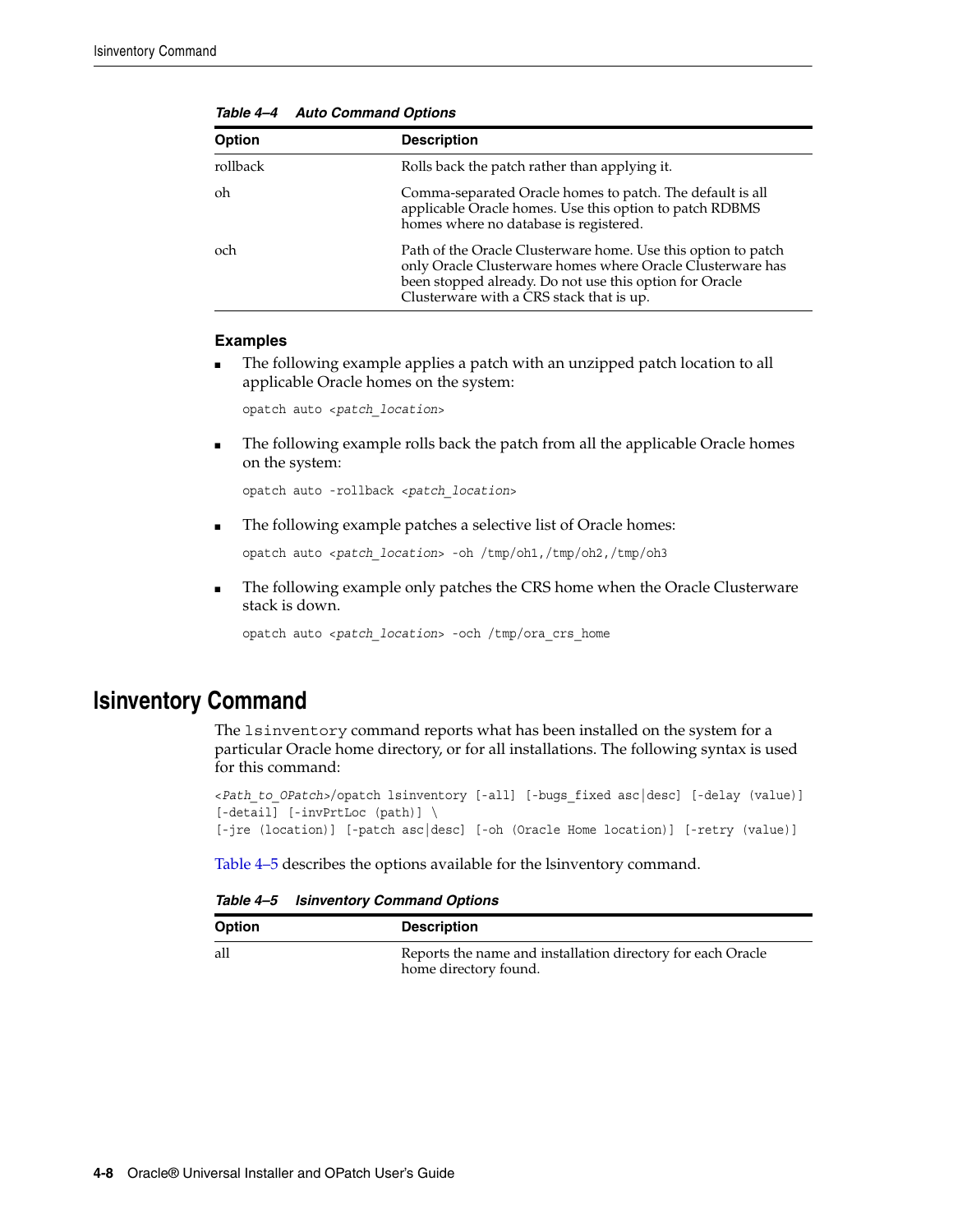***Table 4–4 Auto Command Options***

| Option | Description |
| --- | --- |
| rollback | Rolls back the patch rather than applying it. |
| oh | Comma-separated Oracle homes to patch. The default is all applicable Oracle homes. Use this option to patch RDBMS homes where no database is registered. |
| och | Path of the Oracle Clusterware home. Use this option to patch only Oracle Clusterware homes where Oracle Clusterware has been stopped already. Do not use this option for Oracle Clusterware with a CRS stack that is up. |

### Examples

- The following example applies a patch with an unzipped patch location to all applicable Oracle homes on the system:

  ```
  opatch auto <patch_location>
  ```

- The following example rolls back the patch from all the applicable Oracle homes on the system:

  ```
  opatch auto -rollback <patch_location>
  ```

- The following example patches a selective list of Oracle homes:

  ```
  opatch auto <patch_location> -oh /tmp/oh1,/tmp/oh2,/tmp/oh3
  ```

- The following example only patches the CRS home when the Oracle Clusterware stack is down.

  ```
  opatch auto <patch_location> -och /tmp/ora_crs_home
  ```

## lsinventory Command

The `lsinventory` command reports what has been installed on the system for a particular Oracle home directory, or for all installations. The following syntax is used for this command:

```
<Path_to_OPatch>/opatch lsinventory [-all] [-bugs_fixed asc|desc] [-delay (value)]
[-detail] [-invPrtLoc (path)] \
[-jre (location)] [-patch asc|desc] [-oh (Oracle Home location)] [-retry (value)]
```

Table 4–5 describes the options available for the lsinventory command.

***Table 4–5 lsinventory Command Options***

| Option | Description |
| --- | --- |
| all | Reports the name and installation directory for each Oracle home directory found. |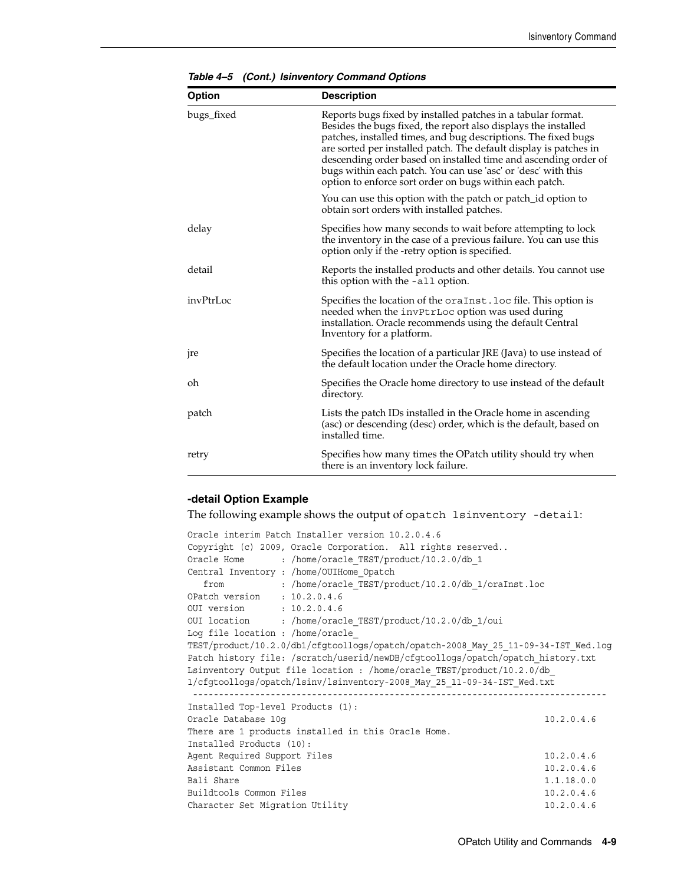*Table 4–5 (Cont.) lsinventory Command Options*

| Option | Description |
|---|---|
| bugs_fixed | Reports bugs fixed by installed patches in a tabular format. Besides the bugs fixed, the report also displays the installed patches, installed times, and bug descriptions. The fixed bugs are sorted per installed patch. The default display is patches in descending order based on installed time and ascending order of bugs within each patch. You can use 'asc' or 'desc' with this option to enforce sort order on bugs within each patch.<br><br>You can use this option with the patch or patch_id option to obtain sort orders with installed patches. |
| delay | Specifies how many seconds to wait before attempting to lock the inventory in the case of a previous failure. You can use this option only if the -retry option is specified. |
| detail | Reports the installed products and other details. You cannot use this option with the `-all` option. |
| invPtrLoc | Specifies the location of the `oraInst.loc` file. This option is needed when the `invPtrLoc` option was used during installation. Oracle recommends using the default Central Inventory for a platform. |
| jre | Specifies the location of a particular JRE (Java) to use instead of the default location under the Oracle home directory. |
| oh | Specifies the Oracle home directory to use instead of the default directory. |
| patch | Lists the patch IDs installed in the Oracle home in ascending (asc) or descending (desc) order, which is the default, based on installed time. |
| retry | Specifies how many times the OPatch utility should try when there is an inventory lock failure. |

### -detail Option Example

The following example shows the output of `opatch lsinventory -detail`:

```
Oracle interim Patch Installer version 10.2.0.4.6
Copyright (c) 2009, Oracle Corporation.  All rights reserved..
Oracle Home       : /home/oracle_TEST/product/10.2.0/db_1
Central Inventory : /home/OUIHome_Opatch
   from           : /home/oracle_TEST/product/10.2.0/db_1/oraInst.loc
OPatch version    : 10.2.0.4.6
OUI version       : 10.2.0.4.6
OUI location      : /home/oracle_TEST/product/10.2.0/db_1/oui
Log file location : /home/oracle_
TEST/product/10.2.0/db1/cfgtoollogs/opatch/opatch-2008_May_25_11-09-34-IST_Wed.log
Patch history file: /scratch/userid/newDB/cfgtoollogs/opatch/opatch_history.txt
Lsinventory Output file location : /home/oracle_TEST/product/10.2.0/db_
1/cfgtoollogs/opatch/lsinv/lsinventory-2008_May_25_11-09-34-IST_Wed.txt
 --------------------------------------------------------------------------------
Installed Top-level Products (1):
Oracle Database 10g                                                  10.2.0.4.6
There are 1 products installed in this Oracle Home.
Installed Products (10):
Agent Required Support Files                                         10.2.0.4.6
Assistant Common Files                                               10.2.0.4.6
Bali Share                                                           1.1.18.0.0
Buildtools Common Files                                              10.2.0.4.6
Character Set Migration Utility                                      10.2.0.4.6
```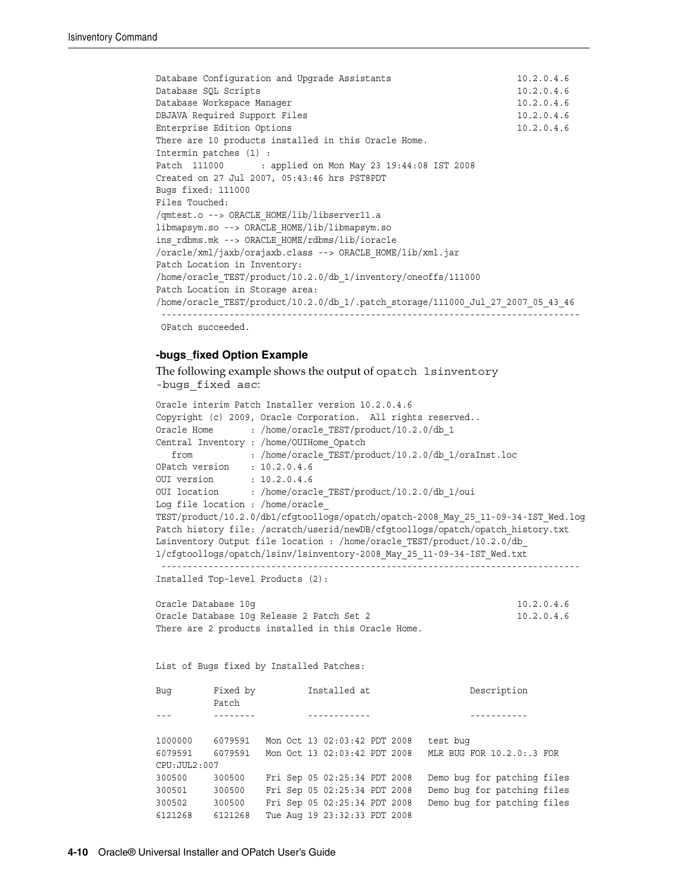```
Database Configuration and Upgrade Assistants                        10.2.0.4.6
Database SQL Scripts                                                 10.2.0.4.6
Database Workspace Manager                                           10.2.0.4.6
DBJAVA Required Support Files                                        10.2.0.4.6
Enterprise Edition Options                                           10.2.0.4.6
There are 10 products installed in this Oracle Home.
Intermin patches (1) :
Patch  111000       : applied on Mon May 23 19:44:08 IST 2008
Created on 27 Jul 2007, 05:43:46 hrs PST8PDT
Bugs fixed: 111000
Files Touched:
/qmtest.o --> ORACLE_HOME/lib/libserver11.a
libmapsym.so --> ORACLE_HOME/lib/libmapsym.so
ins_rdbms.mk --> ORACLE_HOME/rdbms/lib/ioracle
/oracle/xml/jaxb/orajaxb.class --> ORACLE_HOME/lib/xml.jar
Patch Location in Inventory:
/home/oracle_TEST/product/10.2.0/db_1/inventory/oneoffs/111000
Patch Location in Storage area:
/home/oracle_TEST/product/10.2.0/db_1/.patch_storage/111000_Jul_27_2007_05_43_46
 ------------------------------------------------------------------------------
 OPatch succeeded.
```

### -bugs_fixed Option Example

The following example shows the output of `opatch lsinventory -bugs_fixed asc`:

```
Oracle interim Patch Installer version 10.2.0.4.6
Copyright (c) 2009, Oracle Corporation.  All rights reserved..
Oracle Home       : /home/oracle_TEST/product/10.2.0/db_1
Central Inventory : /home/OUIHome_Opatch
   from           : /home/oracle_TEST/product/10.2.0/db_1/oraInst.loc
OPatch version    : 10.2.0.4.6
OUI version       : 10.2.0.4.6
OUI location      : /home/oracle_TEST/product/10.2.0/db_1/oui
Log file location : /home/oracle_
TEST/product/10.2.0/db1/cfgtoollogs/opatch/opatch-2008_May_25_11-09-34-IST_Wed.log
Patch history file: /scratch/userid/newDB/cfgtoollogs/opatch/opatch_history.txt
Lsinventory Output file location : /home/oracle_TEST/product/10.2.0/db_
1/cfgtoollogs/opatch/lsinv/lsinventory-2008_May_25_11-09-34-IST_Wed.txt
 ------------------------------------------------------------------------------
Installed Top-level Products (2):

Oracle Database 10g                                                  10.2.0.4.6
Oracle Database 10g Release 2 Patch Set 2                            10.2.0.4.6
There are 2 products installed in this Oracle Home.


List of Bugs fixed by Installed Patches:

Bug        Fixed by         Installed at                  Description
           Patch
---        --------         ------------                  -----------

1000000    6079591   Mon Oct 13 02:03:42 PDT 2008   test bug
6079591    6079591   Mon Oct 13 02:03:42 PDT 2008   MLR BUG FOR 10.2.0:.3 FOR
CPU:JUL2:007
300500     300500    Fri Sep 05 02:25:34 PDT 2008   Demo bug for patching files
300501     300500    Fri Sep 05 02:25:34 PDT 2008   Demo bug for patching files
300502     300500    Fri Sep 05 02:25:34 PDT 2008   Demo bug for patching files
6121268    6121268   Tue Aug 19 23:32:33 PDT 2008
```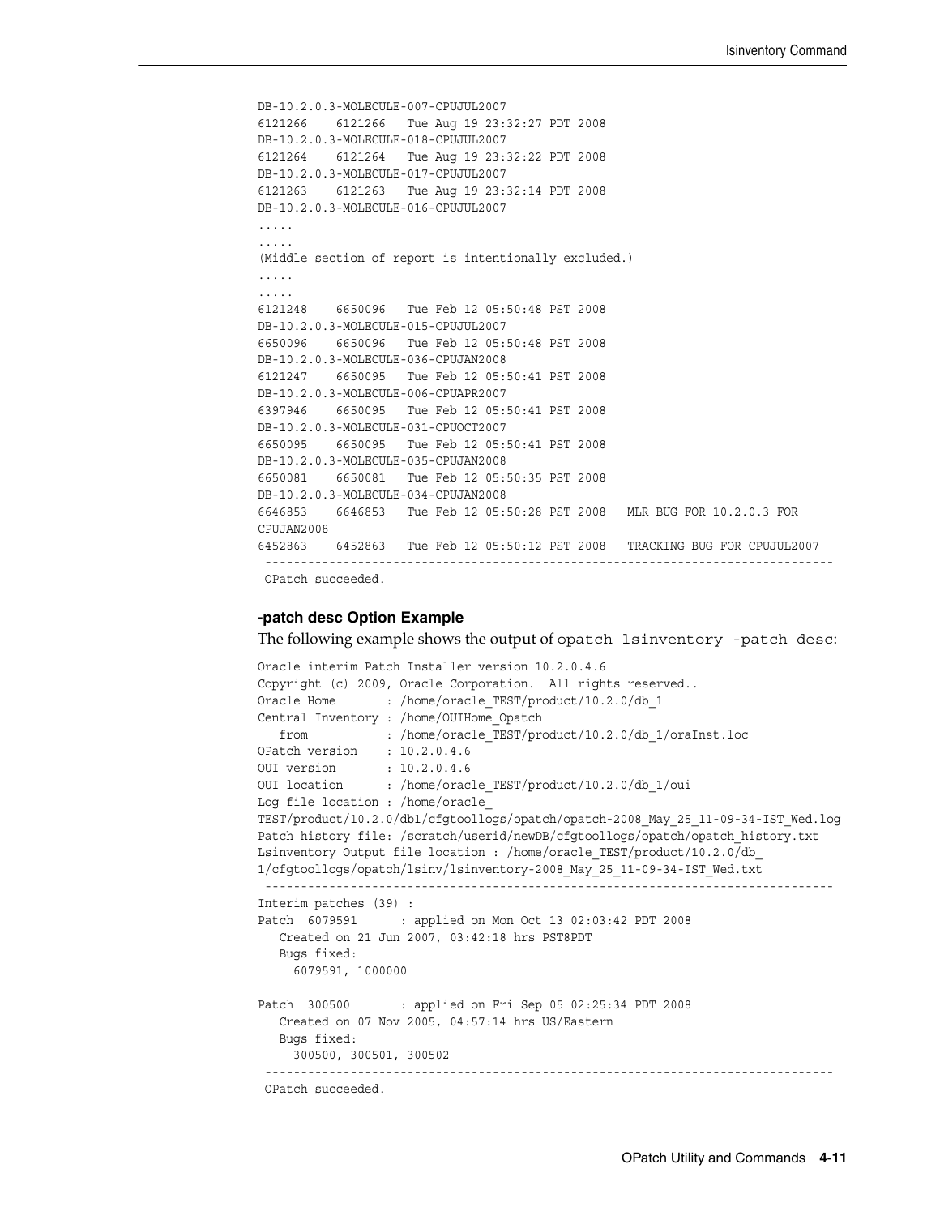```
DB-10.2.0.3-MOLECULE-007-CPUJUL2007
6121266    6121266   Tue Aug 19 23:32:27 PDT 2008
DB-10.2.0.3-MOLECULE-018-CPUJUL2007
6121264    6121264   Tue Aug 19 23:32:22 PDT 2008
DB-10.2.0.3-MOLECULE-017-CPUJUL2007
6121263    6121263   Tue Aug 19 23:32:14 PDT 2008
DB-10.2.0.3-MOLECULE-016-CPUJUL2007
.....
.....
(Middle section of report is intentionally excluded.)
.....
.....
6121248    6650096   Tue Feb 12 05:50:48 PST 2008
DB-10.2.0.3-MOLECULE-015-CPUJUL2007
6650096    6650096   Tue Feb 12 05:50:48 PST 2008
DB-10.2.0.3-MOLECULE-036-CPUJAN2008
6121247    6650095   Tue Feb 12 05:50:41 PST 2008
DB-10.2.0.3-MOLECULE-006-CPUAPR2007
6397946    6650095   Tue Feb 12 05:50:41 PST 2008
DB-10.2.0.3-MOLECULE-031-CPUOCT2007
6650095    6650095   Tue Feb 12 05:50:41 PST 2008
DB-10.2.0.3-MOLECULE-035-CPUJAN2008
6650081    6650081   Tue Feb 12 05:50:35 PST 2008
DB-10.2.0.3-MOLECULE-034-CPUJAN2008
6646853    6646853   Tue Feb 12 05:50:28 PST 2008   MLR BUG FOR 10.2.0.3 FOR
CPUJAN2008
6452863    6452863   Tue Feb 12 05:50:12 PST 2008   TRACKING BUG FOR CPUJUL2007
 ----------------------------------------------------------------------------
 OPatch succeeded.
```

#### -patch desc Option Example

The following example shows the output of `opatch lsinventory -patch desc`:

```
Oracle interim Patch Installer version 10.2.0.4.6
Copyright (c) 2009, Oracle Corporation.  All rights reserved..
Oracle Home       : /home/oracle_TEST/product/10.2.0/db_1
Central Inventory : /home/OUIHome_Opatch
   from           : /home/oracle_TEST/product/10.2.0/db_1/oraInst.loc
OPatch version    : 10.2.0.4.6
OUI version       : 10.2.0.4.6
OUI location      : /home/oracle_TEST/product/10.2.0/db_1/oui
Log file location : /home/oracle_
TEST/product/10.2.0/db1/cfgtoollogs/opatch/opatch-2008_May_25_11-09-34-IST_Wed.log
Patch history file: /scratch/userid/newDB/cfgtoollogs/opatch/opatch_history.txt
Lsinventory Output file location : /home/oracle_TEST/product/10.2.0/db_
1/cfgtoollogs/opatch/lsinv/lsinventory-2008_May_25_11-09-34-IST_Wed.txt
 ----------------------------------------------------------------------------
Interim patches (39) :
Patch  6079591      : applied on Mon Oct 13 02:03:42 PDT 2008
   Created on 21 Jun 2007, 03:42:18 hrs PST8PDT
   Bugs fixed:
     6079591, 1000000

Patch  300500       : applied on Fri Sep 05 02:25:34 PDT 2008
   Created on 07 Nov 2005, 04:57:14 hrs US/Eastern
   Bugs fixed:
     300500, 300501, 300502
 ----------------------------------------------------------------------------
 OPatch succeeded.
```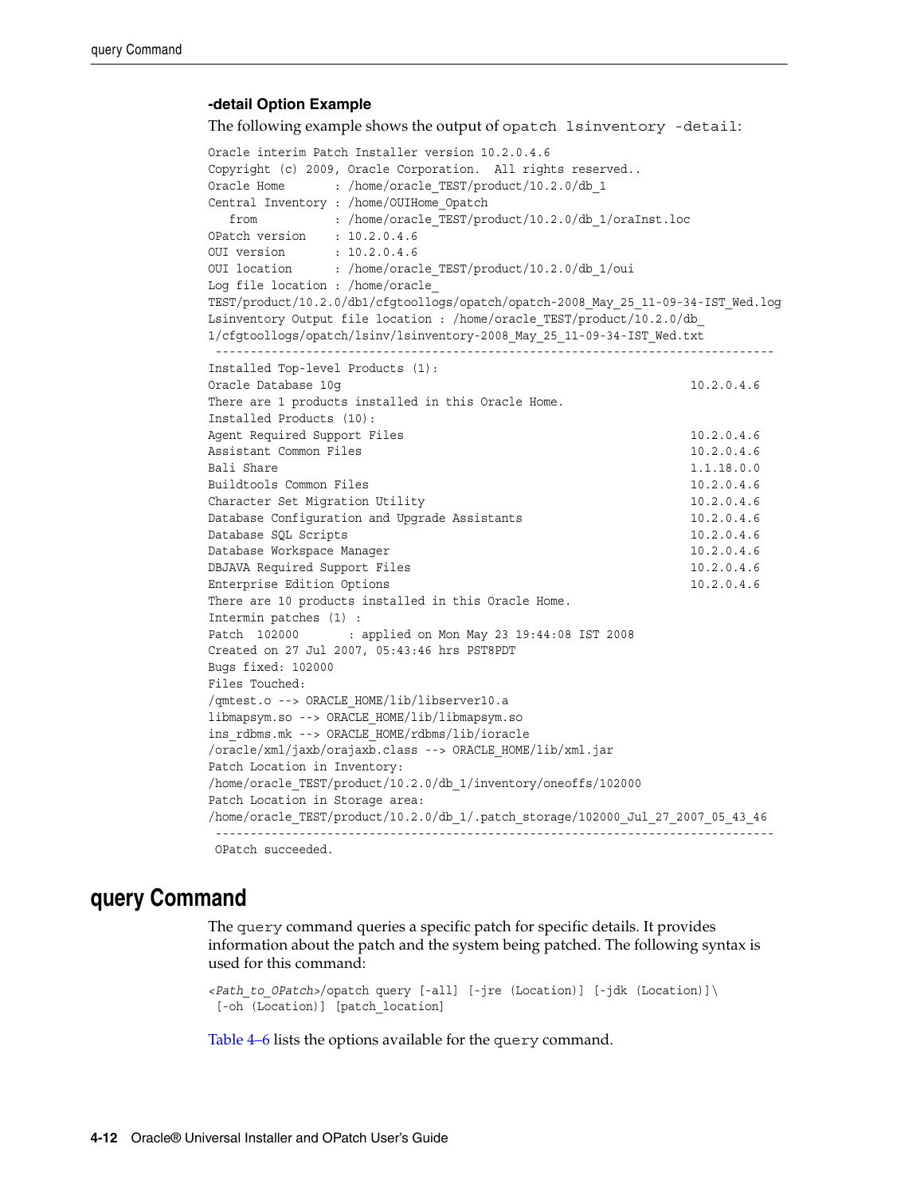### -detail Option Example

The following example shows the output of `opatch lsinventory -detail`:

```
Oracle interim Patch Installer version 10.2.0.4.6
Copyright (c) 2009, Oracle Corporation.  All rights reserved..
Oracle Home       : /home/oracle_TEST/product/10.2.0/db_1
Central Inventory : /home/OUIHome_Opatch
   from           : /home/oracle_TEST/product/10.2.0/db_1/oraInst.loc
OPatch version    : 10.2.0.4.6
OUI version       : 10.2.0.4.6
OUI location      : /home/oracle_TEST/product/10.2.0/db_1/oui
Log file location : /home/oracle_
TEST/product/10.2.0/db1/cfgtoollogs/opatch/opatch-2008_May_25_11-09-34-IST_Wed.log
Lsinventory Output file location : /home/oracle_TEST/product/10.2.0/db_
1/cfgtoollogs/opatch/lsinv/lsinventory-2008_May_25_11-09-34-IST_Wed.txt
 --------------------------------------------------------------------------------
Installed Top-level Products (1):
Oracle Database 10g                                                   10.2.0.4.6
There are 1 products installed in this Oracle Home.
Installed Products (10):
Agent Required Support Files                                          10.2.0.4.6
Assistant Common Files                                                10.2.0.4.6
Bali Share                                                            1.1.18.0.0
Buildtools Common Files                                               10.2.0.4.6
Character Set Migration Utility                                       10.2.0.4.6
Database Configuration and Upgrade Assistants                         10.2.0.4.6
Database SQL Scripts                                                  10.2.0.4.6
Database Workspace Manager                                            10.2.0.4.6
DBJAVA Required Support Files                                         10.2.0.4.6
Enterprise Edition Options                                            10.2.0.4.6
There are 10 products installed in this Oracle Home.
Intermin patches (1) :
Patch  102000      : applied on Mon May 23 19:44:08 IST 2008
Created on 27 Jul 2007, 05:43:46 hrs PST8PDT
Bugs fixed: 102000
Files Touched:
/qmtest.o --> ORACLE_HOME/lib/libserver10.a
libmapsym.so --> ORACLE_HOME/lib/libmapsym.so
ins_rdbms.mk --> ORACLE_HOME/rdbms/lib/ioracle
/oracle/xml/jaxb/orajaxb.class --> ORACLE_HOME/lib/xml.jar
Patch Location in Inventory:
/home/oracle_TEST/product/10.2.0/db_1/inventory/oneoffs/102000
Patch Location in Storage area:
/home/oracle_TEST/product/10.2.0/db_1/.patch_storage/102000_Jul_27_2007_05_43_46
 --------------------------------------------------------------------------------
 OPatch succeeded.
```

## query Command

The `query` command queries a specific patch for specific details. It provides information about the patch and the system being patched. The following syntax is used for this command:

```
<Path_to_OPatch>/opatch query [-all] [-jre (Location)] [-jdk (Location)]\
 [-oh (Location)] [patch_location]
```

Table 4–6 lists the options available for the `query` command.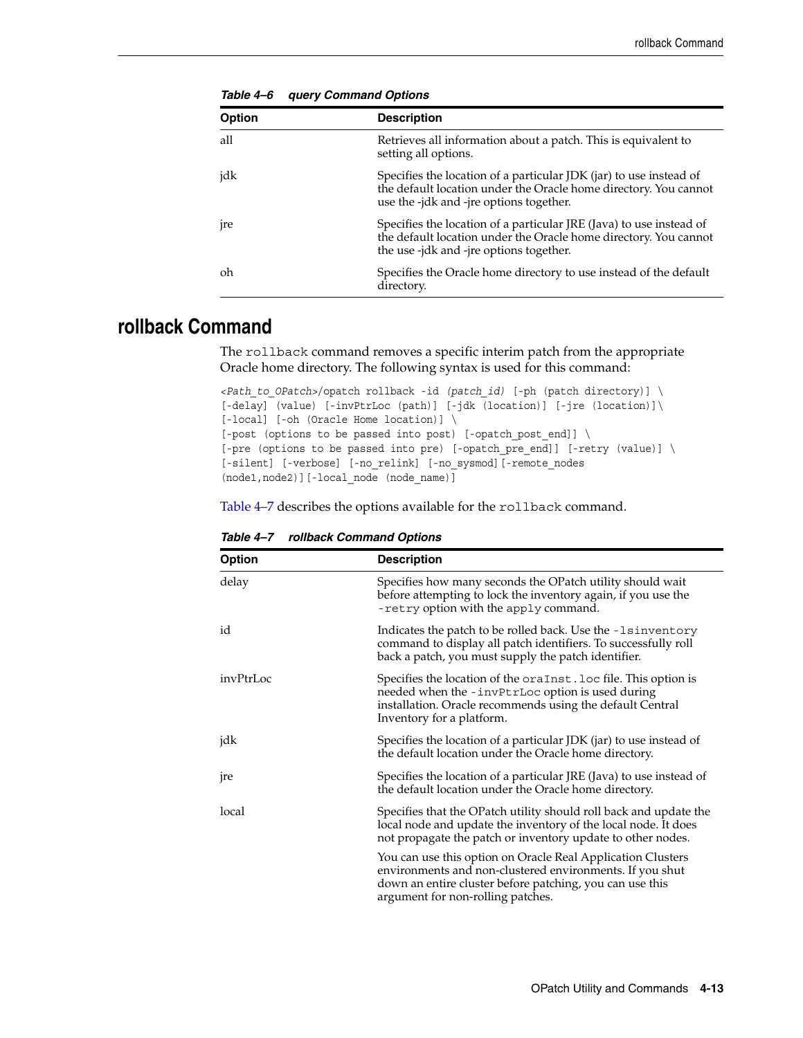*Table 4–6 query Command Options*

| Option | Description |
|---|---|
| all | Retrieves all information about a patch. This is equivalent to setting all options. |
| jdk | Specifies the location of a particular JDK (jar) to use instead of the default location under the Oracle home directory. You cannot use the -jdk and -jre options together. |
| jre | Specifies the location of a particular JRE (Java) to use instead of the default location under the Oracle home directory. You cannot the use -jdk and -jre options together. |
| oh | Specifies the Oracle home directory to use instead of the default directory. |

## rollback Command

The `rollback` command removes a specific interim patch from the appropriate Oracle home directory. The following syntax is used for this command:

```
<Path_to_OPatch>/opatch rollback -id (patch_id) [-ph (patch directory)] \
[-delay] (value) [-invPtrLoc (path)] [-jdk (location)] [-jre (location)]\
[-local] [-oh (Oracle Home location)] \
[-post (options to be passed into post) [-opatch_post_end]] \
[-pre (options to be passed into pre) [-opatch_pre_end]] [-retry (value)] \
[-silent] [-verbose] [-no_relink] [-no_sysmod][-remote_nodes
(node1,node2)][-local_node (node_name)]
```

Table 4–7 describes the options available for the `rollback` command.

*Table 4–7 rollback Command Options*

| Option | Description |
|---|---|
| delay | Specifies how many seconds the OPatch utility should wait before attempting to lock the inventory again, if you use the `-retry` option with the `apply` command. |
| id | Indicates the patch to be rolled back. Use the `-lsinventory` command to display all patch identifiers. To successfully roll back a patch, you must supply the patch identifier. |
| invPtrLoc | Specifies the location of the `oraInst.loc` file. This option is needed when the `-invPtrLoc` option is used during installation. Oracle recommends using the default Central Inventory for a platform. |
| jdk | Specifies the location of a particular JDK (jar) to use instead of the default location under the Oracle home directory. |
| jre | Specifies the location of a particular JRE (Java) to use instead of the default location under the Oracle home directory. |
| local | Specifies that the OPatch utility should roll back and update the local node and update the inventory of the local node. It does not propagate the patch or inventory update to other nodes.<br><br>You can use this option on Oracle Real Application Clusters environments and non-clustered environments. If you shut down an entire cluster before patching, you can use this argument for non-rolling patches. |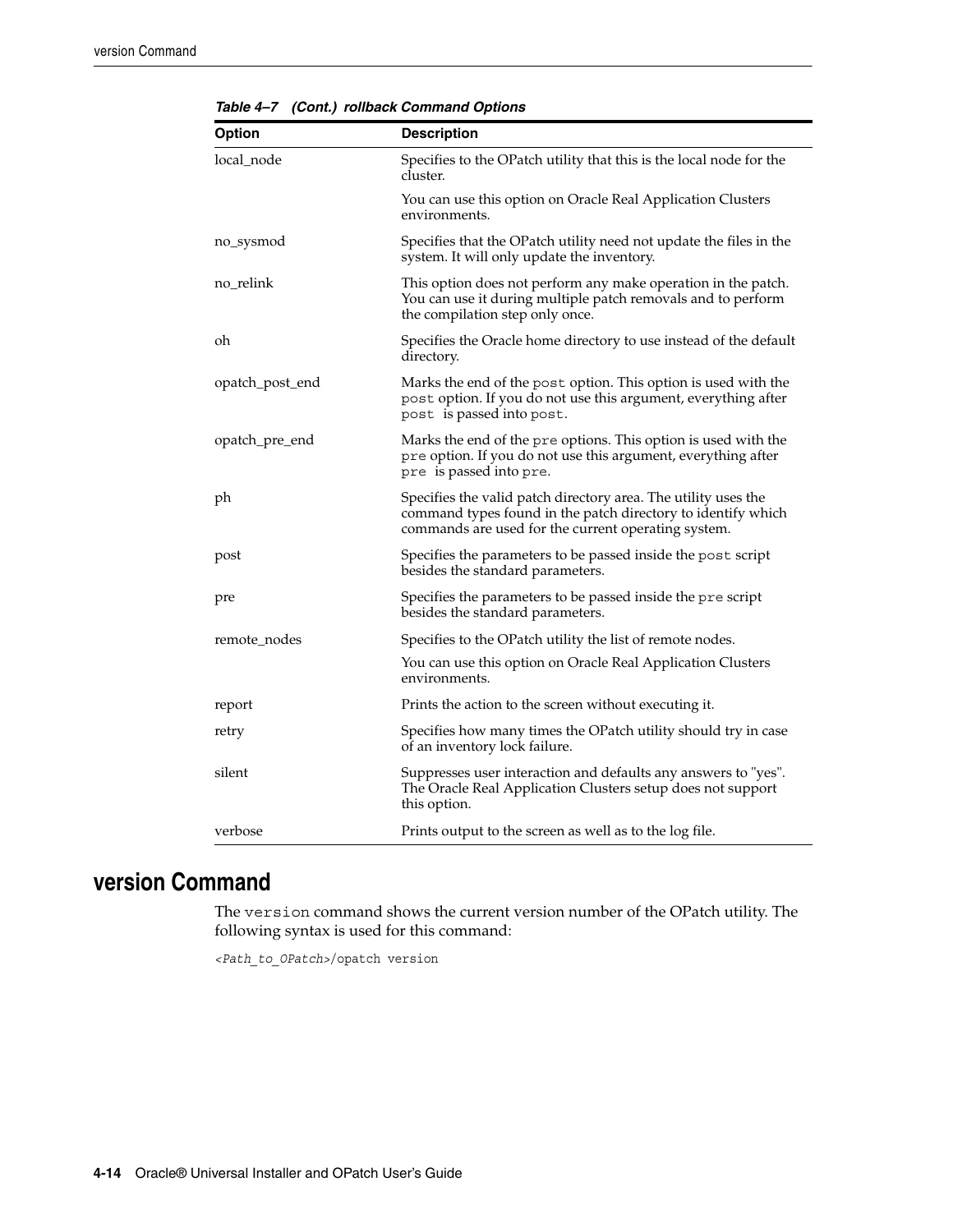*Table 4–7 (Cont.) rollback Command Options*

| Option | Description |
|---|---|
| local_node | Specifies to the OPatch utility that this is the local node for the cluster.<br><br>You can use this option on Oracle Real Application Clusters environments. |
| no_sysmod | Specifies that the OPatch utility need not update the files in the system. It will only update the inventory. |
| no_relink | This option does not perform any make operation in the patch. You can use it during multiple patch removals and to perform the compilation step only once. |
| oh | Specifies the Oracle home directory to use instead of the default directory. |
| opatch_post_end | Marks the end of the `post` option. This option is used with the `post` option. If you do not use this argument, everything after `post` is passed into `post`. |
| opatch_pre_end | Marks the end of the `pre` options. This option is used with the `pre` option. If you do not use this argument, everything after `pre` is passed into `pre`. |
| ph | Specifies the valid patch directory area. The utility uses the command types found in the patch directory to identify which commands are used for the current operating system. |
| post | Specifies the parameters to be passed inside the `post` script besides the standard parameters. |
| pre | Specifies the parameters to be passed inside the `pre` script besides the standard parameters. |
| remote_nodes | Specifies to the OPatch utility the list of remote nodes.<br><br>You can use this option on Oracle Real Application Clusters environments. |
| report | Prints the action to the screen without executing it. |
| retry | Specifies how many times the OPatch utility should try in case of an inventory lock failure. |
| silent | Suppresses user interaction and defaults any answers to "yes". The Oracle Real Application Clusters setup does not support this option. |
| verbose | Prints output to the screen as well as to the log file. |

## version Command

The `version` command shows the current version number of the OPatch utility. The following syntax is used for this command:

```
<Path_to_OPatch>/opatch version
```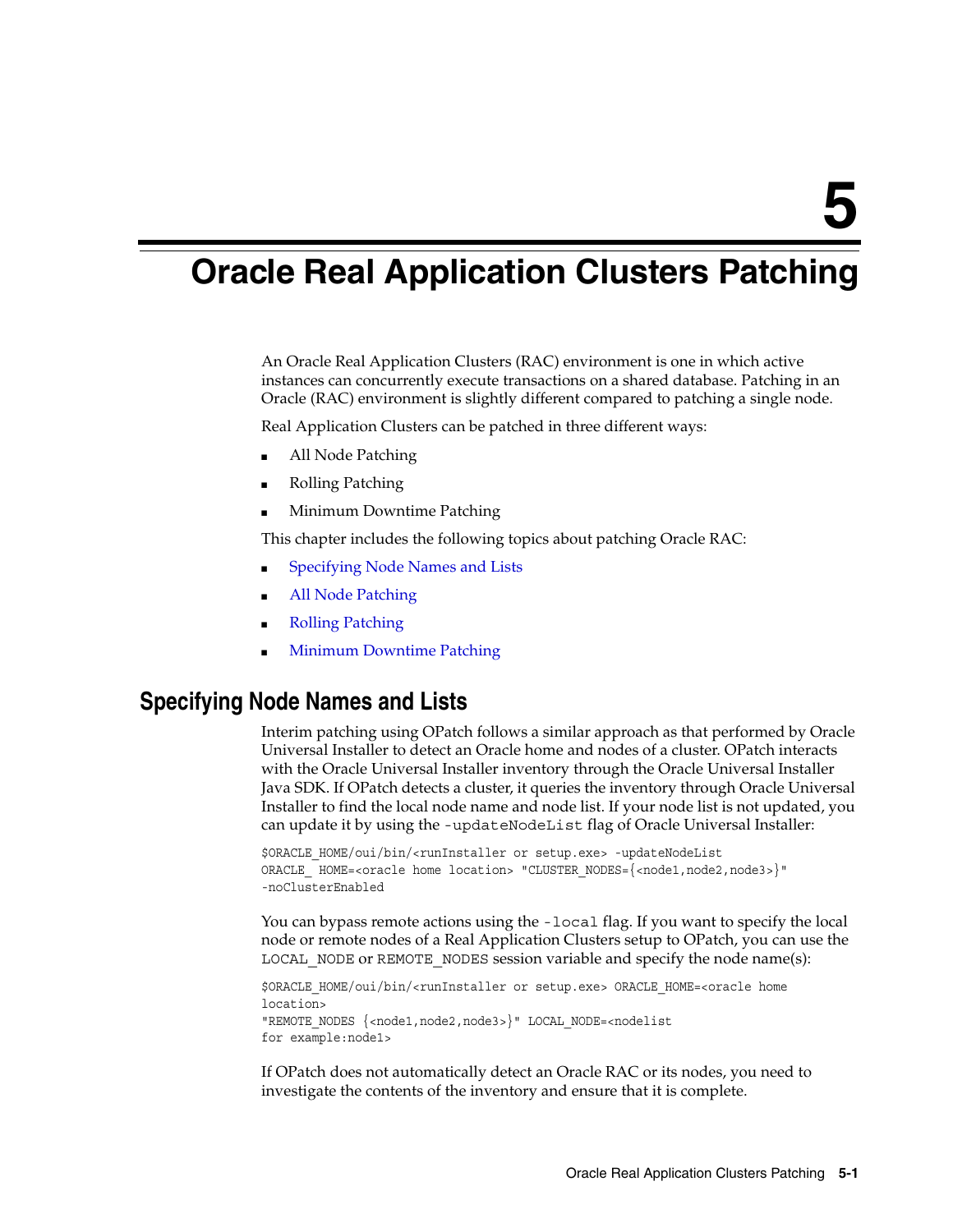# 5 Oracle Real Application Clusters Patching

An Oracle Real Application Clusters (RAC) environment is one in which active instances can concurrently execute transactions on a shared database. Patching in an Oracle (RAC) environment is slightly different compared to patching a single node.

Real Application Clusters can be patched in three different ways:

- All Node Patching
- Rolling Patching
- Minimum Downtime Patching

This chapter includes the following topics about patching Oracle RAC:

- Specifying Node Names and Lists
- All Node Patching
- Rolling Patching
- Minimum Downtime Patching

## Specifying Node Names and Lists

Interim patching using OPatch follows a similar approach as that performed by Oracle Universal Installer to detect an Oracle home and nodes of a cluster. OPatch interacts with the Oracle Universal Installer inventory through the Oracle Universal Installer Java SDK. If OPatch detects a cluster, it queries the inventory through Oracle Universal Installer to find the local node name and node list. If your node list is not updated, you can update it by using the `-updateNodeList` flag of Oracle Universal Installer:

```
$ORACLE_HOME/oui/bin/<runInstaller or setup.exe> -updateNodeList
ORACLE_ HOME=<oracle home location> "CLUSTER_NODES={<node1,node2,node3>}"
-noClusterEnabled
```

You can bypass remote actions using the `-local` flag. If you want to specify the local node or remote nodes of a Real Application Clusters setup to OPatch, you can use the `LOCAL_NODE` or `REMOTE_NODES` session variable and specify the node name(s):

```
$ORACLE_HOME/oui/bin/<runInstaller or setup.exe> ORACLE_HOME=<oracle home
location>
"REMOTE_NODES {<node1,node2,node3>}" LOCAL_NODE=<nodelist
for example:node1>
```

If OPatch does not automatically detect an Oracle RAC or its nodes, you need to investigate the contents of the inventory and ensure that it is complete.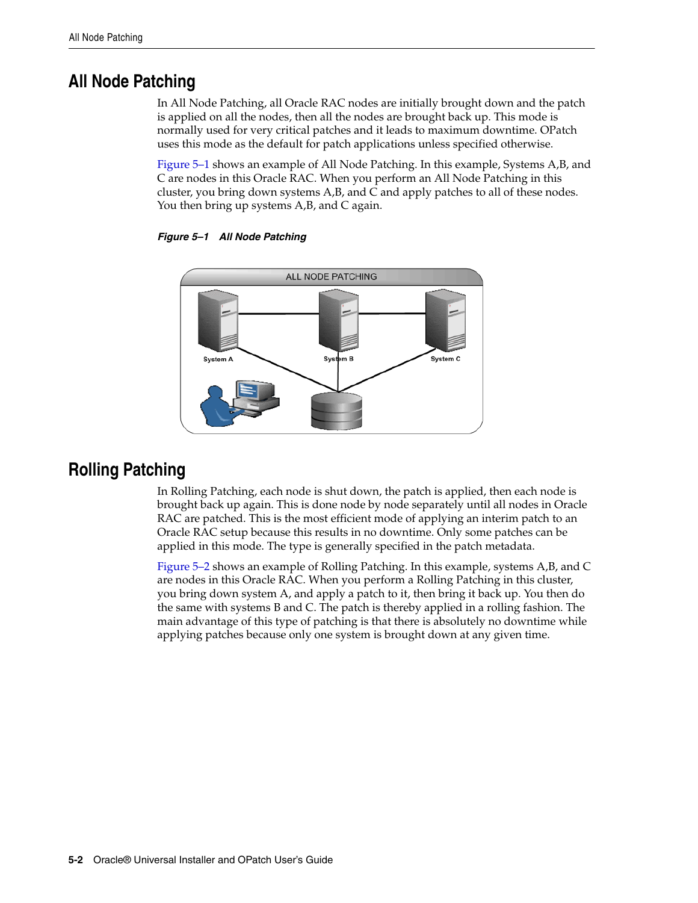## All Node Patching

In All Node Patching, all Oracle RAC nodes are initially brought down and the patch is applied on all the nodes, then all the nodes are brought back up. This mode is normally used for very critical patches and it leads to maximum downtime. OPatch uses this mode as the default for patch applications unless specified otherwise.

Figure 5–1 shows an example of All Node Patching. In this example, Systems A,B, and C are nodes in this Oracle RAC. When you perform an All Node Patching in this cluster, you bring down systems A,B, and C and apply patches to all of these nodes. You then bring up systems A,B, and C again.

***Figure 5–1 All Node Patching***

## Rolling Patching

In Rolling Patching, each node is shut down, the patch is applied, then each node is brought back up again. This is done node by node separately until all nodes in Oracle RAC are patched. This is the most efficient mode of applying an interim patch to an Oracle RAC setup because this results in no downtime. Only some patches can be applied in this mode. The type is generally specified in the patch metadata.

Figure 5–2 shows an example of Rolling Patching. In this example, systems A,B, and C are nodes in this Oracle RAC. When you perform a Rolling Patching in this cluster, you bring down system A, and apply a patch to it, then bring it back up. You then do the same with systems B and C. The patch is thereby applied in a rolling fashion. The main advantage of this type of patching is that there is absolutely no downtime while applying patches because only one system is brought down at any given time.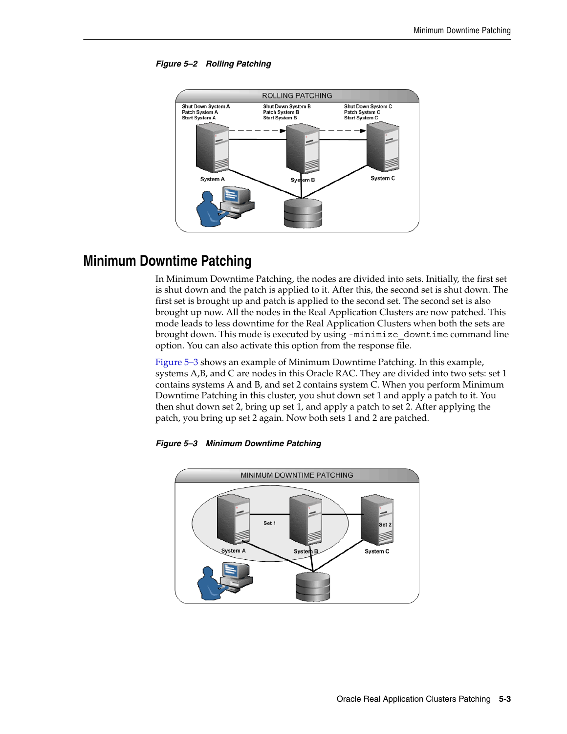*Figure 5–2 Rolling Patching*

## Minimum Downtime Patching

In Minimum Downtime Patching, the nodes are divided into sets. Initially, the first set is shut down and the patch is applied to it. After this, the second set is shut down. The first set is brought up and patch is applied to the second set. The second set is also brought up now. All the nodes in the Real Application Clusters are now patched. This mode leads to less downtime for the Real Application Clusters when both the sets are brought down. This mode is executed by using `-minimize_downtime` command line option. You can also activate this option from the response file.

Figure 5–3 shows an example of Minimum Downtime Patching. In this example, systems A,B, and C are nodes in this Oracle RAC. They are divided into two sets: set 1 contains systems A and B, and set 2 contains system C. When you perform Minimum Downtime Patching in this cluster, you shut down set 1 and apply a patch to it. You then shut down set 2, bring up set 1, and apply a patch to set 2. After applying the patch, you bring up set 2 again. Now both sets 1 and 2 are patched.

*Figure 5–3 Minimum Downtime Patching*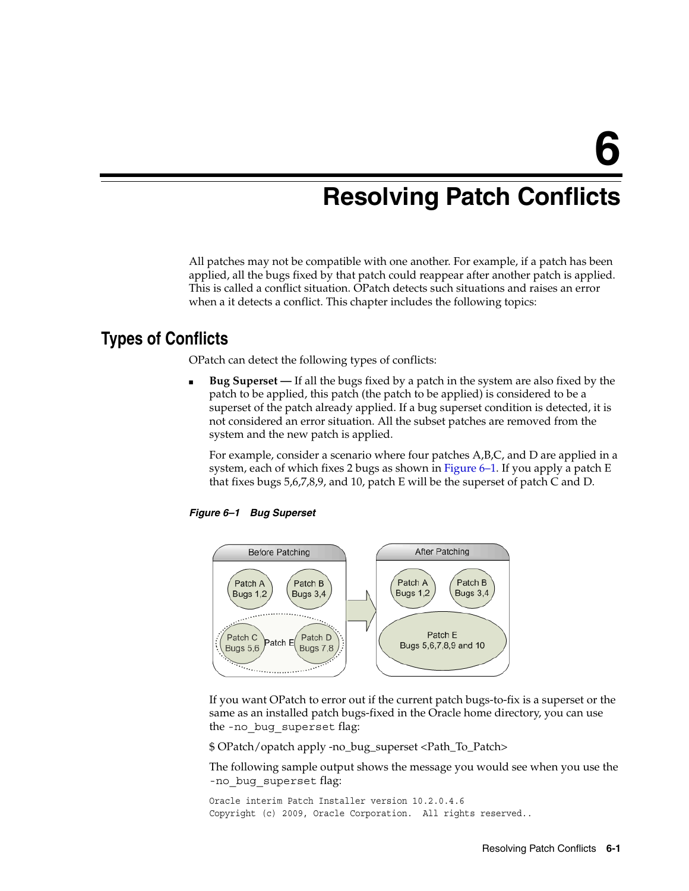# 6 Resolving Patch Conflicts

All patches may not be compatible with one another. For example, if a patch has been applied, all the bugs fixed by that patch could reappear after another patch is applied. This is called a conflict situation. OPatch detects such situations and raises an error when a it detects a conflict. This chapter includes the following topics:

## Types of Conflicts

OPatch can detect the following types of conflicts:

- **Bug Superset —** If all the bugs fixed by a patch in the system are also fixed by the patch to be applied, this patch (the patch to be applied) is considered to be a superset of the patch already applied. If a bug superset condition is detected, it is not considered an error situation. All the subset patches are removed from the system and the new patch is applied.

  For example, consider a scenario where four patches A,B,C, and D are applied in a system, each of which fixes 2 bugs as shown in Figure 6–1. If you apply a patch E that fixes bugs 5,6,7,8,9, and 10, patch E will be the superset of patch C and D.

  ***Figure 6–1 Bug Superset***

  If you want OPatch to error out if the current patch bugs-to-fix is a superset or the same as an installed patch bugs-fixed in the Oracle home directory, you can use the `-no_bug_superset` flag:

  $ OPatch/opatch apply -no_bug_superset <Path_To_Patch>

  The following sample output shows the message you would see when you use the `-no_bug_superset` flag:

  ```
  Oracle interim Patch Installer version 10.2.0.4.6
  Copyright (c) 2009, Oracle Corporation.  All rights reserved..
  ```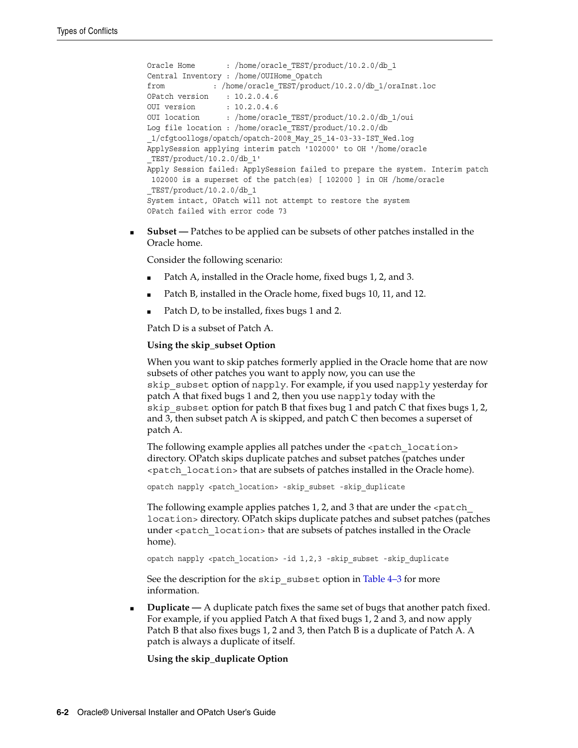```
Oracle Home       : /home/oracle_TEST/product/10.2.0/db_1
Central Inventory : /home/OUIHome_Opatch
from           : /home/oracle_TEST/product/10.2.0/db_1/oraInst.loc
OPatch version    : 10.2.0.4.6
OUI version       : 10.2.0.4.6
OUI location      : /home/oracle_TEST/product/10.2.0/db_1/oui
Log file location : /home/oracle_TEST/product/10.2.0/db
_1/cfgtoollogs/opatch/opatch-2008_May_25_14-03-33-IST_Wed.log
ApplySession applying interim patch '102000' to OH '/home/oracle
_TEST/product/10.2.0/db_1'
Apply Session failed: ApplySession failed to prepare the system. Interim patch
 102000 is a superset of the patch(es) [ 102000 ] in OH /home/oracle
_TEST/product/10.2.0/db_1
System intact, OPatch will not attempt to restore the system
OPatch failed with error code 73
```

- **Subset —** Patches to be applied can be subsets of other patches installed in the Oracle home.

  Consider the following scenario:

  - Patch A, installed in the Oracle home, fixed bugs 1, 2, and 3.
  - Patch B, installed in the Oracle home, fixed bugs 10, 11, and 12.
  - Patch D, to be installed, fixes bugs 1 and 2.

  Patch D is a subset of Patch A.

  **Using the skip_subset Option**

  When you want to skip patches formerly applied in the Oracle home that are now subsets of other patches you want to apply now, you can use the `skip_subset` option of `napply`. For example, if you used `napply` yesterday for patch A that fixed bugs 1 and 2, then you use `napply` today with the `skip_subset` option for patch B that fixes bug 1 and patch C that fixes bugs 1, 2, and 3, then subset patch A is skipped, and patch C then becomes a superset of patch A.

  The following example applies all patches under the `<patch_location>` directory. OPatch skips duplicate patches and subset patches (patches under `<patch_location>` that are subsets of patches installed in the Oracle home).

  ```
  opatch napply <patch_location> -skip_subset -skip_duplicate
  ```

  The following example applies patches 1, 2, and 3 that are under the `<patch_location>` directory. OPatch skips duplicate patches and subset patches (patches under `<patch_location>` that are subsets of patches installed in the Oracle home).

  ```
  opatch napply <patch_location> -id 1,2,3 -skip_subset -skip_duplicate
  ```

  See the description for the `skip_subset` option in Table 4–3 for more information.

- **Duplicate —** A duplicate patch fixes the same set of bugs that another patch fixed. For example, if you applied Patch A that fixed bugs 1, 2 and 3, and now apply Patch B that also fixes bugs 1, 2 and 3, then Patch B is a duplicate of Patch A. A patch is always a duplicate of itself.

  **Using the skip_duplicate Option**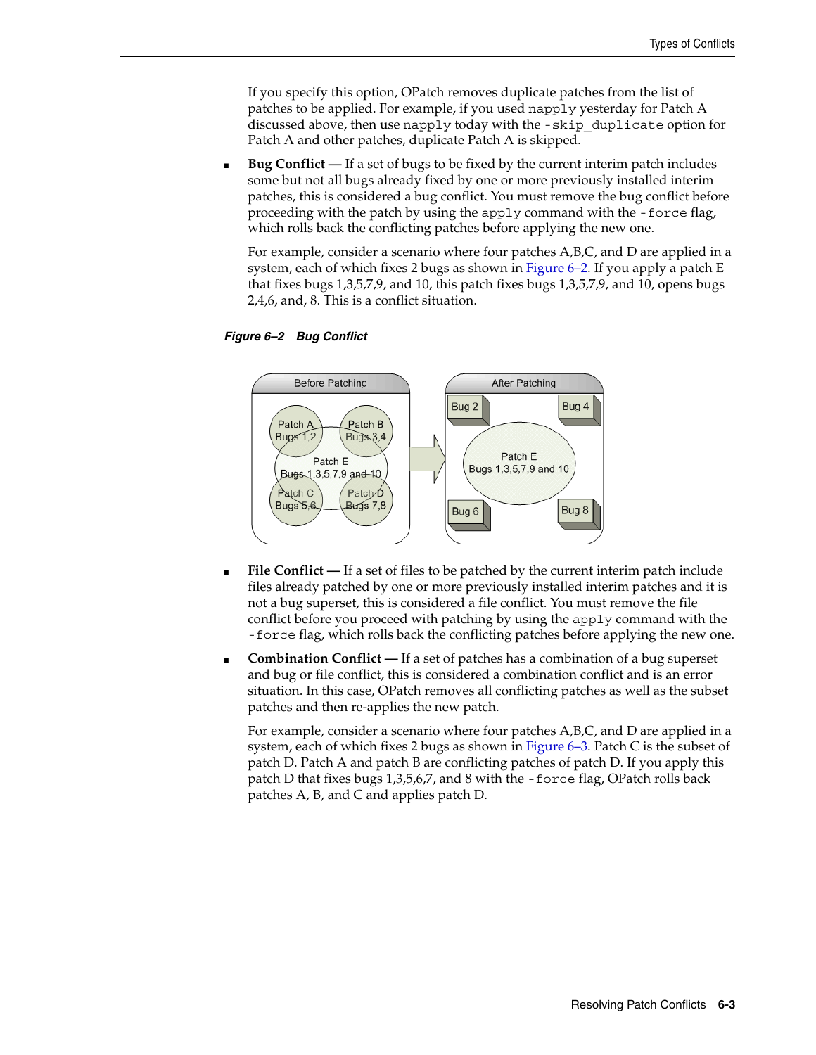If you specify this option, OPatch removes duplicate patches from the list of patches to be applied. For example, if you used `napply` yesterday for Patch A discussed above, then use `napply` today with the `-skip_duplicate` option for Patch A and other patches, duplicate Patch A is skipped.

- **Bug Conflict —** If a set of bugs to be fixed by the current interim patch includes some but not all bugs already fixed by one or more previously installed interim patches, this is considered a bug conflict. You must remove the bug conflict before proceeding with the patch by using the `apply` command with the `-force` flag, which rolls back the conflicting patches before applying the new one.

  For example, consider a scenario where four patches A,B,C, and D are applied in a system, each of which fixes 2 bugs as shown in Figure 6–2. If you apply a patch E that fixes bugs 1,3,5,7,9, and 10, this patch fixes bugs 1,3,5,7,9, and 10, opens bugs 2,4,6, and, 8. This is a conflict situation.

***Figure 6–2 Bug Conflict***

- **File Conflict —** If a set of files to be patched by the current interim patch include files already patched by one or more previously installed interim patches and it is not a bug superset, this is considered a file conflict. You must remove the file conflict before you proceed with patching by using the `apply` command with the `-force` flag, which rolls back the conflicting patches before applying the new one.

- **Combination Conflict —** If a set of patches has a combination of a bug superset and bug or file conflict, this is considered a combination conflict and is an error situation. In this case, OPatch removes all conflicting patches as well as the subset patches and then re-applies the new patch.

  For example, consider a scenario where four patches A,B,C, and D are applied in a system, each of which fixes 2 bugs as shown in Figure 6–3. Patch C is the subset of patch D. Patch A and patch B are conflicting patches of patch D. If you apply this patch D that fixes bugs 1,3,5,6,7, and 8 with the `-force` flag, OPatch rolls back patches A, B, and C and applies patch D.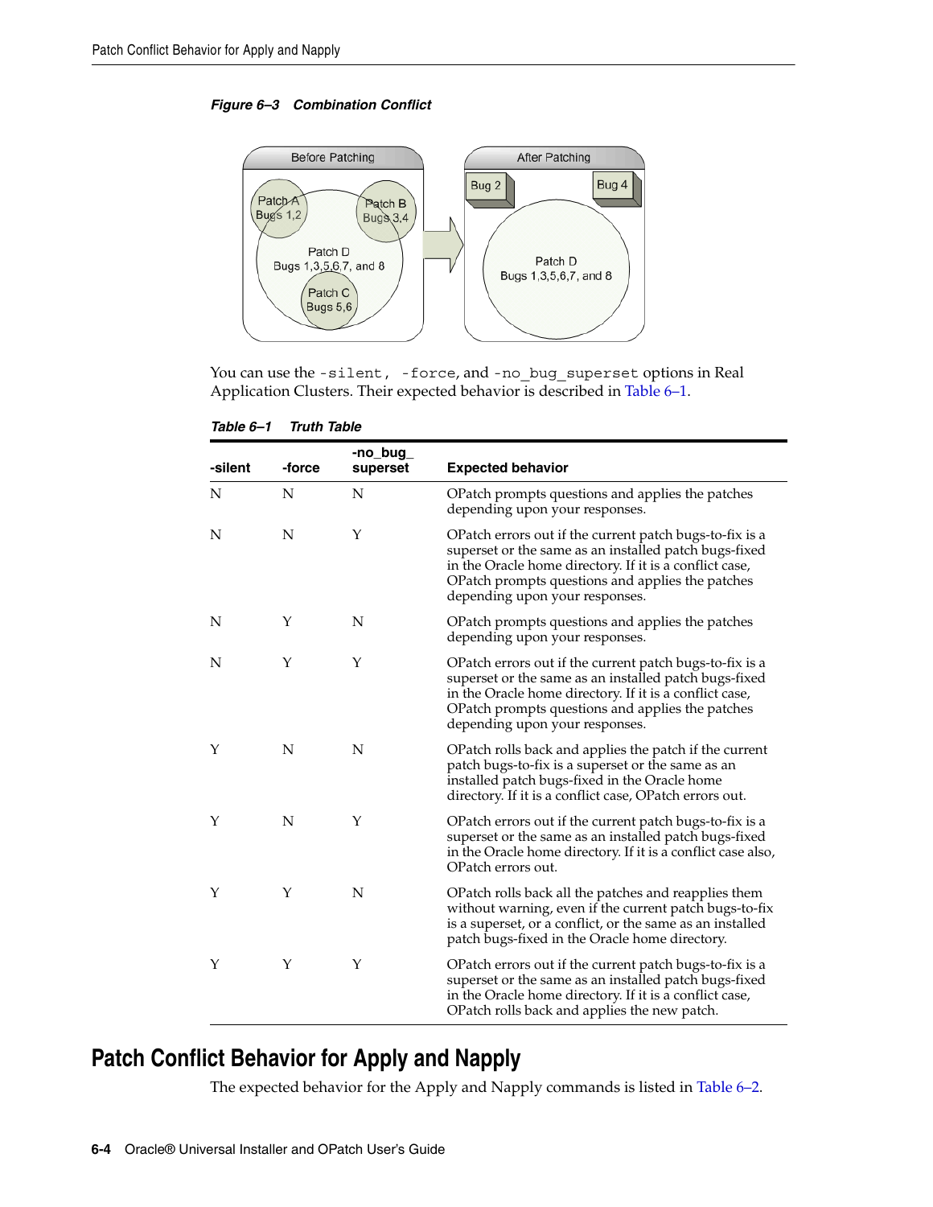*Figure 6–3 Combination Conflict*

You can use the `-silent`, `-force`, and `-no_bug_superset` options in Real Application Clusters. Their expected behavior is described in Table 6–1.

*Table 6–1 Truth Table*

| -silent | -force | -no_bug_superset | Expected behavior |
|---|---|---|---|
| N | N | N | OPatch prompts questions and applies the patches depending upon your responses. |
| N | N | Y | OPatch errors out if the current patch bugs-to-fix is a superset or the same as an installed patch bugs-fixed in the Oracle home directory. If it is a conflict case, OPatch prompts questions and applies the patches depending upon your responses. |
| N | Y | N | OPatch prompts questions and applies the patches depending upon your responses. |
| N | Y | Y | OPatch errors out if the current patch bugs-to-fix is a superset or the same as an installed patch bugs-fixed in the Oracle home directory. If it is a conflict case, OPatch prompts questions and applies the patches depending upon your responses. |
| Y | N | N | OPatch rolls back and applies the patch if the current patch bugs-to-fix is a superset or the same as an installed patch bugs-fixed in the Oracle home directory. If it is a conflict case, OPatch errors out. |
| Y | N | Y | OPatch errors out if the current patch bugs-to-fix is a superset or the same as an installed patch bugs-fixed in the Oracle home directory. If it is a conflict case also, OPatch errors out. |
| Y | Y | N | OPatch rolls back all the patches and reapplies them without warning, even if the current patch bugs-to-fix is a superset, or a conflict, or the same as an installed patch bugs-fixed in the Oracle home directory. |
| Y | Y | Y | OPatch errors out if the current patch bugs-to-fix is a superset or the same as an installed patch bugs-fixed in the Oracle home directory. If it is a conflict case, OPatch rolls back and applies the new patch. |

## Patch Conflict Behavior for Apply and Napply

The expected behavior for the Apply and Napply commands is listed in Table 6–2.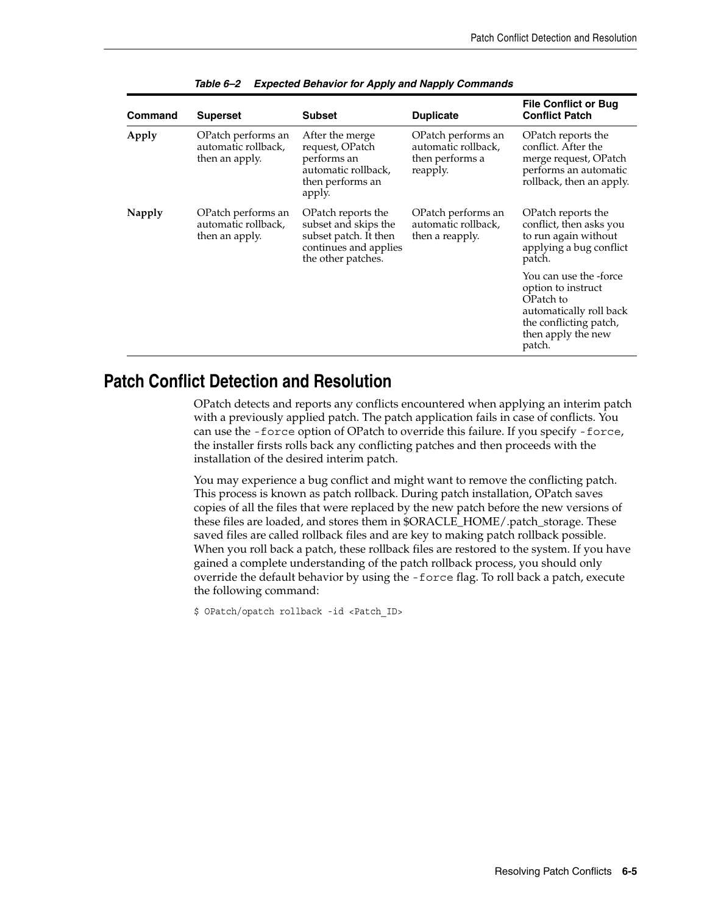**Table 6–2 Expected Behavior for Apply and Napply Commands**

| Command | Superset | Subset | Duplicate | File Conflict or Bug Conflict Patch |
|---|---|---|---|---|
| **Apply** | OPatch performs an automatic rollback, then an apply. | After the merge request, OPatch performs an automatic rollback, then performs an apply. | OPatch performs an automatic rollback, then performs a reapply. | OPatch reports the conflict. After the merge request, OPatch performs an automatic rollback, then an apply. |
| **Napply** | OPatch performs an automatic rollback, then an apply. | OPatch reports the subset and skips the subset patch. It then continues and applies the other patches. | OPatch performs an automatic rollback, then a reapply. | OPatch reports the conflict, then asks you to run again without applying a bug conflict patch. You can use the -force option to instruct OPatch to automatically roll back the conflicting patch, then apply the new patch. |

## Patch Conflict Detection and Resolution

OPatch detects and reports any conflicts encountered when applying an interim patch with a previously applied patch. The patch application fails in case of conflicts. You can use the `-force` option of OPatch to override this failure. If you specify `-force`, the installer firsts rolls back any conflicting patches and then proceeds with the installation of the desired interim patch.

You may experience a bug conflict and might want to remove the conflicting patch. This process is known as patch rollback. During patch installation, OPatch saves copies of all the files that were replaced by the new patch before the new versions of these files are loaded, and stores them in $ORACLE_HOME/.patch_storage. These saved files are called rollback files and are key to making patch rollback possible. When you roll back a patch, these rollback files are restored to the system. If you have gained a complete understanding of the patch rollback process, you should only override the default behavior by using the `-force` flag. To roll back a patch, execute the following command:

```
$ OPatch/opatch rollback -id <Patch_ID>
```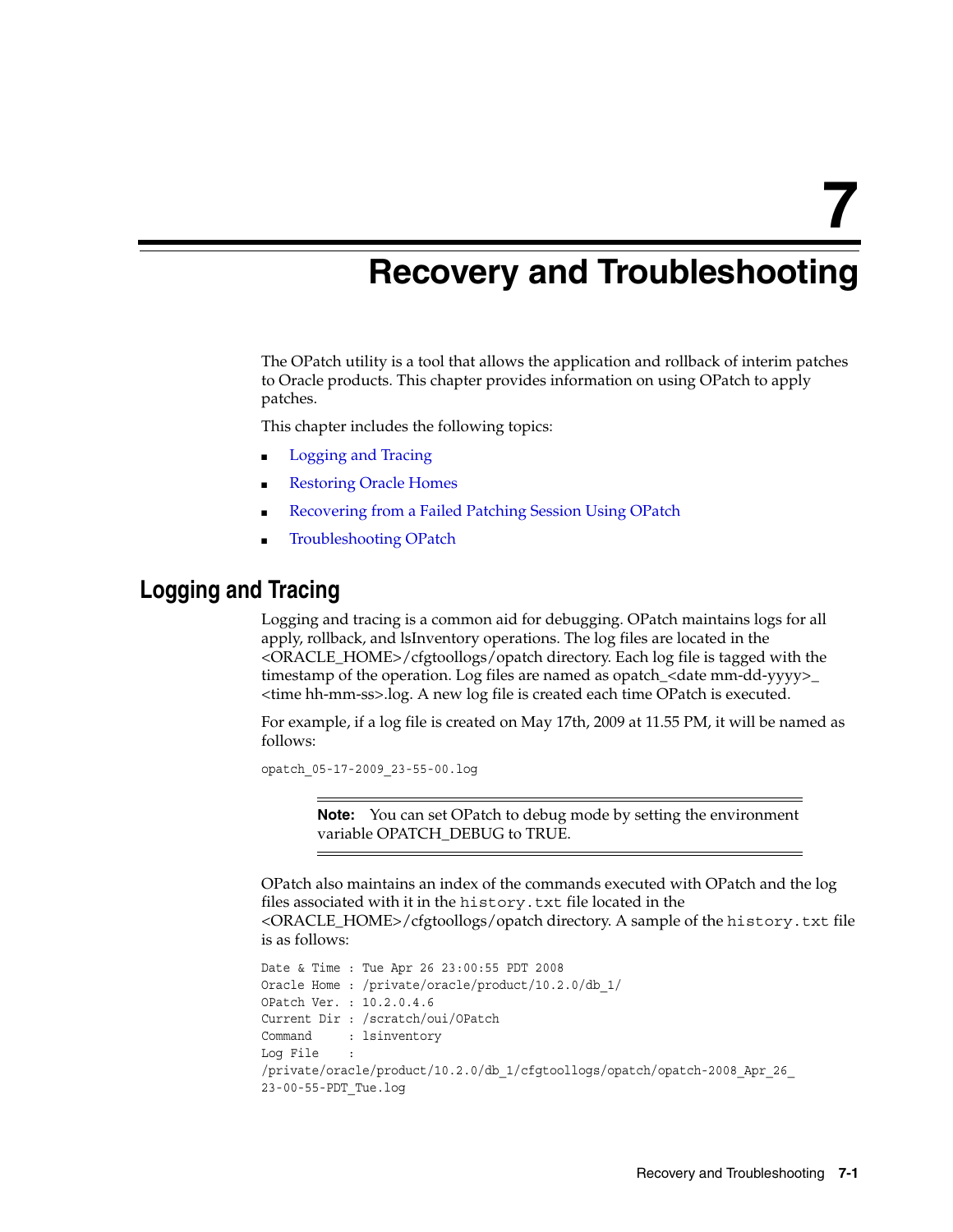# 7 Recovery and Troubleshooting

The OPatch utility is a tool that allows the application and rollback of interim patches to Oracle products. This chapter provides information on using OPatch to apply patches.

This chapter includes the following topics:

- Logging and Tracing
- Restoring Oracle Homes
- Recovering from a Failed Patching Session Using OPatch
- Troubleshooting OPatch

## Logging and Tracing

Logging and tracing is a common aid for debugging. OPatch maintains logs for all apply, rollback, and lsInventory operations. The log files are located in the <ORACLE_HOME>/cfgtoollogs/opatch directory. Each log file is tagged with the timestamp of the operation. Log files are named as opatch_<date mm-dd-yyyy>_<time hh-mm-ss>.log. A new log file is created each time OPatch is executed.

For example, if a log file is created on May 17th, 2009 at 11.55 PM, it will be named as follows:

```
opatch_05-17-2009_23-55-00.log
```

> **Note:** You can set OPatch to debug mode by setting the environment variable OPATCH_DEBUG to TRUE.

OPatch also maintains an index of the commands executed with OPatch and the log files associated with it in the `history.txt` file located in the <ORACLE_HOME>/cfgtoollogs/opatch directory. A sample of the `history.txt` file is as follows:

```
Date & Time : Tue Apr 26 23:00:55 PDT 2008
Oracle Home : /private/oracle/product/10.2.0/db_1/
OPatch Ver. : 10.2.0.4.6
Current Dir : /scratch/oui/OPatch
Command     : lsinventory
Log File    :
/private/oracle/product/10.2.0/db_1/cfgtoollogs/opatch/opatch-2008_Apr_26_
23-00-55-PDT_Tue.log
```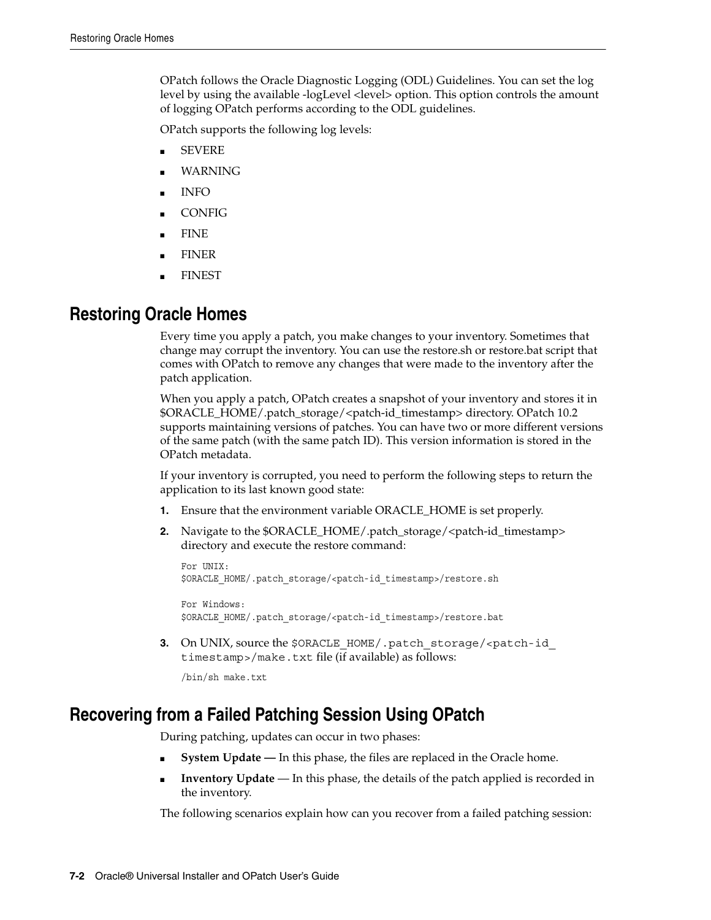OPatch follows the Oracle Diagnostic Logging (ODL) Guidelines. You can set the log level by using the available -logLevel <level> option. This option controls the amount of logging OPatch performs according to the ODL guidelines.

OPatch supports the following log levels:

- SEVERE
- WARNING
- INFO
- CONFIG
- FINE
- FINER
- FINEST

## Restoring Oracle Homes

Every time you apply a patch, you make changes to your inventory. Sometimes that change may corrupt the inventory. You can use the restore.sh or restore.bat script that comes with OPatch to remove any changes that were made to the inventory after the patch application.

When you apply a patch, OPatch creates a snapshot of your inventory and stores it in $ORACLE_HOME/.patch_storage/<patch-id_timestamp> directory. OPatch 10.2 supports maintaining versions of patches. You can have two or more different versions of the same patch (with the same patch ID). This version information is stored in the OPatch metadata.

If your inventory is corrupted, you need to perform the following steps to return the application to its last known good state:

1. Ensure that the environment variable ORACLE_HOME is set properly.
2. Navigate to the $ORACLE_HOME/.patch_storage/<patch-id_timestamp> directory and execute the restore command:

   ```
   For UNIX:
   $ORACLE_HOME/.patch_storage/<patch-id_timestamp>/restore.sh

   For Windows:
   $ORACLE_HOME/.patch_storage/<patch-id_timestamp>/restore.bat
   ```

3. On UNIX, source the `$ORACLE_HOME/.patch_storage/<patch-id_timestamp>/make.txt` file (if available) as follows:

   ```
   /bin/sh make.txt
   ```

## Recovering from a Failed Patching Session Using OPatch

During patching, updates can occur in two phases:

- **System Update —** In this phase, the files are replaced in the Oracle home.
- **Inventory Update** — In this phase, the details of the patch applied is recorded in the inventory.

The following scenarios explain how can you recover from a failed patching session: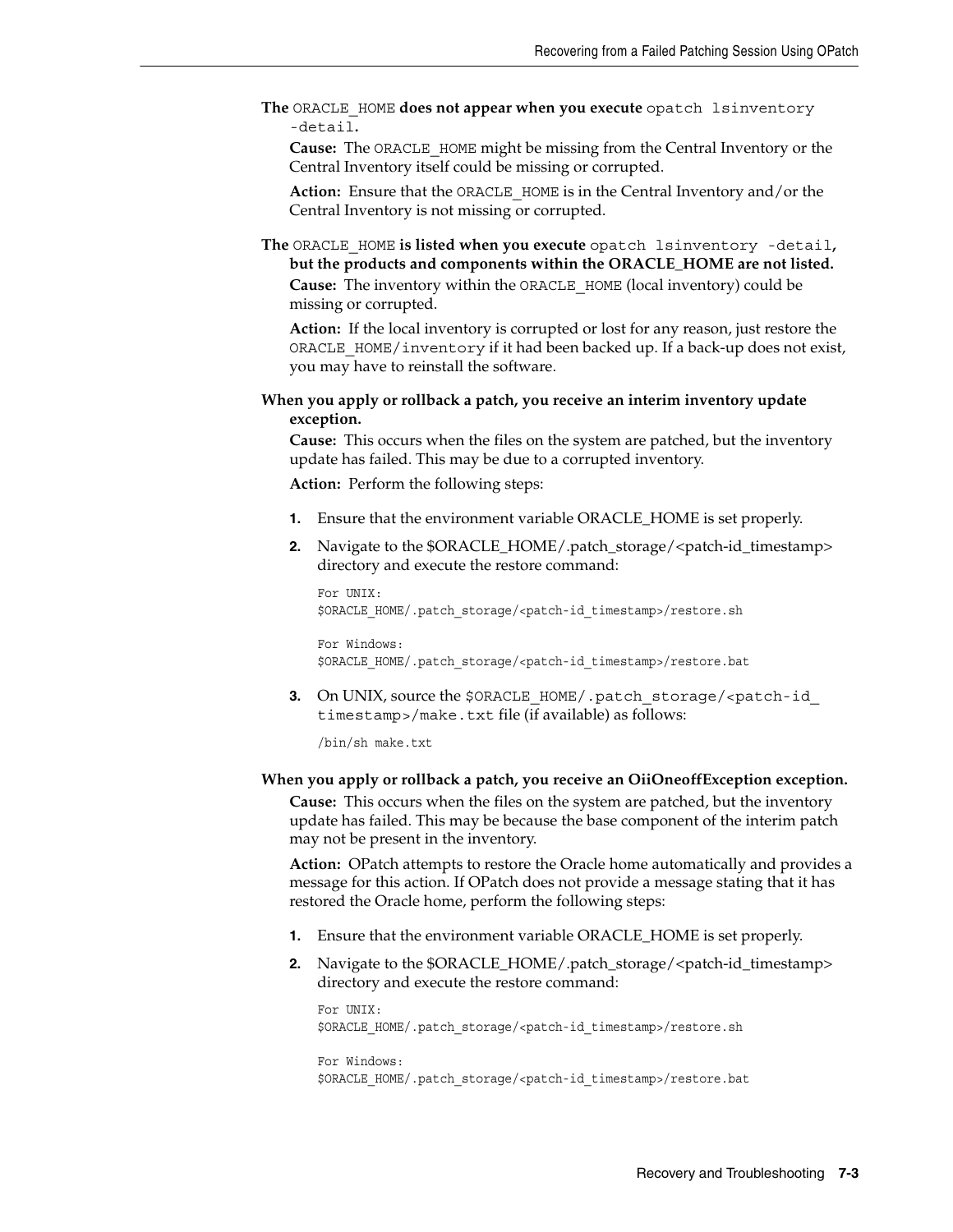**The `ORACLE_HOME` does not appear when you execute `opatch lsinventory -detail`.**

**Cause:** The `ORACLE_HOME` might be missing from the Central Inventory or the Central Inventory itself could be missing or corrupted.

**Action:** Ensure that the `ORACLE_HOME` is in the Central Inventory and/or the Central Inventory is not missing or corrupted.

**The `ORACLE_HOME` is listed when you execute `opatch lsinventory -detail`, but the products and components within the ORACLE_HOME are not listed.**

**Cause:** The inventory within the `ORACLE_HOME` (local inventory) could be missing or corrupted.

**Action:** If the local inventory is corrupted or lost for any reason, just restore the `ORACLE_HOME/inventory` if it had been backed up. If a back-up does not exist, you may have to reinstall the software.

**When you apply or rollback a patch, you receive an interim inventory update exception.**

**Cause:** This occurs when the files on the system are patched, but the inventory update has failed. This may be due to a corrupted inventory.

**Action:** Perform the following steps:

1. Ensure that the environment variable ORACLE_HOME is set properly.
2. Navigate to the $ORACLE_HOME/.patch_storage/<patch-id_timestamp> directory and execute the restore command:

   ```
   For UNIX:
   $ORACLE_HOME/.patch_storage/<patch-id_timestamp>/restore.sh

   For Windows:
   $ORACLE_HOME/.patch_storage/<patch-id_timestamp>/restore.bat
   ```

3. On UNIX, source the `$ORACLE_HOME/.patch_storage/<patch-id_timestamp>/make.txt` file (if available) as follows:

   ```
   /bin/sh make.txt
   ```

**When you apply or rollback a patch, you receive an OiiOneoffException exception.**

**Cause:** This occurs when the files on the system are patched, but the inventory update has failed. This may be because the base component of the interim patch may not be present in the inventory.

**Action:** OPatch attempts to restore the Oracle home automatically and provides a message for this action. If OPatch does not provide a message stating that it has restored the Oracle home, perform the following steps:

1. Ensure that the environment variable ORACLE_HOME is set properly.
2. Navigate to the $ORACLE_HOME/.patch_storage/<patch-id_timestamp> directory and execute the restore command:

   ```
   For UNIX:
   $ORACLE_HOME/.patch_storage/<patch-id_timestamp>/restore.sh

   For Windows:
   $ORACLE_HOME/.patch_storage/<patch-id_timestamp>/restore.bat
   ```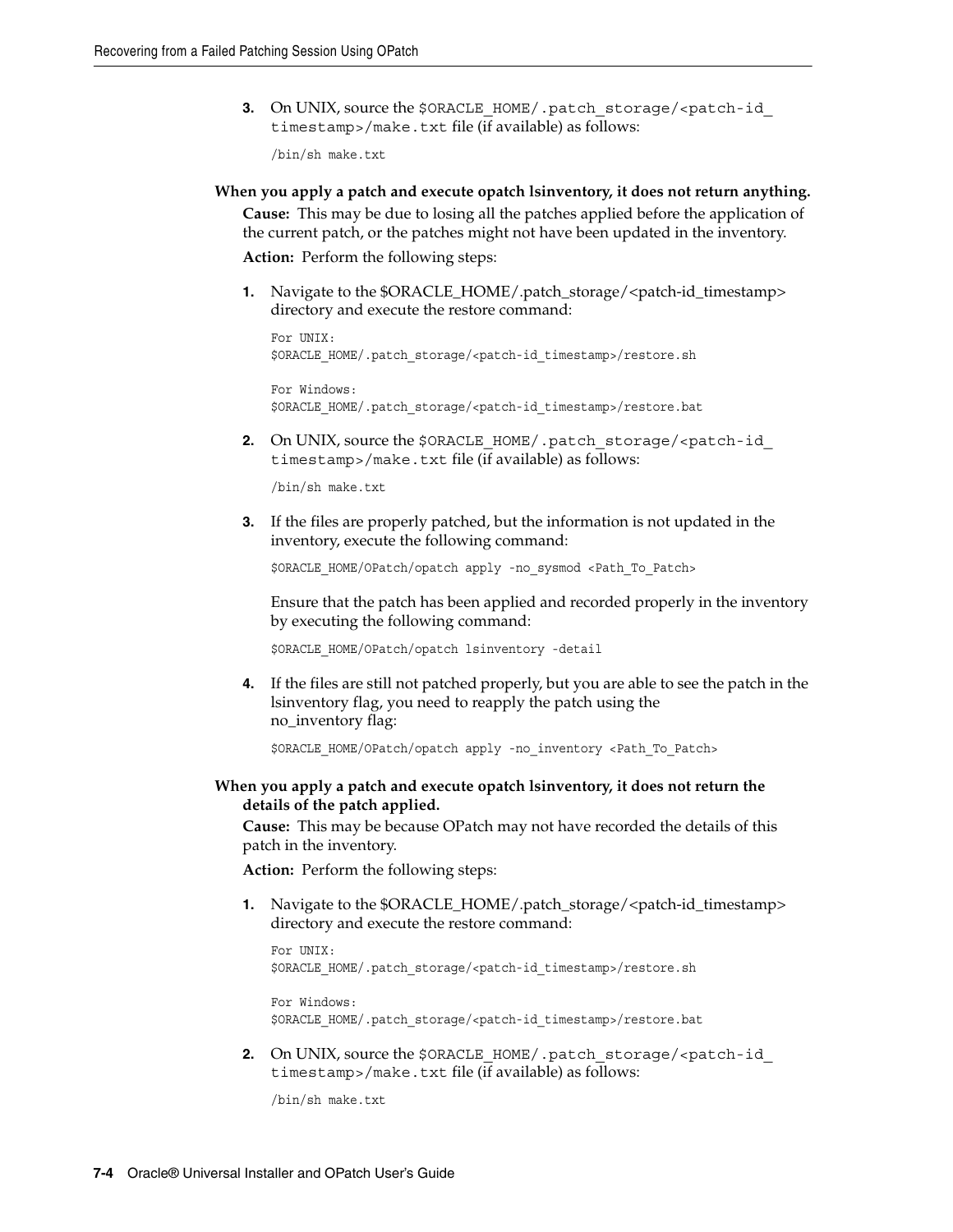3. On UNIX, source the `$ORACLE_HOME/.patch_storage/<patch-id_timestamp>/make.txt` file (if available) as follows:

```
/bin/sh make.txt
```

**When you apply a patch and execute opatch lsinventory, it does not return anything.**

**Cause:** This may be due to losing all the patches applied before the application of the current patch, or the patches might not have been updated in the inventory.

**Action:** Perform the following steps:

1. Navigate to the $ORACLE_HOME/.patch_storage/<patch-id_timestamp> directory and execute the restore command:

```
For UNIX:
$ORACLE_HOME/.patch_storage/<patch-id_timestamp>/restore.sh

For Windows:
$ORACLE_HOME/.patch_storage/<patch-id_timestamp>/restore.bat
```

2. On UNIX, source the `$ORACLE_HOME/.patch_storage/<patch-id_timestamp>/make.txt` file (if available) as follows:

```
/bin/sh make.txt
```

3. If the files are properly patched, but the information is not updated in the inventory, execute the following command:

```
$ORACLE_HOME/OPatch/opatch apply -no_sysmod <Path_To_Patch>
```

   Ensure that the patch has been applied and recorded properly in the inventory by executing the following command:

```
$ORACLE_HOME/OPatch/opatch lsinventory -detail
```

4. If the files are still not patched properly, but you are able to see the patch in the lsinventory flag, you need to reapply the patch using the no_inventory flag:

```
$ORACLE_HOME/OPatch/opatch apply -no_inventory <Path_To_Patch>
```

**When you apply a patch and execute opatch lsinventory, it does not return the details of the patch applied.**

**Cause:** This may be because OPatch may not have recorded the details of this patch in the inventory.

**Action:** Perform the following steps:

1. Navigate to the $ORACLE_HOME/.patch_storage/<patch-id_timestamp> directory and execute the restore command:

```
For UNIX:
$ORACLE_HOME/.patch_storage/<patch-id_timestamp>/restore.sh

For Windows:
$ORACLE_HOME/.patch_storage/<patch-id_timestamp>/restore.bat
```

2. On UNIX, source the `$ORACLE_HOME/.patch_storage/<patch-id_timestamp>/make.txt` file (if available) as follows:

```
/bin/sh make.txt
```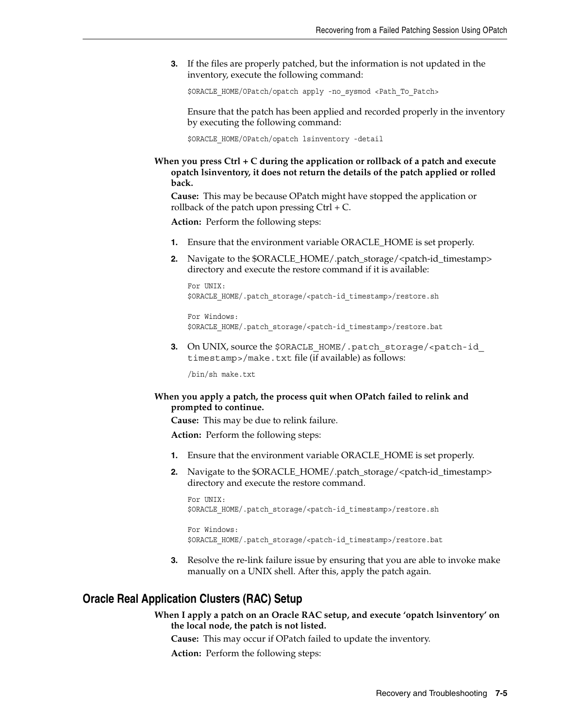3. If the files are properly patched, but the information is not updated in the inventory, execute the following command:

```
$ORACLE_HOME/OPatch/opatch apply -no_sysmod <Path_To_Patch>
```

   Ensure that the patch has been applied and recorded properly in the inventory by executing the following command:

```
$ORACLE_HOME/OPatch/opatch lsinventory -detail
```

**When you press Ctrl + C during the application or rollback of a patch and execute opatch lsinventory, it does not return the details of the patch applied or rolled back.**

**Cause:** This may be because OPatch might have stopped the application or rollback of the patch upon pressing Ctrl + C.

**Action:** Perform the following steps:

1. Ensure that the environment variable ORACLE_HOME is set properly.
2. Navigate to the $ORACLE_HOME/.patch_storage/<patch-id_timestamp> directory and execute the restore command if it is available:

```
For UNIX:
$ORACLE_HOME/.patch_storage/<patch-id_timestamp>/restore.sh

For Windows:
$ORACLE_HOME/.patch_storage/<patch-id_timestamp>/restore.bat
```

3. On UNIX, source the `$ORACLE_HOME/.patch_storage/<patch-id_timestamp>/make.txt` file (if available) as follows:

```
/bin/sh make.txt
```

**When you apply a patch, the process quit when OPatch failed to relink and prompted to continue.**

**Cause:** This may be due to relink failure.

**Action:** Perform the following steps:

1. Ensure that the environment variable ORACLE_HOME is set properly.
2. Navigate to the $ORACLE_HOME/.patch_storage/<patch-id_timestamp> directory and execute the restore command.

```
For UNIX:
$ORACLE_HOME/.patch_storage/<patch-id_timestamp>/restore.sh

For Windows:
$ORACLE_HOME/.patch_storage/<patch-id_timestamp>/restore.bat
```

3. Resolve the re-link failure issue by ensuring that you are able to invoke make manually on a UNIX shell. After this, apply the patch again.

## Oracle Real Application Clusters (RAC) Setup

**When I apply a patch on an Oracle RAC setup, and execute 'opatch lsinventory' on the local node, the patch is not listed.**

**Cause:** This may occur if OPatch failed to update the inventory.

**Action:** Perform the following steps: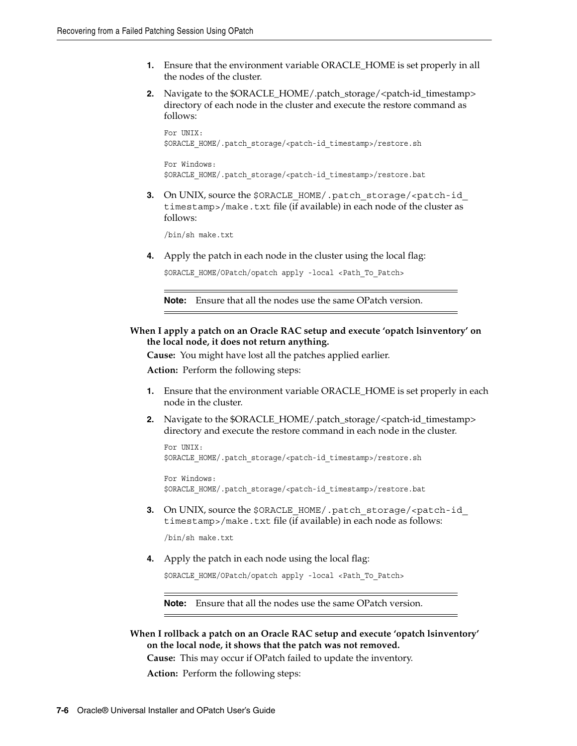1. Ensure that the environment variable ORACLE_HOME is set properly in all the nodes of the cluster.
2. Navigate to the $ORACLE_HOME/.patch_storage/<patch-id_timestamp> directory of each node in the cluster and execute the restore command as follows:

```
For UNIX:
$ORACLE_HOME/.patch_storage/<patch-id_timestamp>/restore.sh

For Windows:
$ORACLE_HOME/.patch_storage/<patch-id_timestamp>/restore.bat
```

3. On UNIX, source the `$ORACLE_HOME/.patch_storage/<patch-id_timestamp>/make.txt` file (if available) in each node of the cluster as follows:

```
/bin/sh make.txt
```

4. Apply the patch in each node in the cluster using the local flag:

```
$ORACLE_HOME/OPatch/opatch apply -local <Path_To_Patch>
```

> **Note:** Ensure that all the nodes use the same OPatch version.

**When I apply a patch on an Oracle RAC setup and execute 'opatch lsinventory' on the local node, it does not return anything.**

**Cause:** You might have lost all the patches applied earlier.

**Action:** Perform the following steps:

1. Ensure that the environment variable ORACLE_HOME is set properly in each node in the cluster.
2. Navigate to the $ORACLE_HOME/.patch_storage/<patch-id_timestamp> directory and execute the restore command in each node in the cluster.

```
For UNIX:
$ORACLE_HOME/.patch_storage/<patch-id_timestamp>/restore.sh

For Windows:
$ORACLE_HOME/.patch_storage/<patch-id_timestamp>/restore.bat
```

3. On UNIX, source the `$ORACLE_HOME/.patch_storage/<patch-id_timestamp>/make.txt` file (if available) in each node as follows:

```
/bin/sh make.txt
```

4. Apply the patch in each node using the local flag:

```
$ORACLE_HOME/OPatch/opatch apply -local <Path_To_Patch>
```

> **Note:** Ensure that all the nodes use the same OPatch version.

**When I rollback a patch on an Oracle RAC setup and execute 'opatch lsinventory' on the local node, it shows that the patch was not removed.**

**Cause:** This may occur if OPatch failed to update the inventory.

**Action:** Perform the following steps: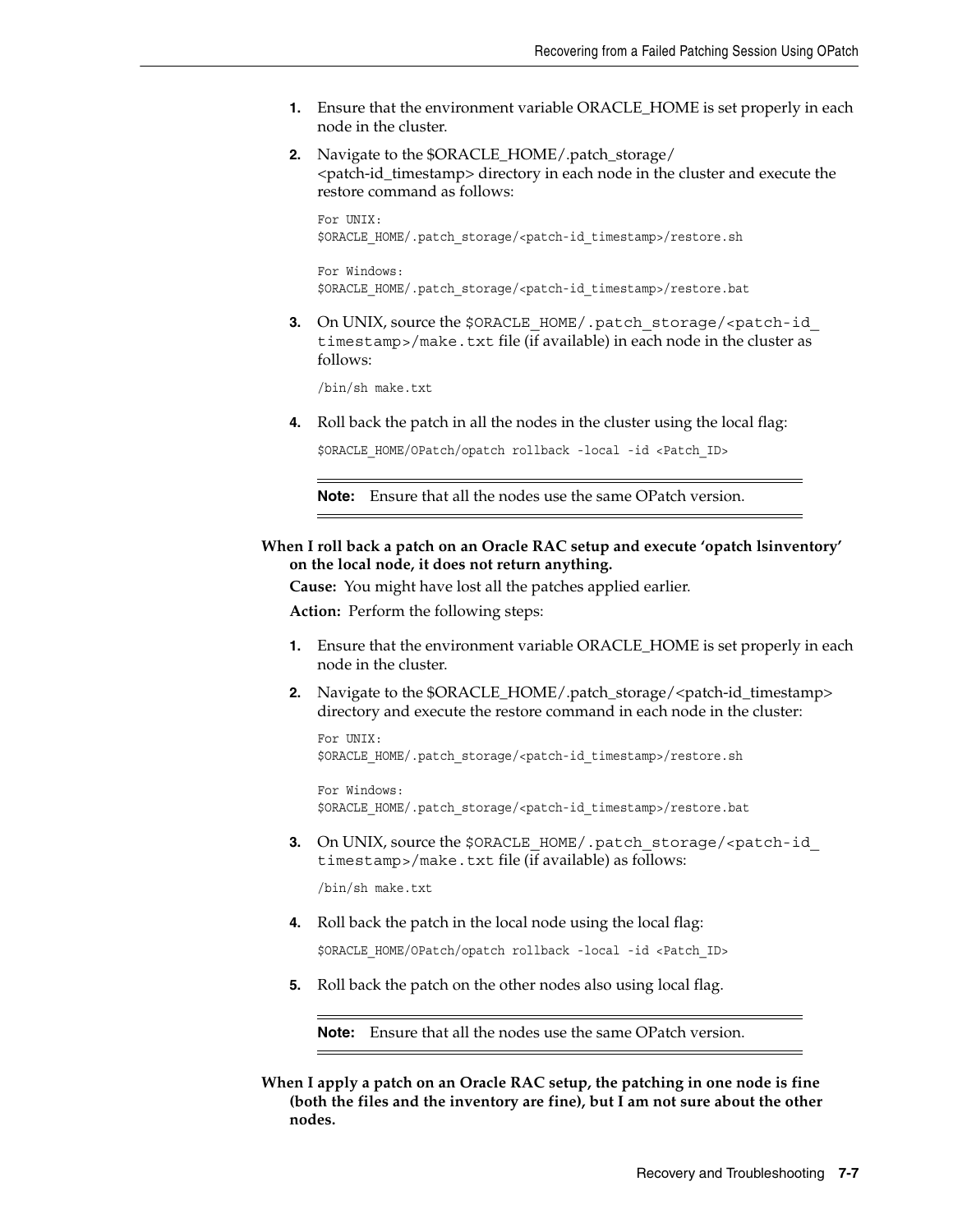1. Ensure that the environment variable ORACLE_HOME is set properly in each node in the cluster.
2. Navigate to the $ORACLE_HOME/.patch_storage/<patch-id_timestamp> directory in each node in the cluster and execute the restore command as follows:

   ```
   For UNIX:
   $ORACLE_HOME/.patch_storage/<patch-id_timestamp>/restore.sh

   For Windows:
   $ORACLE_HOME/.patch_storage/<patch-id_timestamp>/restore.bat
   ```

3. On UNIX, source the `$ORACLE_HOME/.patch_storage/<patch-id_timestamp>/make.txt` file (if available) in each node in the cluster as follows:

   ```
   /bin/sh make.txt
   ```

4. Roll back the patch in all the nodes in the cluster using the local flag:

   ```
   $ORACLE_HOME/OPatch/opatch rollback -local -id <Patch_ID>
   ```

   ---

   **Note:** Ensure that all the nodes use the same OPatch version.

   ---

**When I roll back a patch on an Oracle RAC setup and execute 'opatch lsinventory' on the local node, it does not return anything.**

**Cause:** You might have lost all the patches applied earlier.

**Action:** Perform the following steps:

1. Ensure that the environment variable ORACLE_HOME is set properly in each node in the cluster.
2. Navigate to the $ORACLE_HOME/.patch_storage/<patch-id_timestamp> directory and execute the restore command in each node in the cluster:

   ```
   For UNIX:
   $ORACLE_HOME/.patch_storage/<patch-id_timestamp>/restore.sh

   For Windows:
   $ORACLE_HOME/.patch_storage/<patch-id_timestamp>/restore.bat
   ```

3. On UNIX, source the `$ORACLE_HOME/.patch_storage/<patch-id_timestamp>/make.txt` file (if available) as follows:

   ```
   /bin/sh make.txt
   ```

4. Roll back the patch in the local node using the local flag:

   ```
   $ORACLE_HOME/OPatch/opatch rollback -local -id <Patch_ID>
   ```

5. Roll back the patch on the other nodes also using local flag.

   ---

   **Note:** Ensure that all the nodes use the same OPatch version.

   ---

**When I apply a patch on an Oracle RAC setup, the patching in one node is fine (both the files and the inventory are fine), but I am not sure about the other nodes.**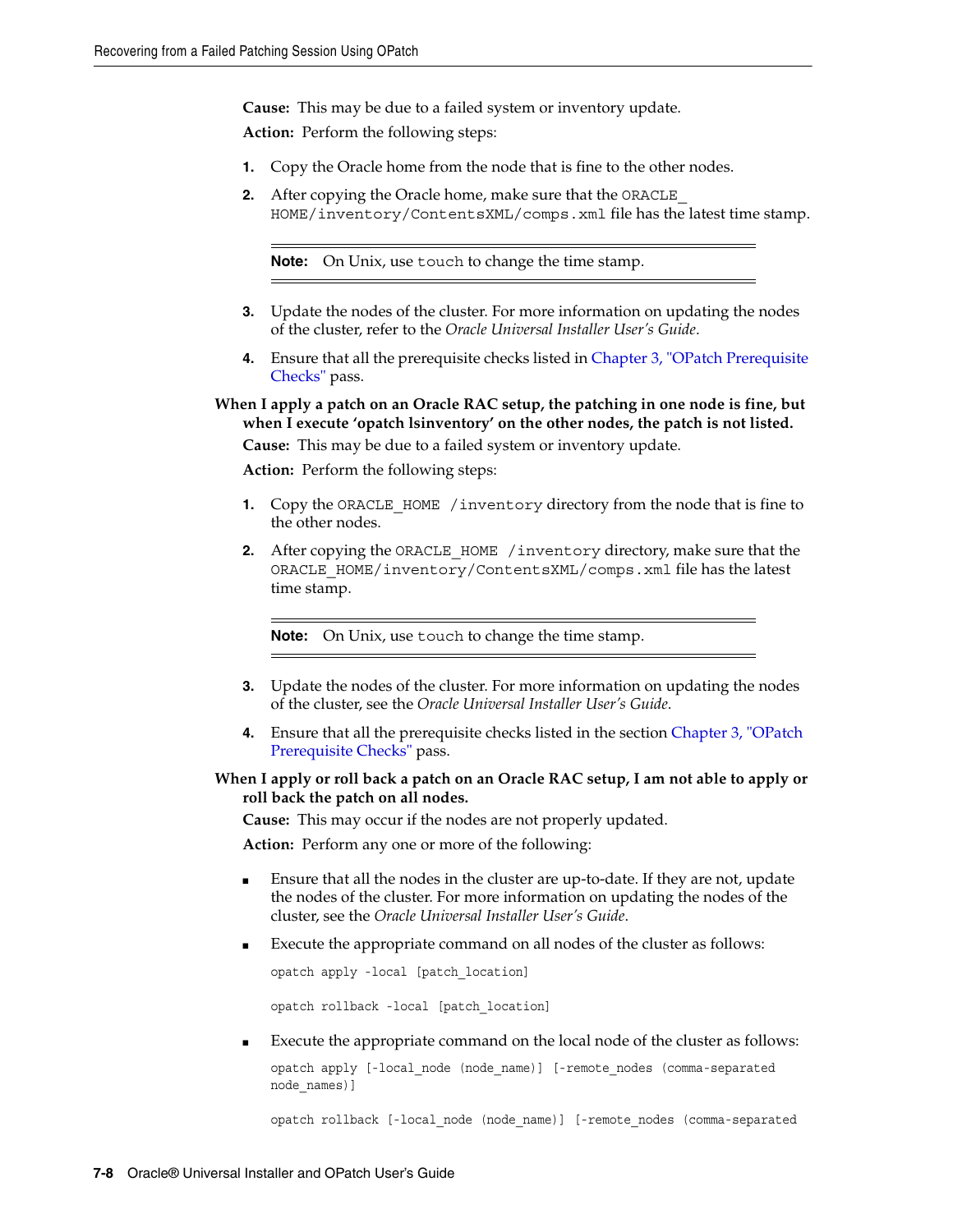**Cause:** This may be due to a failed system or inventory update.

**Action:** Perform the following steps:

1. Copy the Oracle home from the node that is fine to the other nodes.
2. After copying the Oracle home, make sure that the `ORACLE_HOME/inventory/ContentsXML/comps.xml` file has the latest time stamp.

> **Note:** On Unix, use `touch` to change the time stamp.

3. Update the nodes of the cluster. For more information on updating the nodes of the cluster, refer to the *Oracle Universal Installer User's Guide*.
4. Ensure that all the prerequisite checks listed in Chapter 3, "OPatch Prerequisite Checks" pass.

**When I apply a patch on an Oracle RAC setup, the patching in one node is fine, but when I execute 'opatch lsinventory' on the other nodes, the patch is not listed.**

**Cause:** This may be due to a failed system or inventory update.

**Action:** Perform the following steps:

1. Copy the `ORACLE_HOME /inventory` directory from the node that is fine to the other nodes.
2. After copying the `ORACLE_HOME /inventory` directory, make sure that the `ORACLE_HOME/inventory/ContentsXML/comps.xml` file has the latest time stamp.

> **Note:** On Unix, use `touch` to change the time stamp.

3. Update the nodes of the cluster. For more information on updating the nodes of the cluster, see the *Oracle Universal Installer User's Guide*.
4. Ensure that all the prerequisite checks listed in the section Chapter 3, "OPatch Prerequisite Checks" pass.

**When I apply or roll back a patch on an Oracle RAC setup, I am not able to apply or roll back the patch on all nodes.**

**Cause:** This may occur if the nodes are not properly updated.

**Action:** Perform any one or more of the following:

- Ensure that all the nodes in the cluster are up-to-date. If they are not, update the nodes of the cluster. For more information on updating the nodes of the cluster, see the *Oracle Universal Installer User's Guide*.
- Execute the appropriate command on all nodes of the cluster as follows:

```
opatch apply -local [patch_location]

opatch rollback -local [patch_location]
```

- Execute the appropriate command on the local node of the cluster as follows:

```
opatch apply [-local_node (node_name)] [-remote_nodes (comma-separated node_names)]

opatch rollback [-local_node (node_name)] [-remote_nodes (comma-separated
```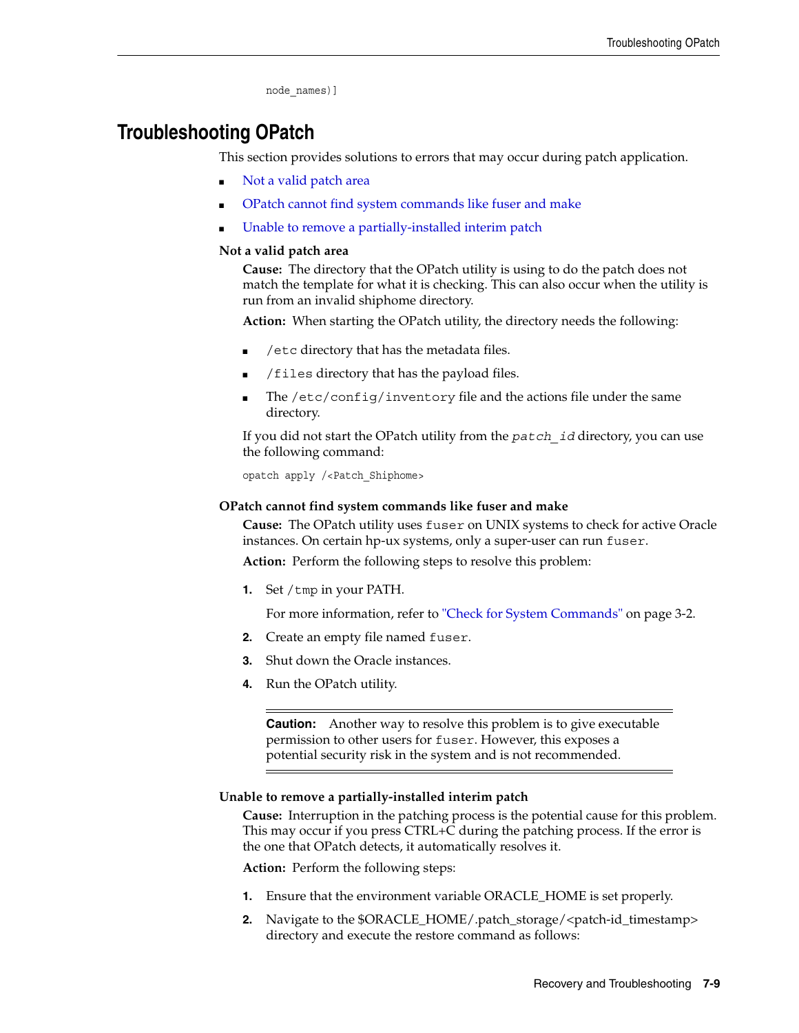```
node_names)]
```

## Troubleshooting OPatch

This section provides solutions to errors that may occur during patch application.

- Not a valid patch area
- OPatch cannot find system commands like fuser and make
- Unable to remove a partially-installed interim patch

**Not a valid patch area**

**Cause:** The directory that the OPatch utility is using to do the patch does not match the template for what it is checking. This can also occur when the utility is run from an invalid shiphome directory.

**Action:** When starting the OPatch utility, the directory needs the following:

- `/etc` directory that has the metadata files.
- `/files` directory that has the payload files.
- The `/etc/config/inventory` file and the actions file under the same directory.

If you did not start the OPatch utility from the *`patch_id`* directory, you can use the following command:

```
opatch apply /<Patch_Shiphome>
```

**OPatch cannot find system commands like fuser and make**

**Cause:** The OPatch utility uses `fuser` on UNIX systems to check for active Oracle instances. On certain hp-ux systems, only a super-user can run `fuser`.

**Action:** Perform the following steps to resolve this problem:

1. Set `/tmp` in your PATH.

   For more information, refer to "Check for System Commands" on page 3-2.

2. Create an empty file named `fuser`.
3. Shut down the Oracle instances.
4. Run the OPatch utility.

> **Caution:** Another way to resolve this problem is to give executable permission to other users for `fuser`. However, this exposes a potential security risk in the system and is not recommended.

**Unable to remove a partially-installed interim patch**

**Cause:** Interruption in the patching process is the potential cause for this problem. This may occur if you press CTRL+C during the patching process. If the error is the one that OPatch detects, it automatically resolves it.

**Action:** Perform the following steps:

1. Ensure that the environment variable ORACLE_HOME is set properly.
2. Navigate to the $ORACLE_HOME/.patch_storage/<patch-id_timestamp> directory and execute the restore command as follows: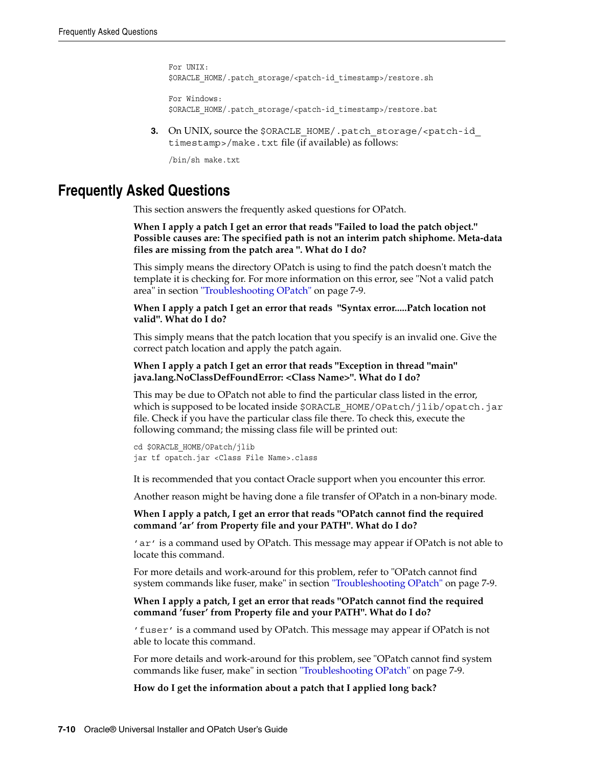```
For UNIX:
$ORACLE_HOME/.patch_storage/<patch-id_timestamp>/restore.sh

For Windows:
$ORACLE_HOME/.patch_storage/<patch-id_timestamp>/restore.bat
```

3. On UNIX, source the `$ORACLE_HOME/.patch_storage/<patch-id_timestamp>/make.txt` file (if available) as follows:

   ```
   /bin/sh make.txt
   ```

## Frequently Asked Questions

This section answers the frequently asked questions for OPatch.

**When I apply a patch I get an error that reads "Failed to load the patch object." Possible causes are: The specified path is not an interim patch shiphome. Meta-data files are missing from the patch area ". What do I do?**

This simply means the directory OPatch is using to find the patch doesn't match the template it is checking for. For more information on this error, see "Not a valid patch area" in section "Troubleshooting OPatch" on page 7-9.

**When I apply a patch I get an error that reads "Syntax error.....Patch location not valid". What do I do?**

This simply means that the patch location that you specify is an invalid one. Give the correct patch location and apply the patch again.

**When I apply a patch I get an error that reads "Exception in thread "main" java.lang.NoClassDefFoundError: <Class Name>". What do I do?**

This may be due to OPatch not able to find the particular class listed in the error, which is supposed to be located inside `$ORACLE_HOME/OPatch/jlib/opatch.jar` file. Check if you have the particular class file there. To check this, execute the following command; the missing class file will be printed out:

```
cd $ORACLE_HOME/OPatch/jlib
jar tf opatch.jar <Class File Name>.class
```

It is recommended that you contact Oracle support when you encounter this error.

Another reason might be having done a file transfer of OPatch in a non-binary mode.

**When I apply a patch, I get an error that reads "OPatch cannot find the required command 'ar' from Property file and your PATH". What do I do?**

`'ar'` is a command used by OPatch. This message may appear if OPatch is not able to locate this command.

For more details and work-around for this problem, refer to "OPatch cannot find system commands like fuser, make" in section "Troubleshooting OPatch" on page 7-9.

**When I apply a patch, I get an error that reads "OPatch cannot find the required command 'fuser' from Property file and your PATH". What do I do?**

`'fuser'` is a command used by OPatch. This message may appear if OPatch is not able to locate this command.

For more details and work-around for this problem, see "OPatch cannot find system commands like fuser, make" in section "Troubleshooting OPatch" on page 7-9.

**How do I get the information about a patch that I applied long back?**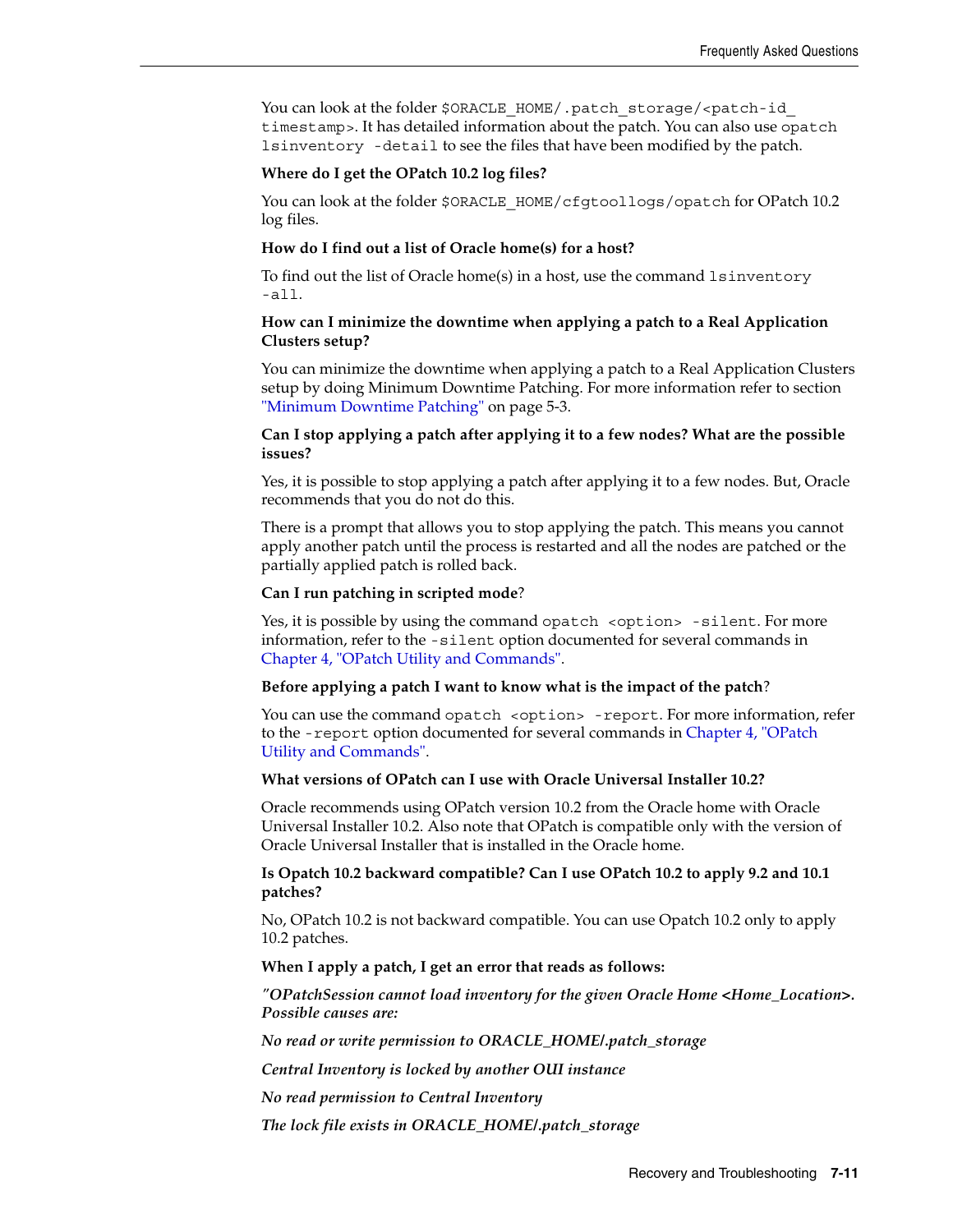You can look at the folder `$ORACLE_HOME/.patch_storage/<patch-id_timestamp>`. It has detailed information about the patch. You can also use `opatch lsinventory -detail` to see the files that have been modified by the patch.

**Where do I get the OPatch 10.2 log files?**

You can look at the folder `$ORACLE_HOME/cfgtoollogs/opatch` for OPatch 10.2 log files.

**How do I find out a list of Oracle home(s) for a host?**

To find out the list of Oracle home(s) in a host, use the command `lsinventory -all`.

**How can I minimize the downtime when applying a patch to a Real Application Clusters setup?**

You can minimize the downtime when applying a patch to a Real Application Clusters setup by doing Minimum Downtime Patching. For more information refer to section "Minimum Downtime Patching" on page 5-3.

**Can I stop applying a patch after applying it to a few nodes? What are the possible issues?**

Yes, it is possible to stop applying a patch after applying it to a few nodes. But, Oracle recommends that you do not do this.

There is a prompt that allows you to stop applying the patch. This means you cannot apply another patch until the process is restarted and all the nodes are patched or the partially applied patch is rolled back.

**Can I run patching in scripted mode?**

Yes, it is possible by using the command `opatch <option> -silent`. For more information, refer to the `-silent` option documented for several commands in Chapter 4, "OPatch Utility and Commands".

**Before applying a patch I want to know what is the impact of the patch?**

You can use the command `opatch <option> -report`. For more information, refer to the `-report` option documented for several commands in Chapter 4, "OPatch Utility and Commands".

**What versions of OPatch can I use with Oracle Universal Installer 10.2?**

Oracle recommends using OPatch version 10.2 from the Oracle home with Oracle Universal Installer 10.2. Also note that OPatch is compatible only with the version of Oracle Universal Installer that is installed in the Oracle home.

**Is Opatch 10.2 backward compatible? Can I use OPatch 10.2 to apply 9.2 and 10.1 patches?**

No, OPatch 10.2 is not backward compatible. You can use Opatch 10.2 only to apply 10.2 patches.

**When I apply a patch, I get an error that reads as follows:**

***"OPatchSession cannot load inventory for the given Oracle Home <Home_Location>. Possible causes are:***

***No read or write permission to ORACLE_HOME/.patch_storage***

***Central Inventory is locked by another OUI instance***

***No read permission to Central Inventory***

***The lock file exists in ORACLE_HOME/.patch_storage***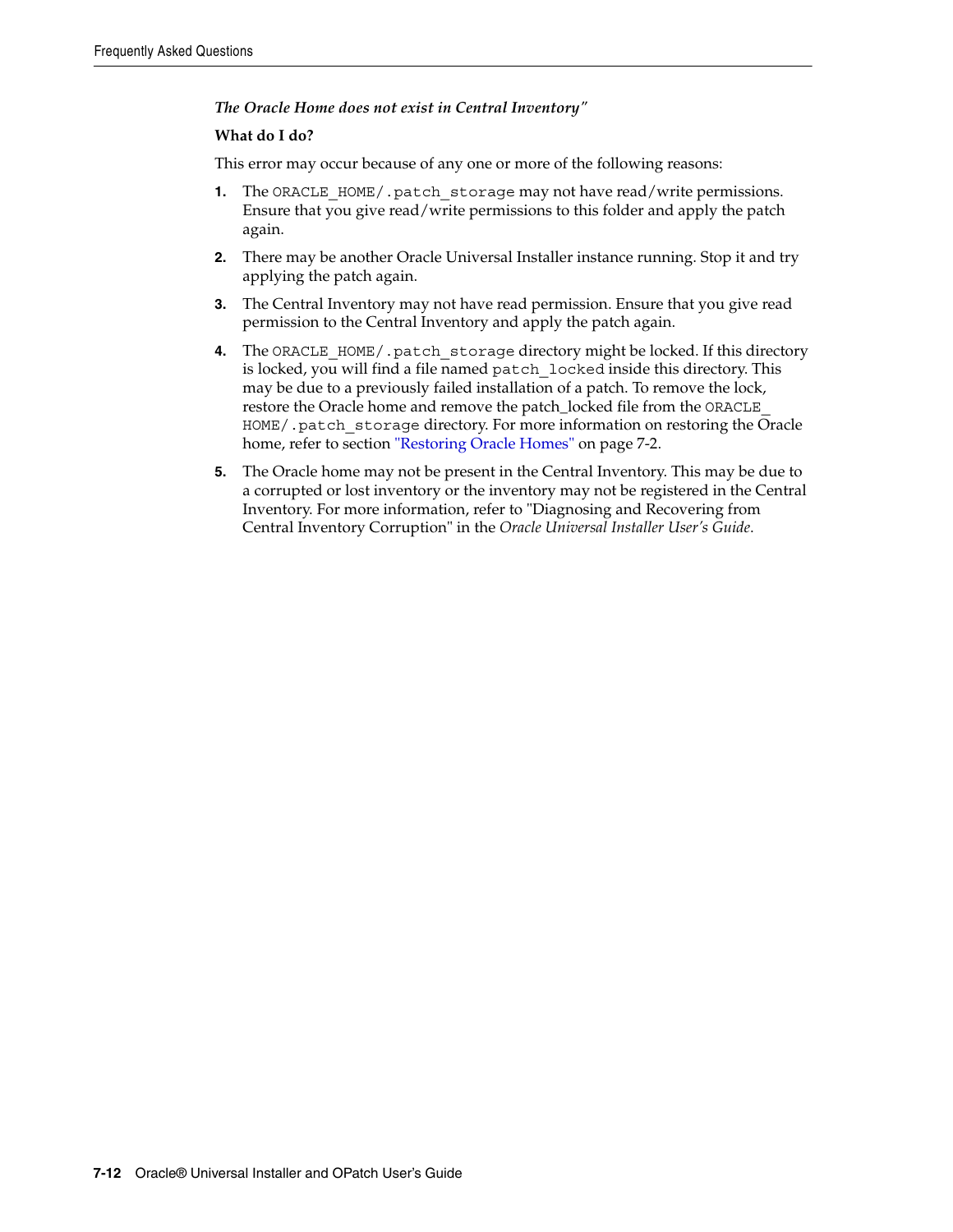*The Oracle Home does not exist in Central Inventory"*

**What do I do?**

This error may occur because of any one or more of the following reasons:

1. The `ORACLE_HOME/.patch_storage` may not have read/write permissions. Ensure that you give read/write permissions to this folder and apply the patch again.
2. There may be another Oracle Universal Installer instance running. Stop it and try applying the patch again.
3. The Central Inventory may not have read permission. Ensure that you give read permission to the Central Inventory and apply the patch again.
4. The `ORACLE_HOME/.patch_storage` directory might be locked. If this directory is locked, you will find a file named `patch_locked` inside this directory. This may be due to a previously failed installation of a patch. To remove the lock, restore the Oracle home and remove the patch_locked file from the `ORACLE_HOME/.patch_storage` directory. For more information on restoring the Oracle home, refer to section "Restoring Oracle Homes" on page 7-2.
5. The Oracle home may not be present in the Central Inventory. This may be due to a corrupted or lost inventory or the inventory may not be registered in the Central Inventory. For more information, refer to "Diagnosing and Recovering from Central Inventory Corruption" in the *Oracle Universal Installer User's Guide*.